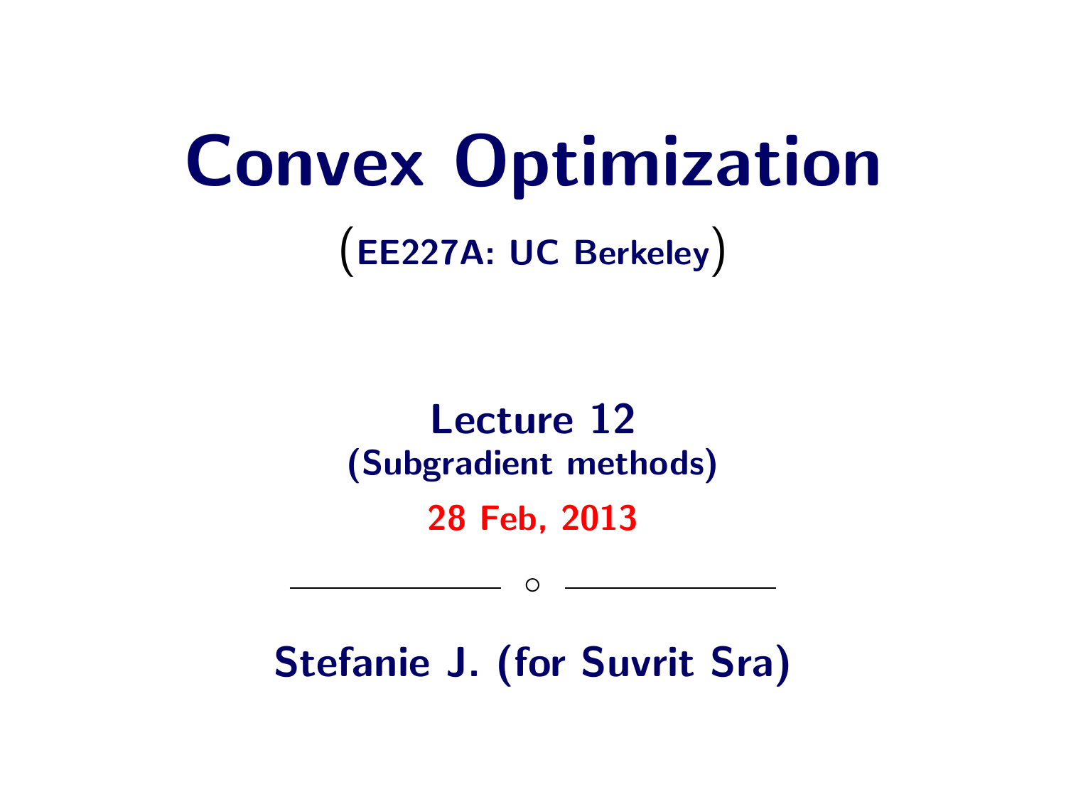# Convex Optimization

(EE227A: UC Berkeley)

## Lecture 12
### (Subgradient methods)

28 Feb, 2013

---

**Stefanie J. (for Suvrit Sra)**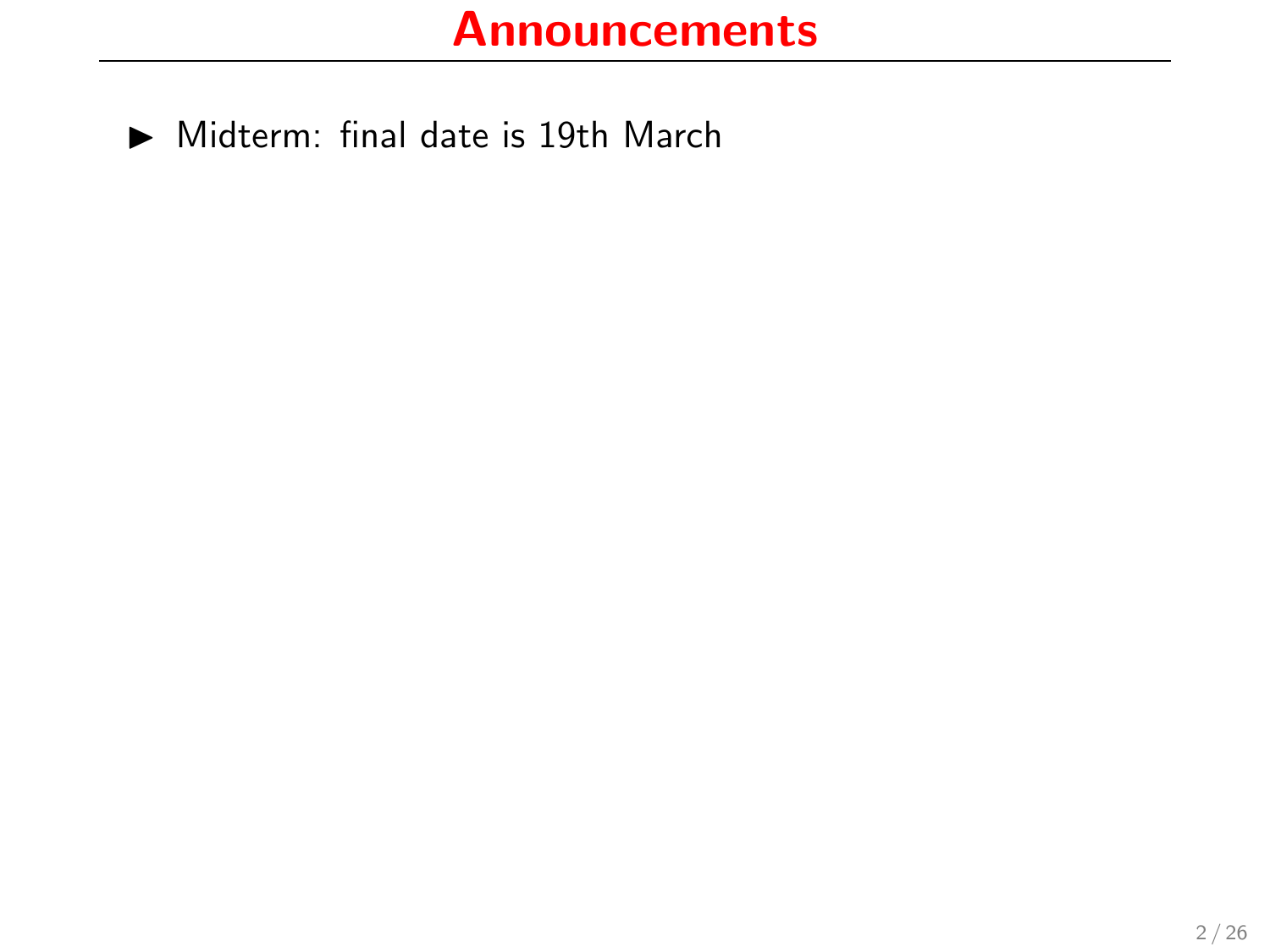# Announcements

- Midterm: final date is 19th March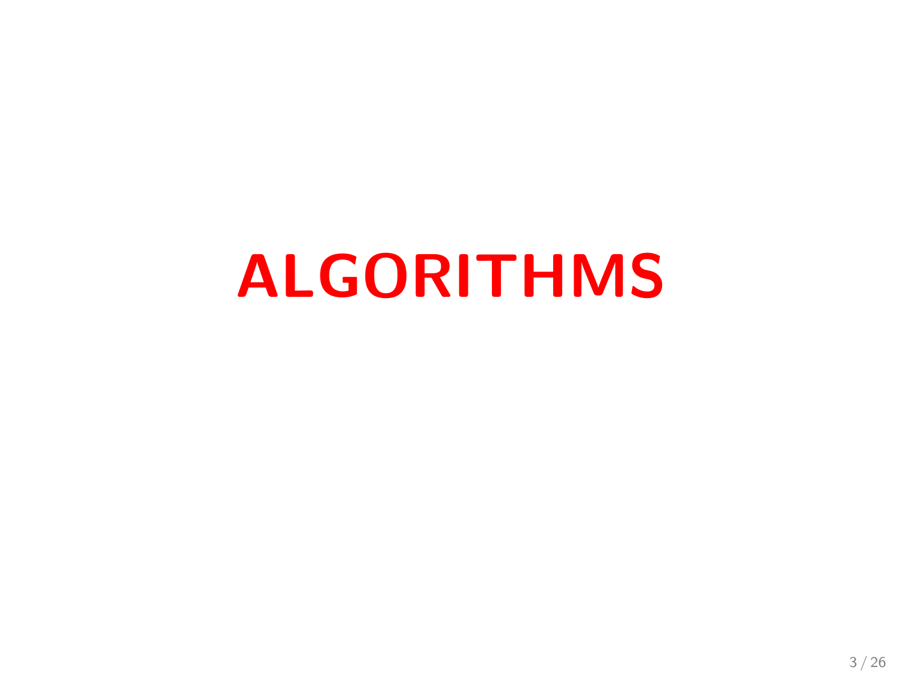# ALGORITHMS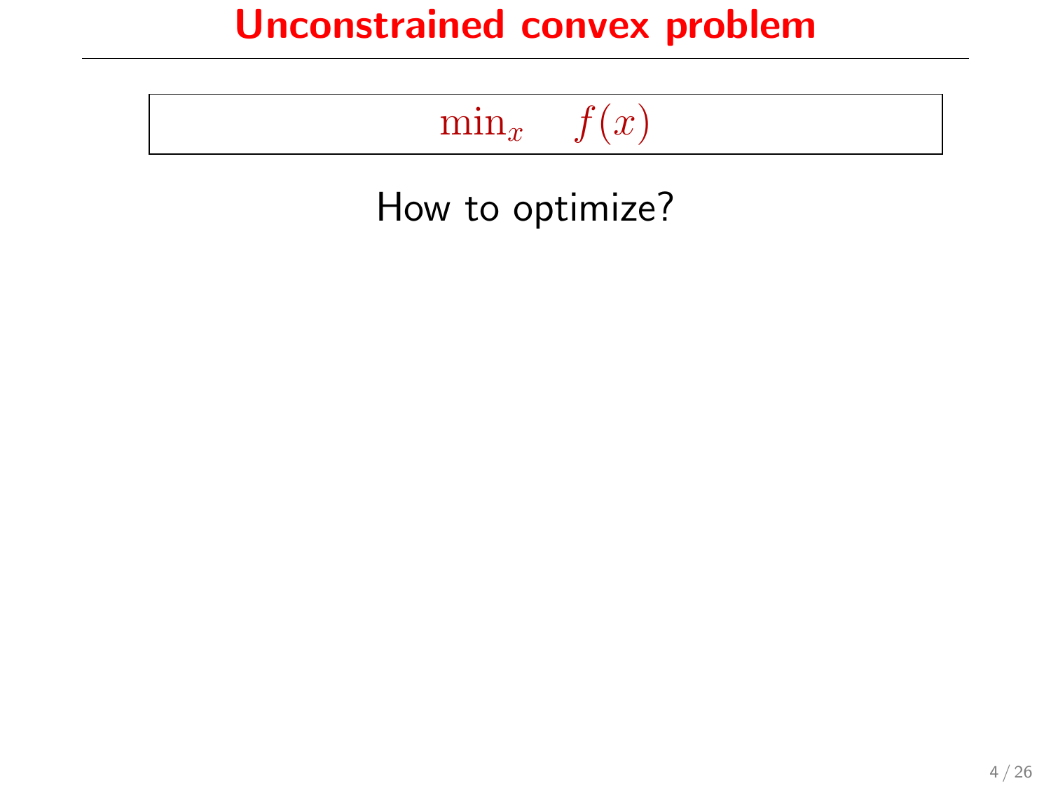# Unconstrained convex problem

$$\min_x \quad f(x)$$

How to optimize?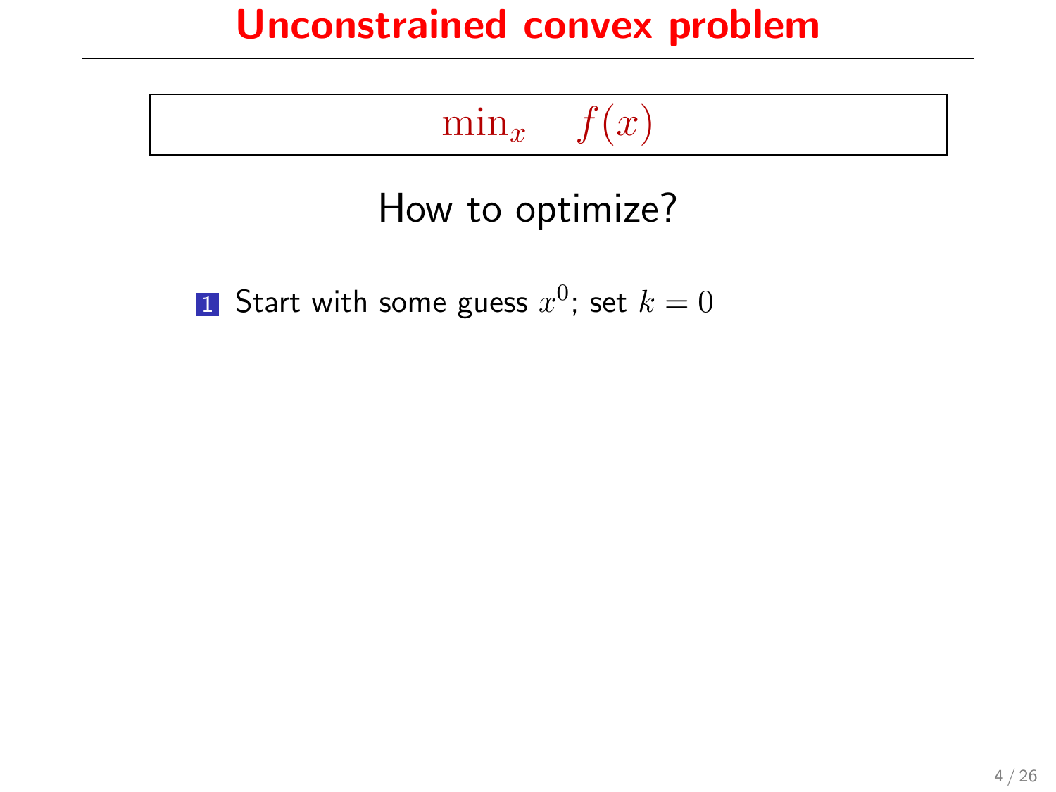# Unconstrained convex problem

$$\min_x \quad f(x)$$

How to optimize?

1. Start with some guess $x^0$; set $k = 0$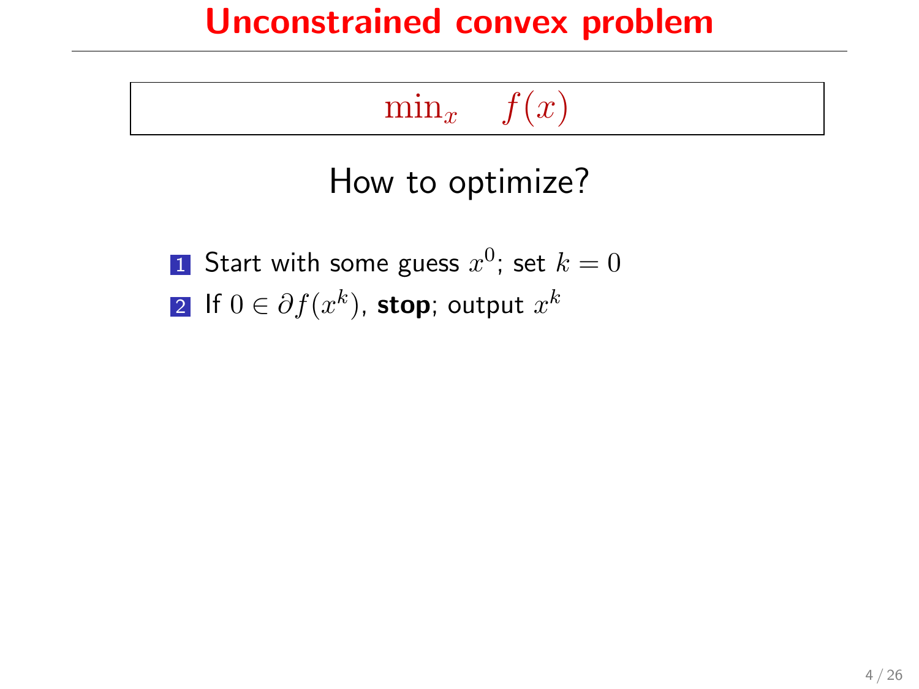# Unconstrained convex problem

$$\min_x \quad f(x)$$

How to optimize?

1. Start with some guess $x^0$; set $k = 0$
2. If $0 \in \partial f(x^k)$, **stop**; output $x^k$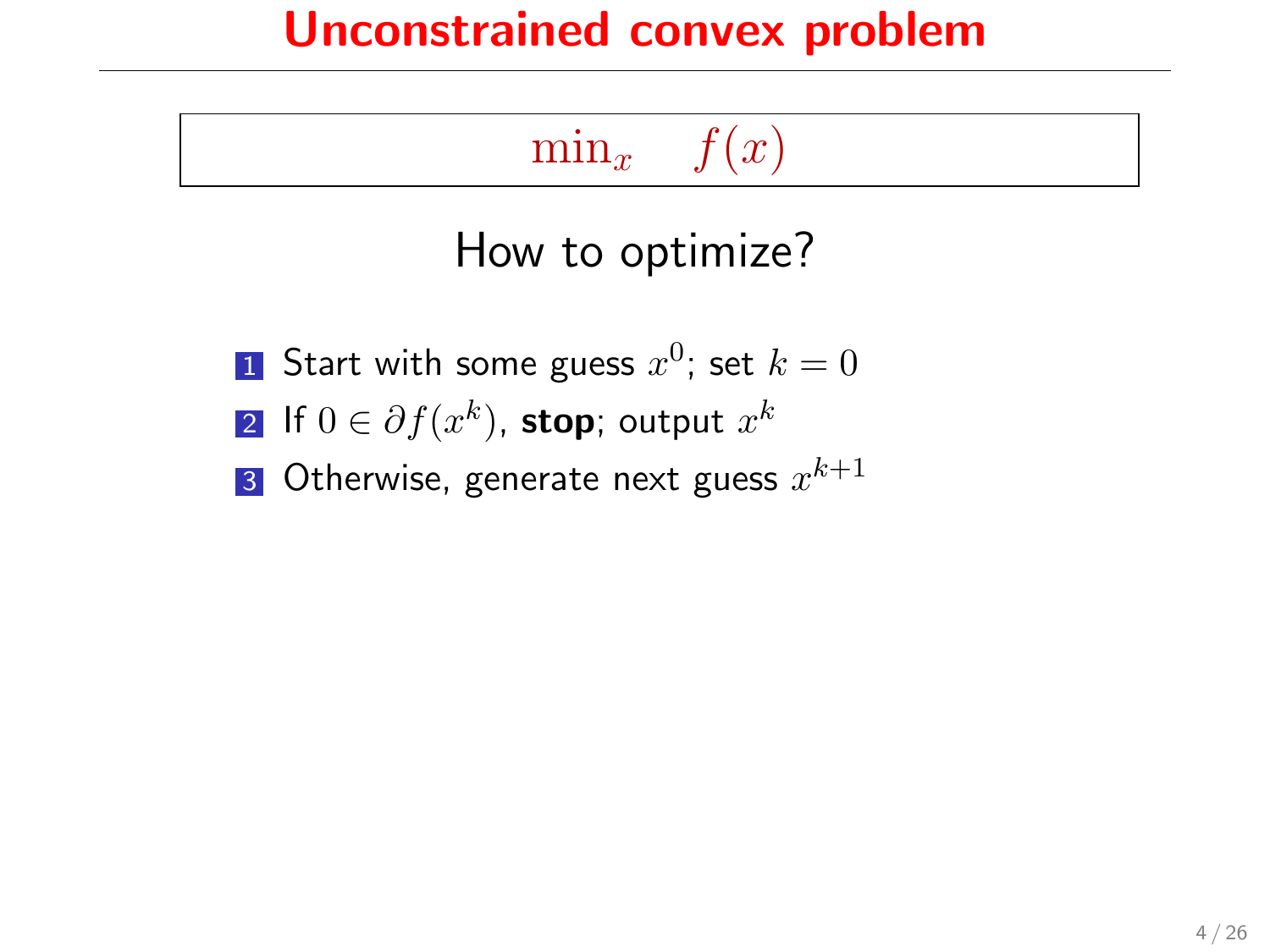# Unconstrained convex problem

$$\min_x \quad f(x)$$

How to optimize?

1. Start with some guess $x^0$; set $k = 0$
2. If $0 \in \partial f(x^k)$, **stop**; output $x^k$
3. Otherwise, generate next guess $x^{k+1}$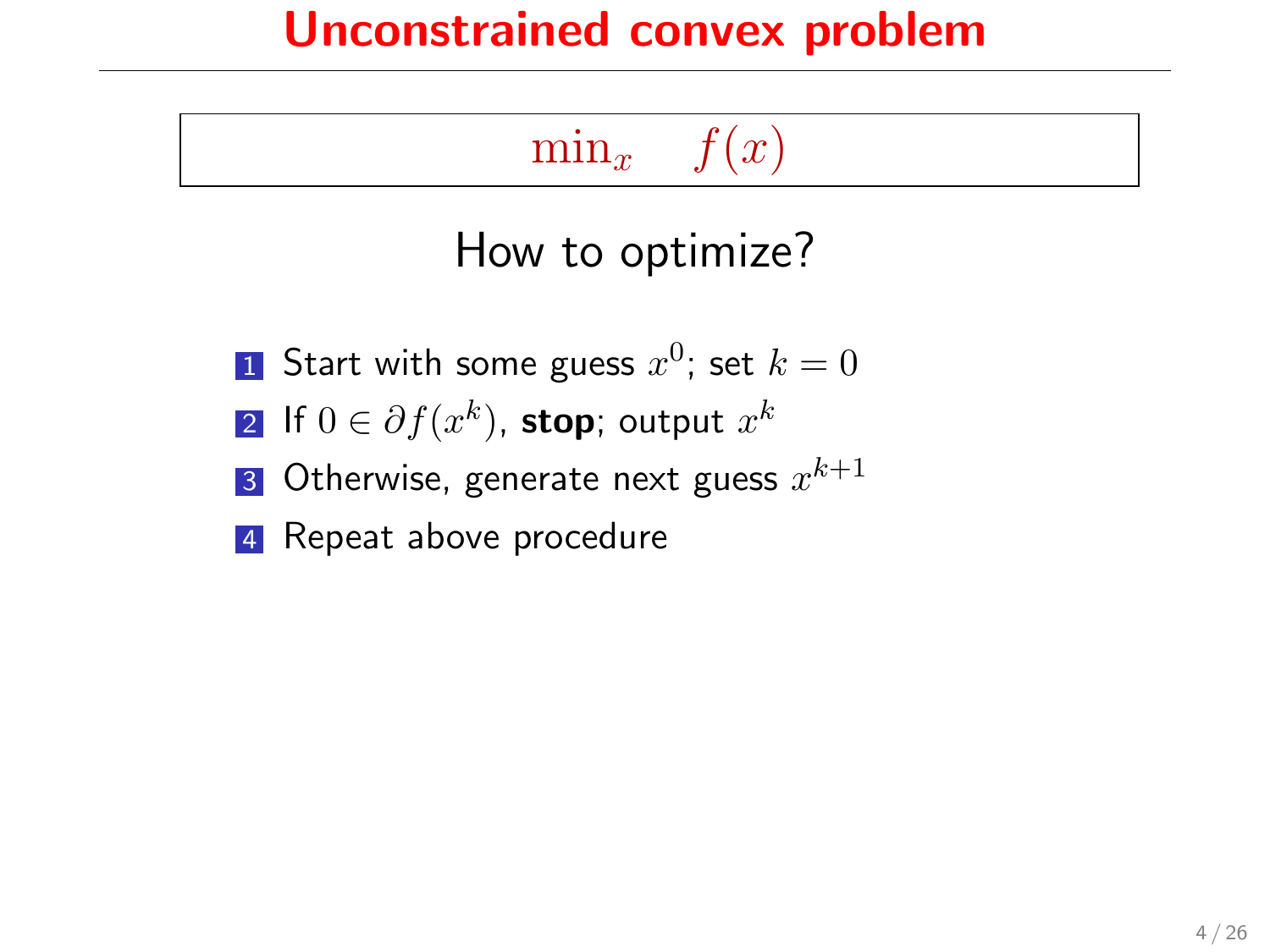# Unconstrained convex problem

$$\min_x \quad f(x)$$

How to optimize?

1. Start with some guess $x^0$; set $k = 0$
2. If $0 \in \partial f(x^k)$, **stop**; output $x^k$
3. Otherwise, generate next guess $x^{k+1}$
4. Repeat above procedure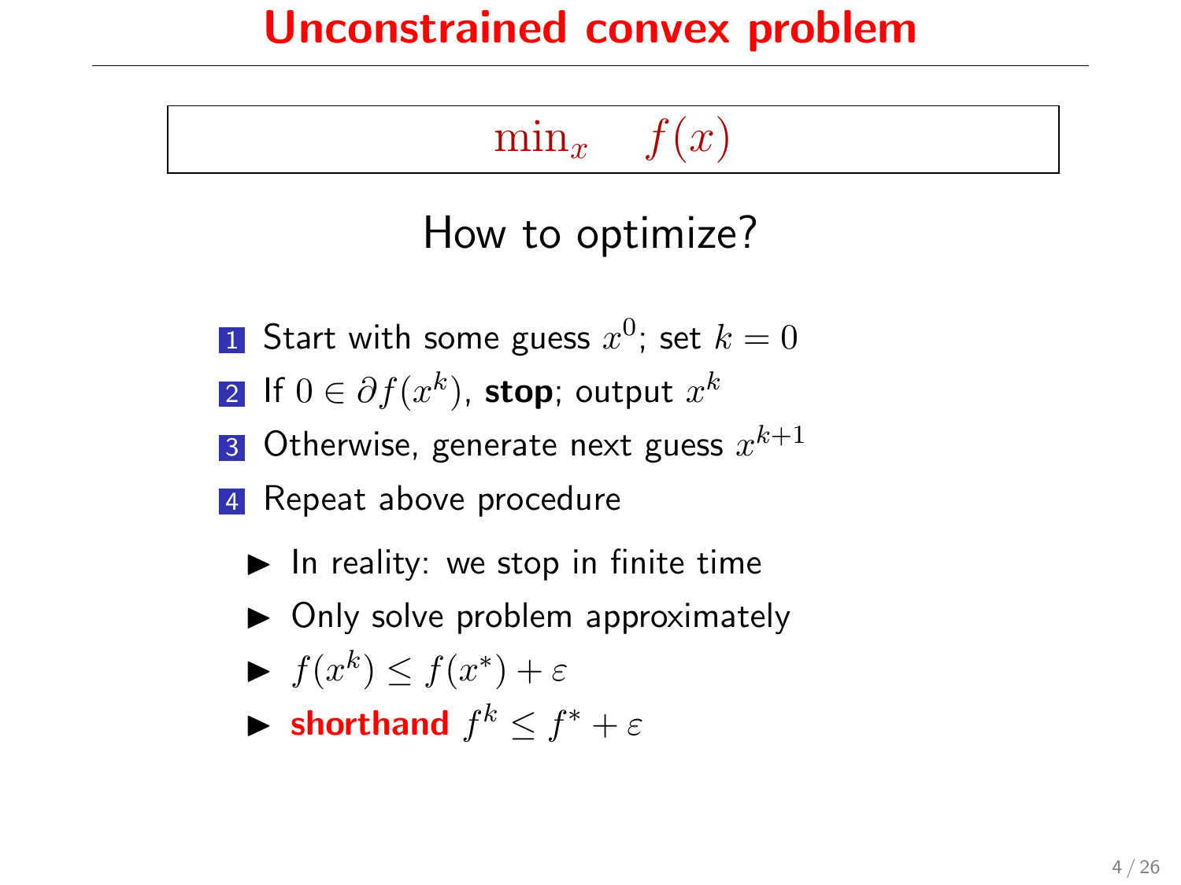# Unconstrained convex problem

$$\min_x \quad f(x)$$

## How to optimize?

1. Start with some guess $x^0$; set $k = 0$
2. If $0 \in \partial f(x^k)$, **stop**; output $x^k$
3. Otherwise, generate next guess $x^{k+1}$
4. Repeat above procedure

- In reality: we stop in finite time
- Only solve problem approximately
- $f(x^k) \leq f(x^*) + \varepsilon$
- **shorthand** $f^k \leq f^* + \varepsilon$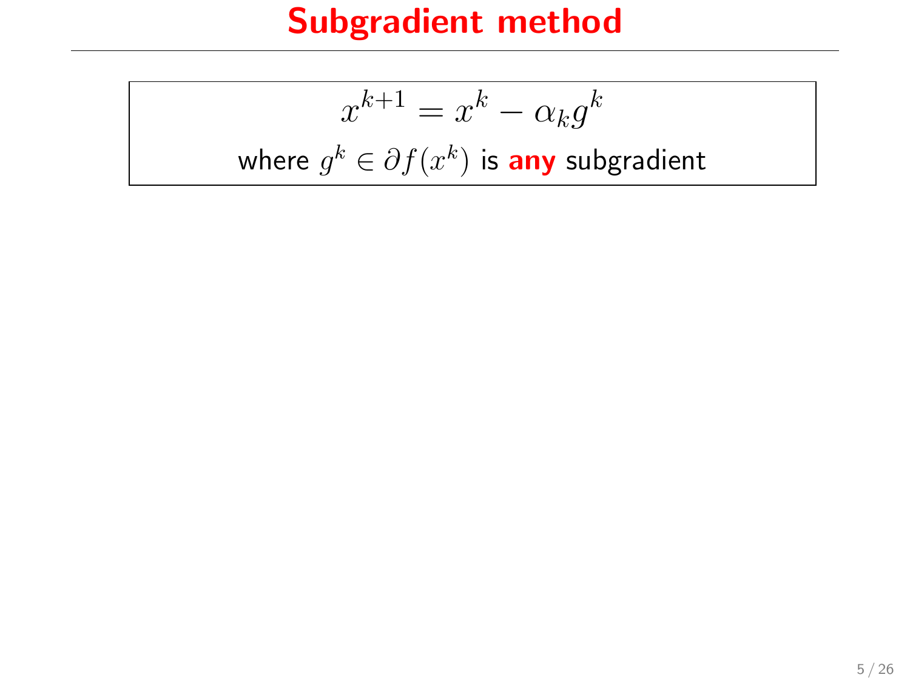# Subgradient method

$$x^{k+1} = x^k - \alpha_k g^k$$

where $g^k \in \partial f(x^k)$ is **any** subgradient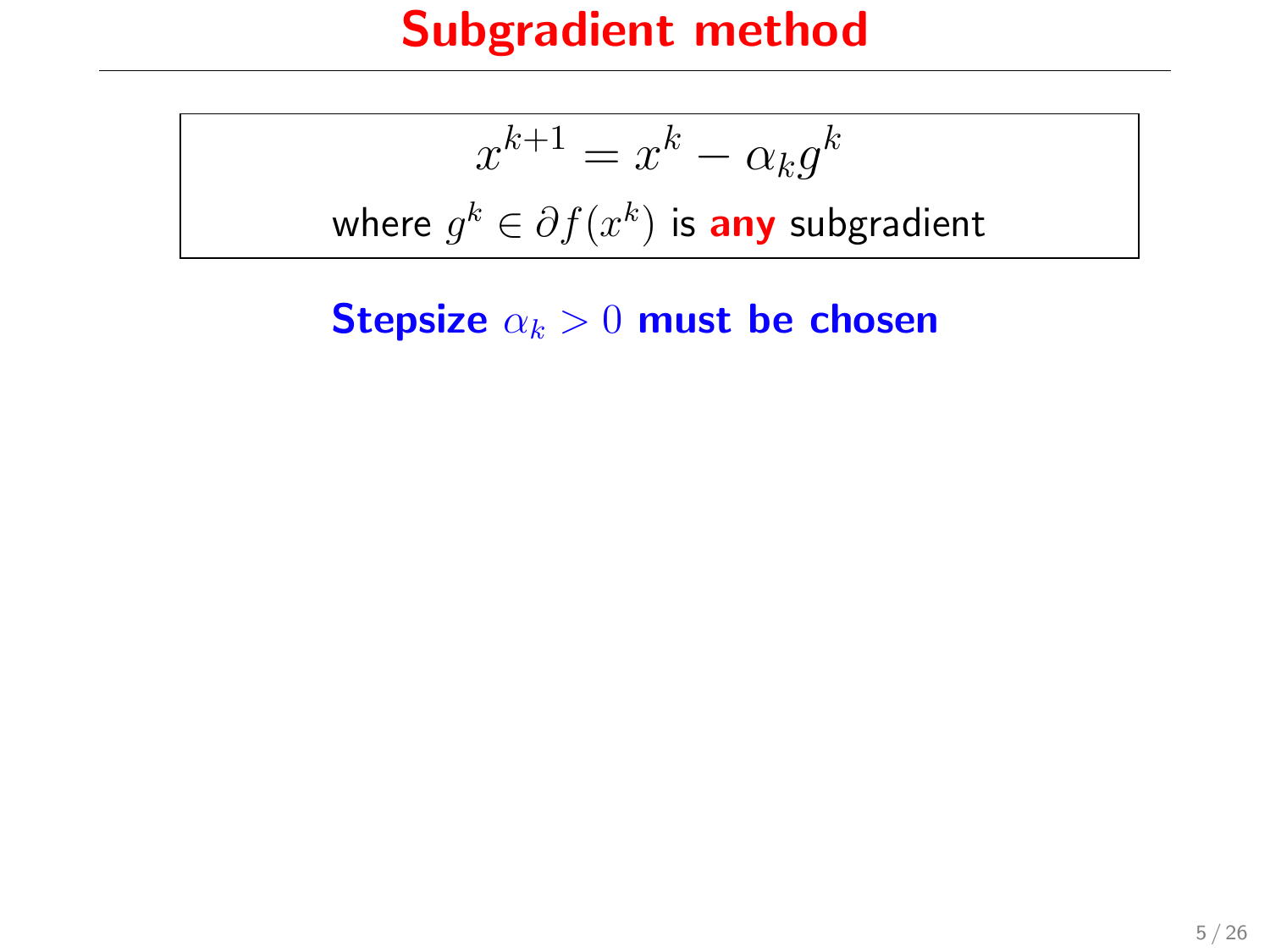# Subgradient method

$$x^{k+1} = x^k - \alpha_k g^k$$

where $g^k \in \partial f(x^k)$ is **any** subgradient

**Stepsize $\alpha_k > 0$ must be chosen**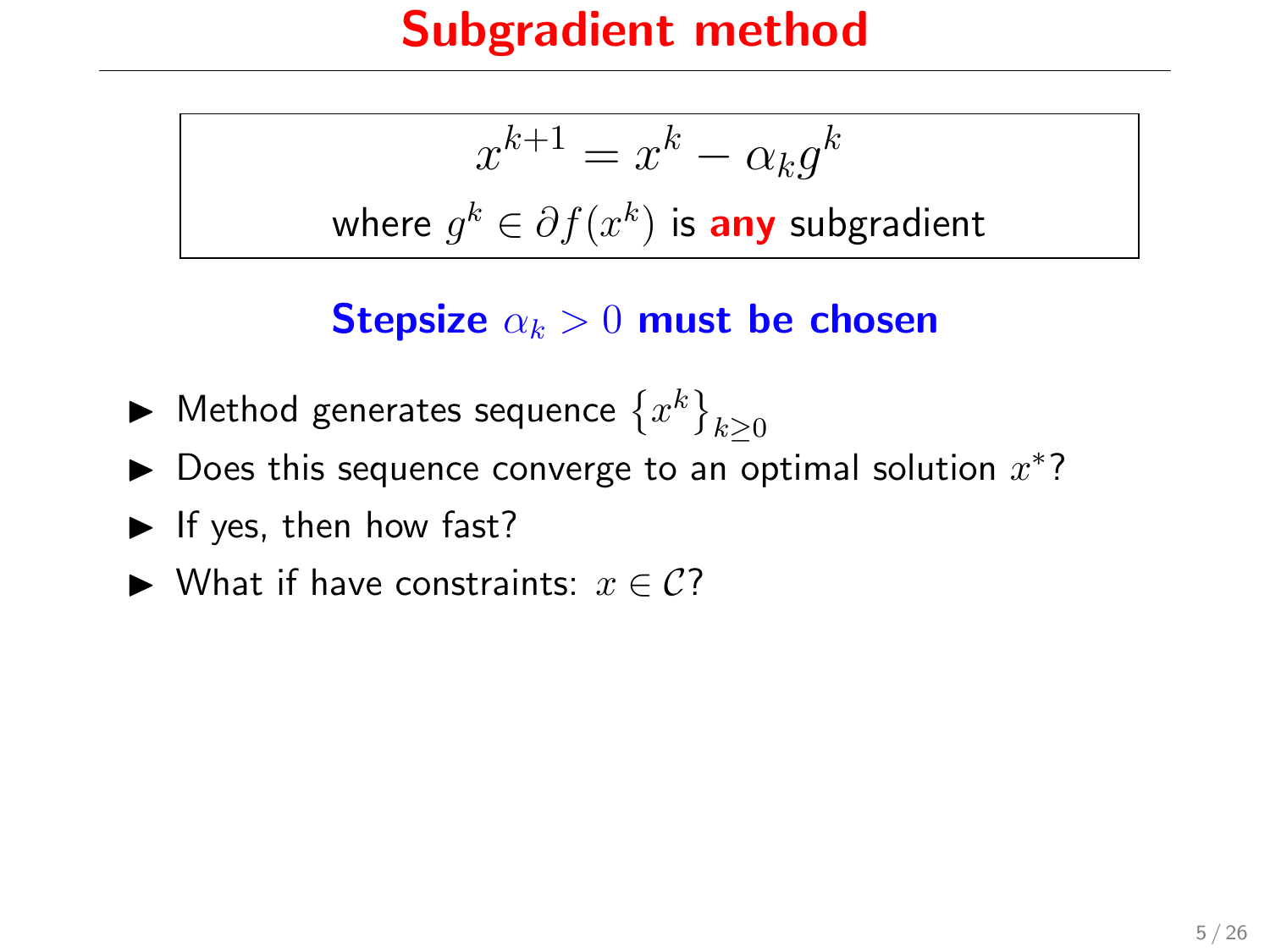# Subgradient method

$$x^{k+1} = x^k - \alpha_k g^k$$

where $g^k \in \partial f(x^k)$ is **any** subgradient

**Stepsize $\alpha_k > 0$ must be chosen**

- Method generates sequence $\{x^k\}_{k \geq 0}$
- Does this sequence converge to an optimal solution $x^*$?
- If yes, then how fast?
- What if have constraints: $x \in \mathcal{C}$?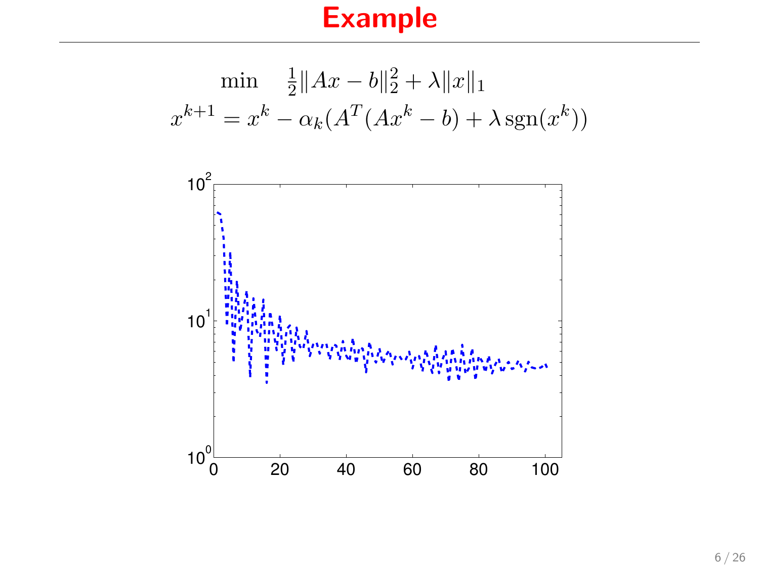# Example

$$\min \quad \frac{1}{2}\|Ax - b\|_2^2 + \lambda\|x\|_1$$

$$x^{k+1} = x^k - \alpha_k(A^T(Ax^k - b) + \lambda \operatorname{sgn}(x^k))$$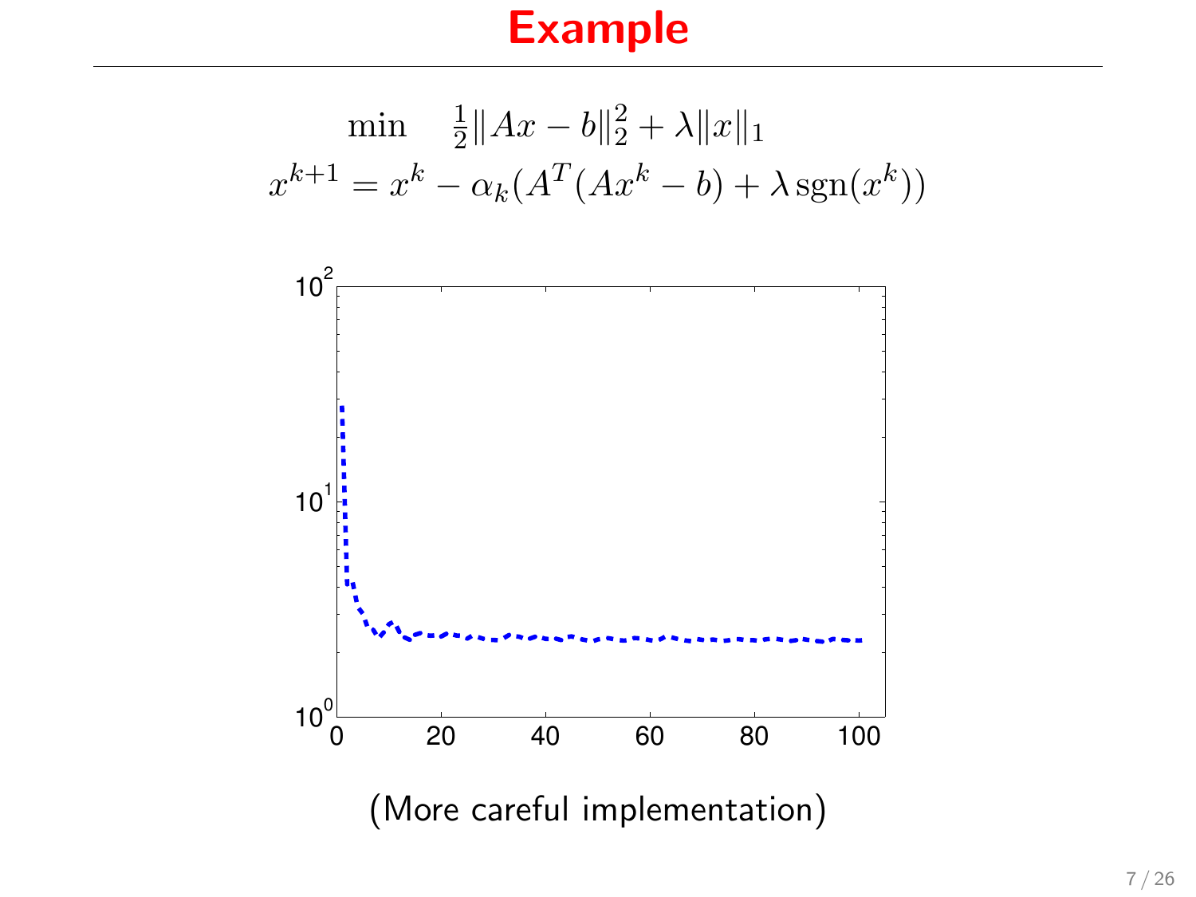# Example

$$\min \quad \frac{1}{2}\|Ax - b\|_2^2 + \lambda \|x\|_1$$

$$x^{k+1} = x^k - \alpha_k (A^T(Ax^k - b) + \lambda \operatorname{sgn}(x^k))$$

(More careful implementation)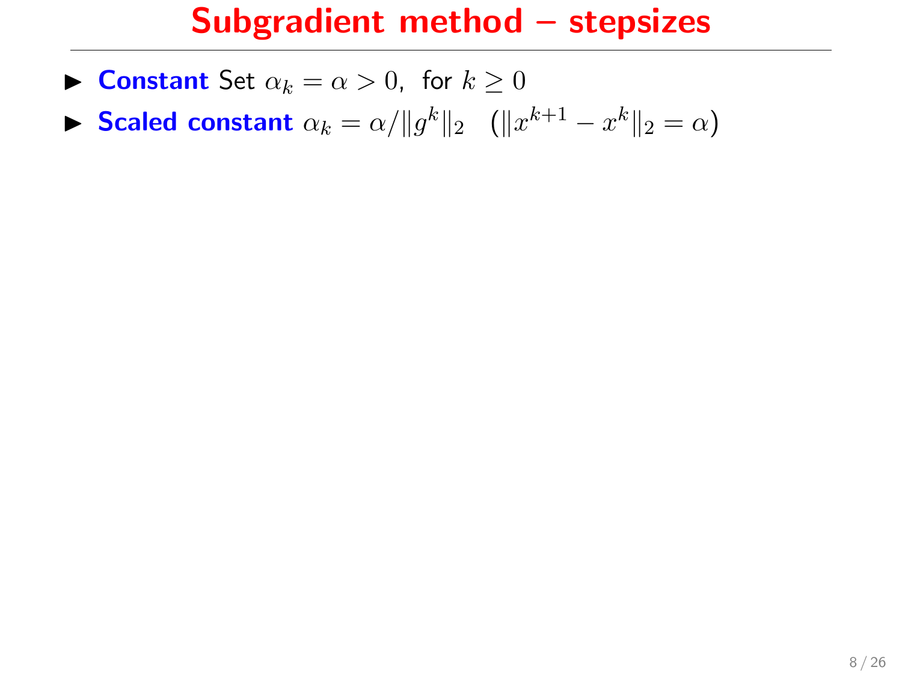# Subgradient method – stepsizes

- **Constant** Set $\alpha_k = \alpha > 0$, for $k \geq 0$
- **Scaled constant** $\alpha_k = \alpha / \|g^k\|_2 \quad (\|x^{k+1} - x^k\|_2 = \alpha)$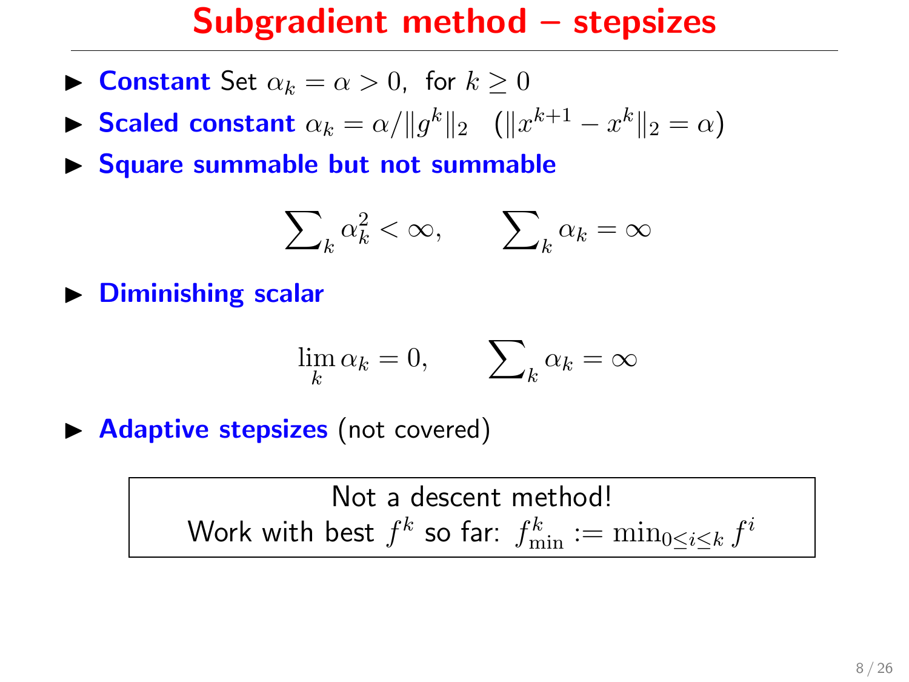# Subgradient method – stepsizes

- **Constant** Set $\alpha_k = \alpha > 0$, for $k \geq 0$
- **Scaled constant** $\alpha_k = \alpha / \|g^k\|_2 \quad (\|x^{k+1} - x^k\|_2 = \alpha)$
- **Square summable but not summable**

$$\sum_k \alpha_k^2 < \infty, \qquad \sum_k \alpha_k = \infty$$

- **Diminishing scalar**

$$\lim_k \alpha_k = 0, \qquad \sum_k \alpha_k = \infty$$

- **Adaptive stepsizes** (not covered)

Not a descent method!
Work with best $f^k$ so far: $f^k_{\min} := \min_{0 \leq i \leq k} f^i$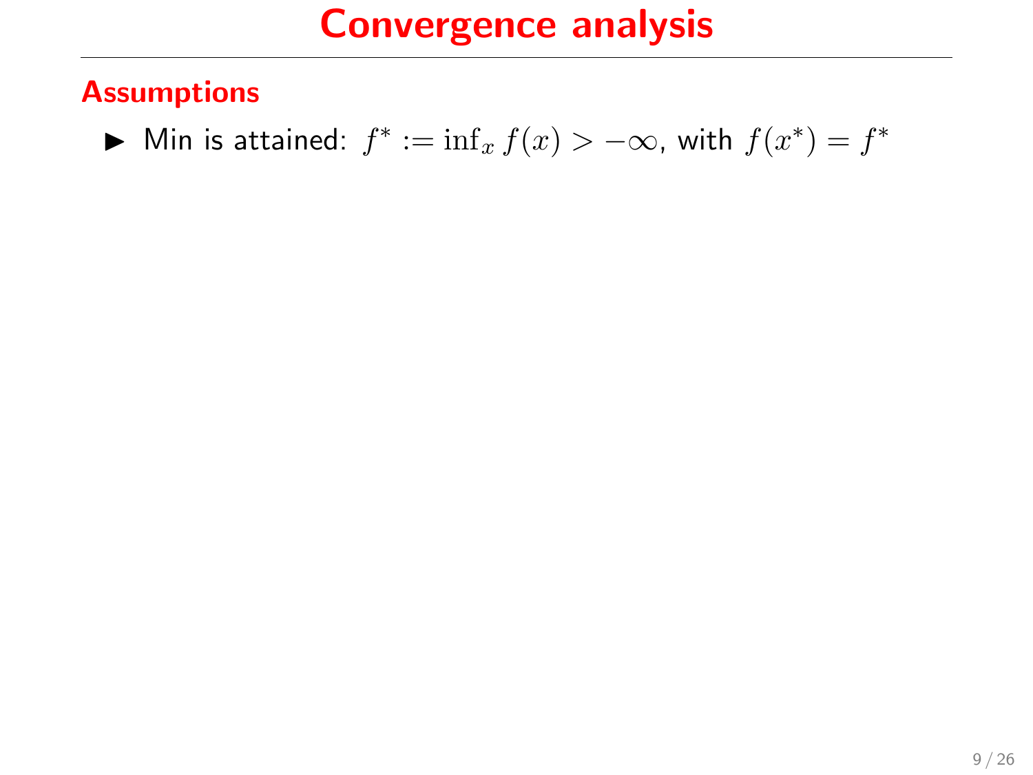# Convergence analysis

## Assumptions

- Min is attained: $f^* := \inf_x f(x) > -\infty$, with $f(x^*) = f^*$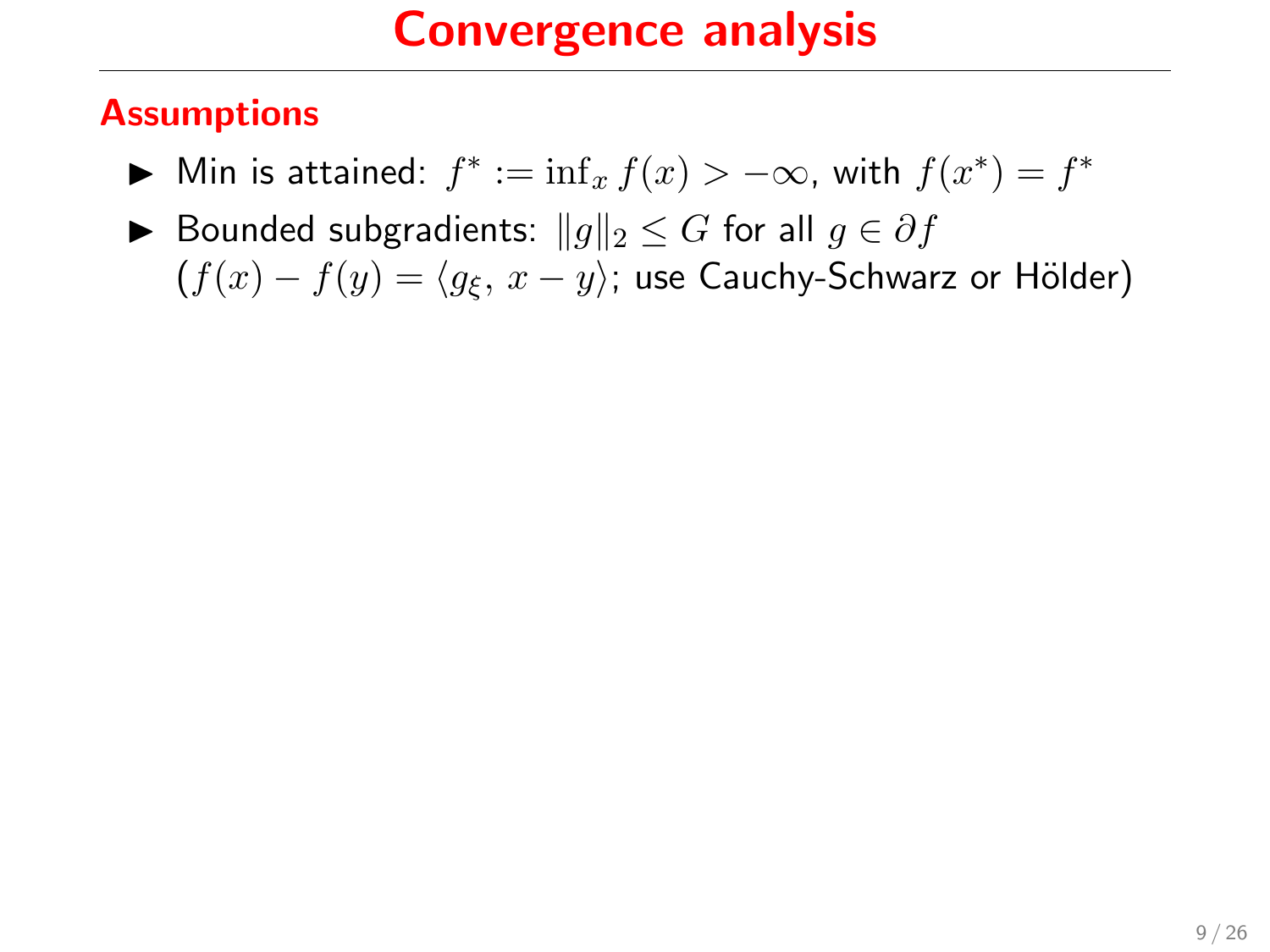# Convergence analysis

## Assumptions

- Min is attained: $f^* := \inf_x f(x) > -\infty$, with $f(x^*) = f^*$
- Bounded subgradients: $\|g\|_2 \leq G$ for all $g \in \partial f$
  ($f(x) - f(y) = \langle g_\xi, x - y \rangle$; use Cauchy-Schwarz or Hölder)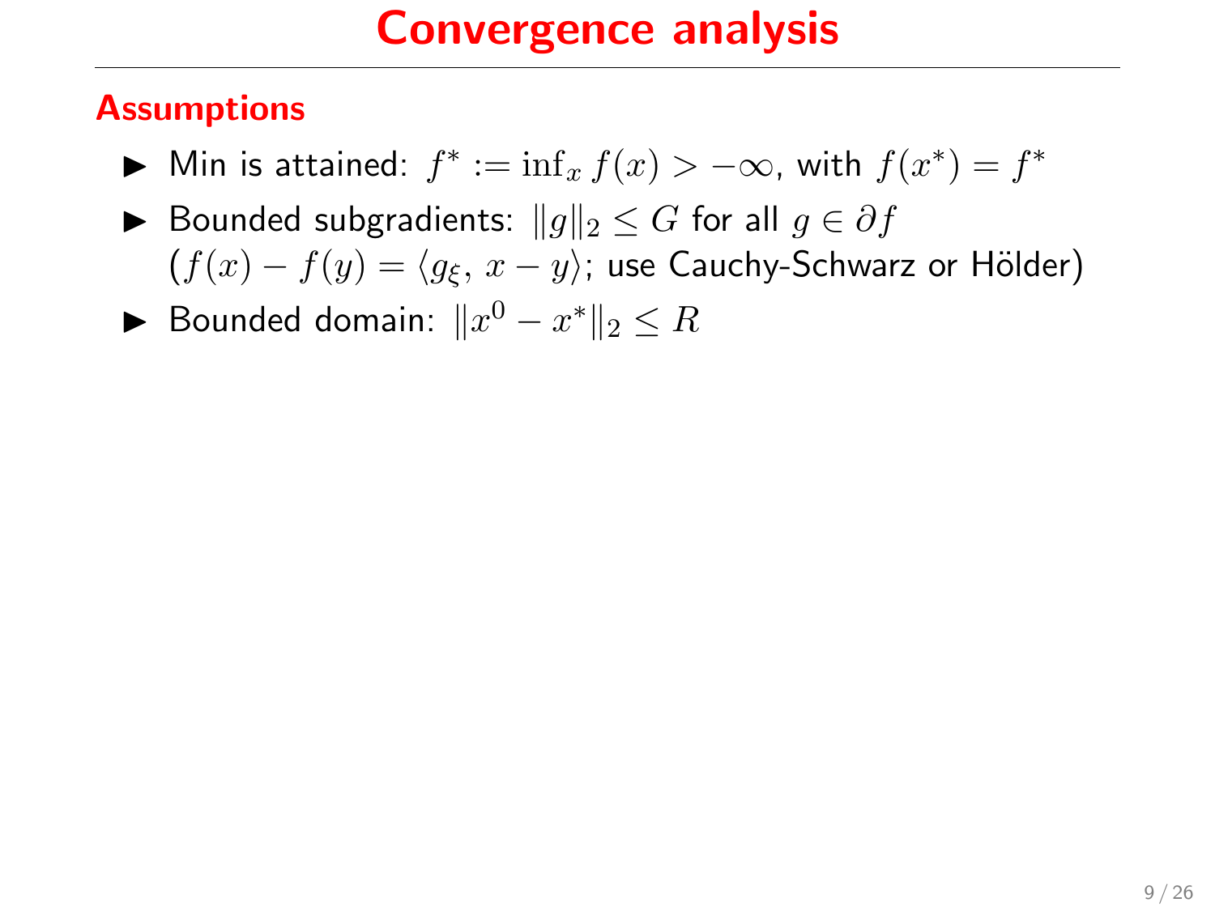# Convergence analysis

## Assumptions

- Min is attained: $f^* := \inf_x f(x) > -\infty$, with $f(x^*) = f^*$
- Bounded subgradients: $\|g\|_2 \le G$ for all $g \in \partial f$
  ($f(x) - f(y) = \langle g_\xi,\, x - y\rangle$; use Cauchy-Schwarz or Hölder)
- Bounded domain: $\|x^0 - x^*\|_2 \le R$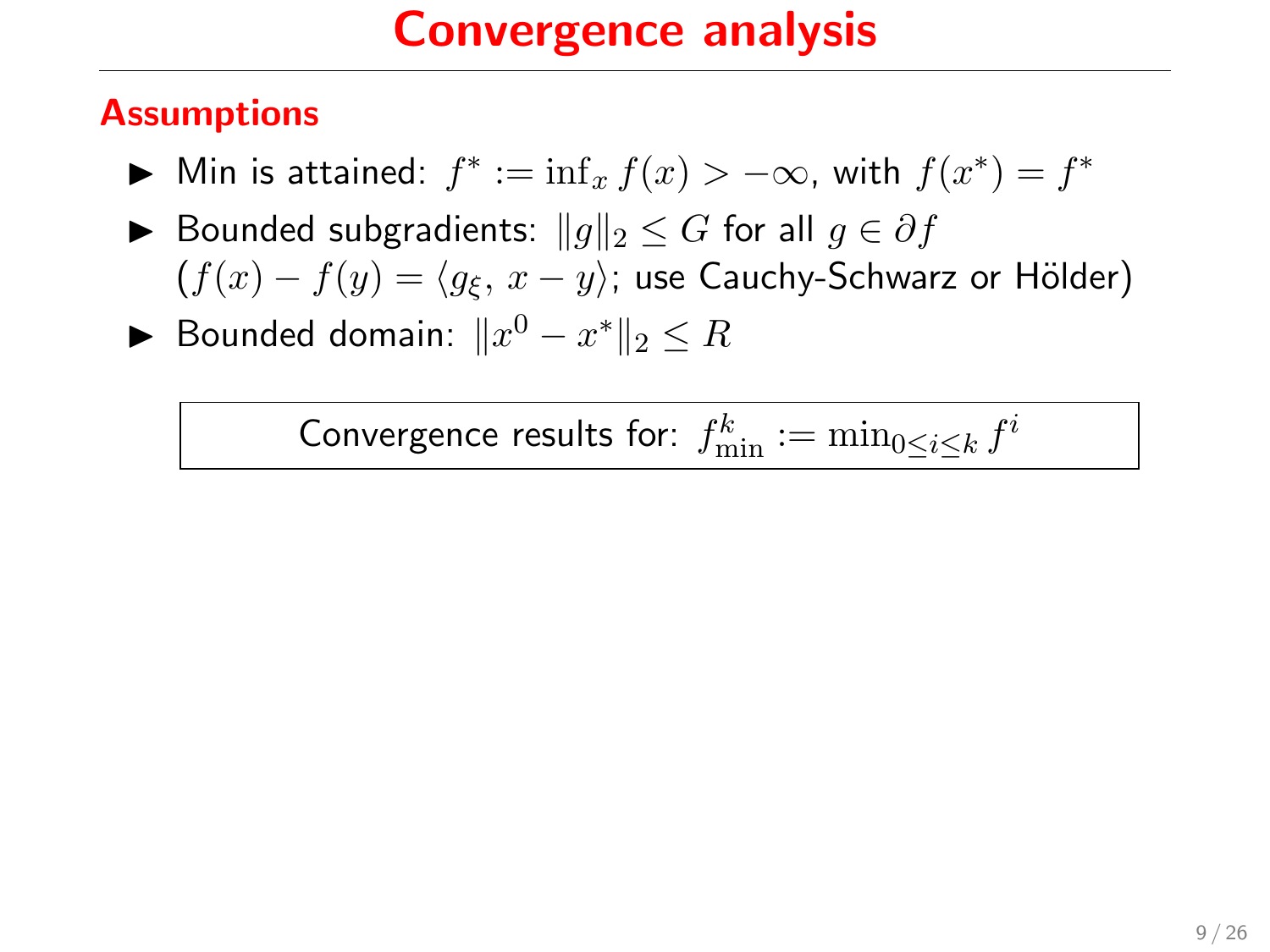# Convergence analysis

## Assumptions

- Min is attained: $f^* := \inf_x f(x) > -\infty$, with $f(x^*) = f^*$
- Bounded subgradients: $\|g\|_2 \leq G$ for all $g \in \partial f$
  ($f(x) - f(y) = \langle g_\xi,\, x - y \rangle$; use Cauchy-Schwarz or Hölder)
- Bounded domain: $\|x^0 - x^*\|_2 \leq R$

| Convergence results for: $f^k_{\min} := \min_{0 \leq i \leq k} f^i$ |
|---|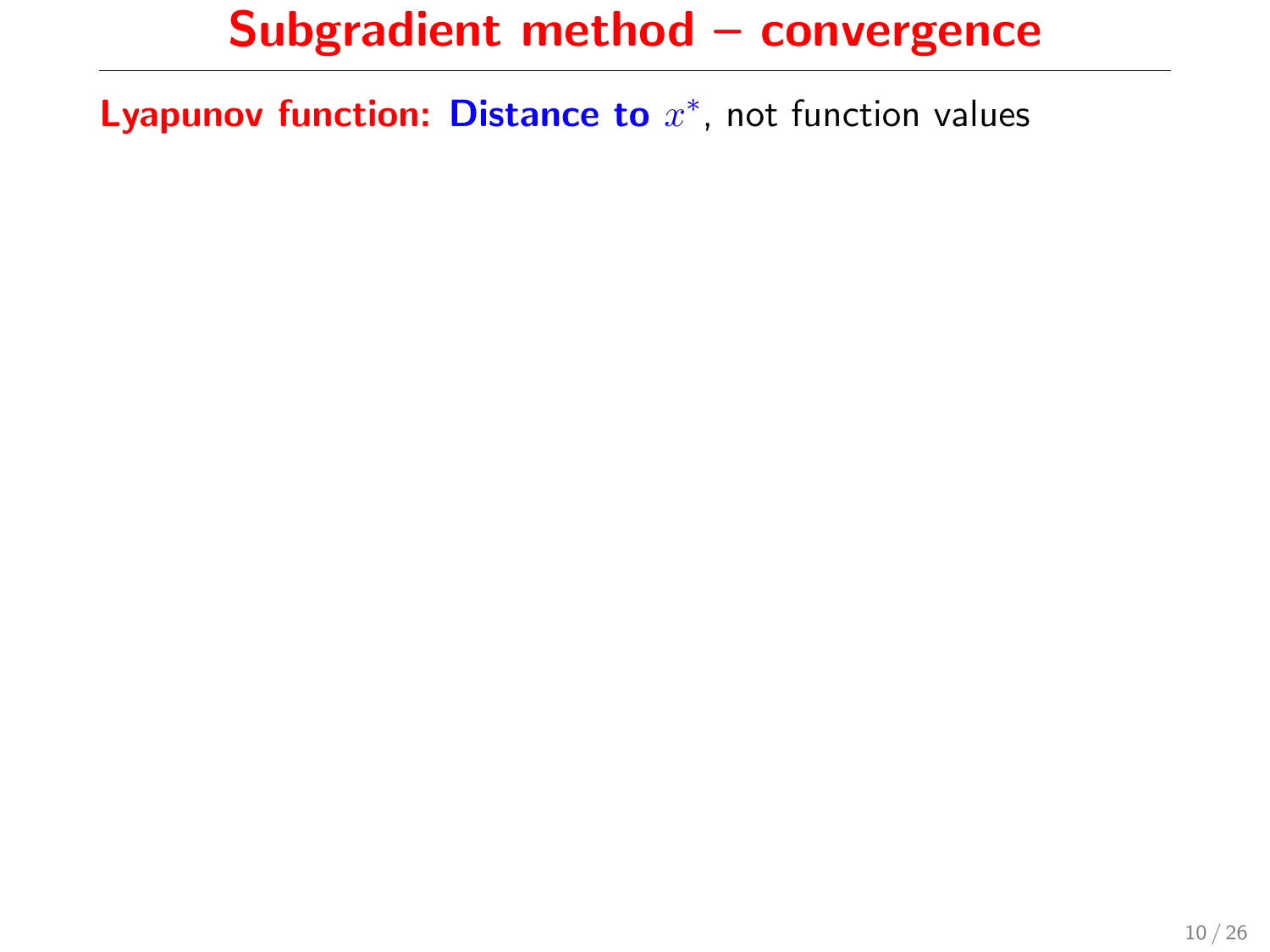# Subgradient method – convergence

**Lyapunov function:** **Distance to $x^*$**, not function values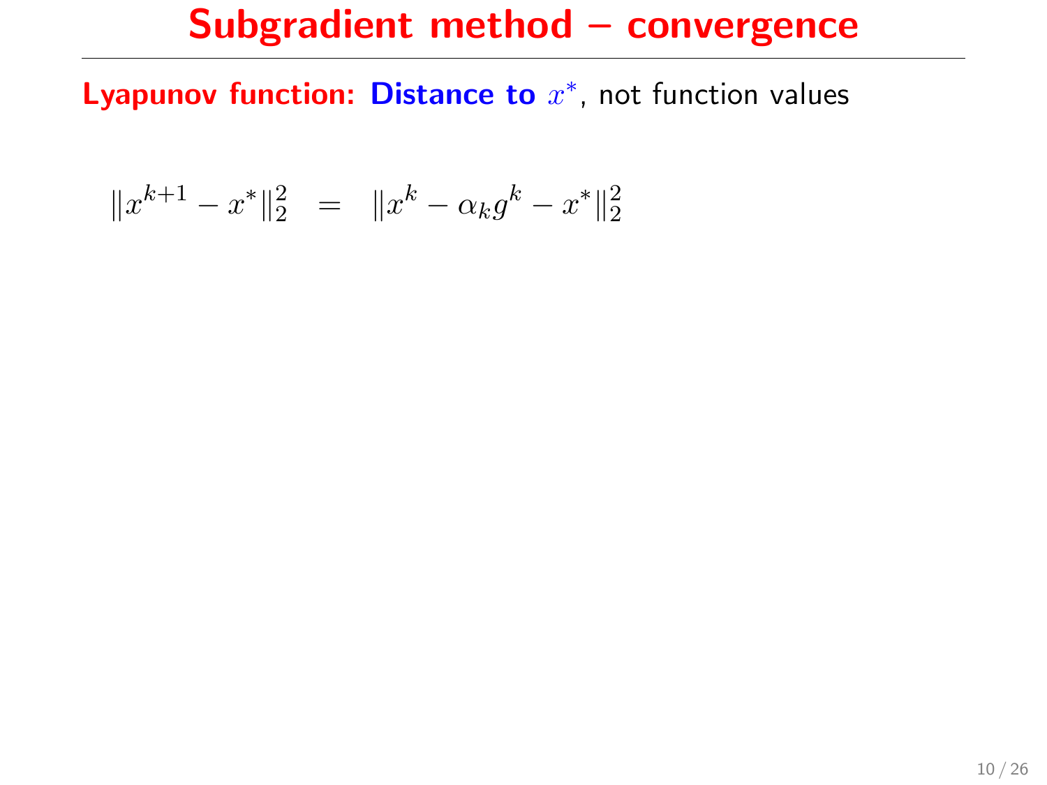# Subgradient method – convergence

**Lyapunov function: Distance to $x^*$**, not function values

$$\|x^{k+1} - x^*\|_2^2 \;\; = \;\; \|x^k - \alpha_k g^k - x^*\|_2^2$$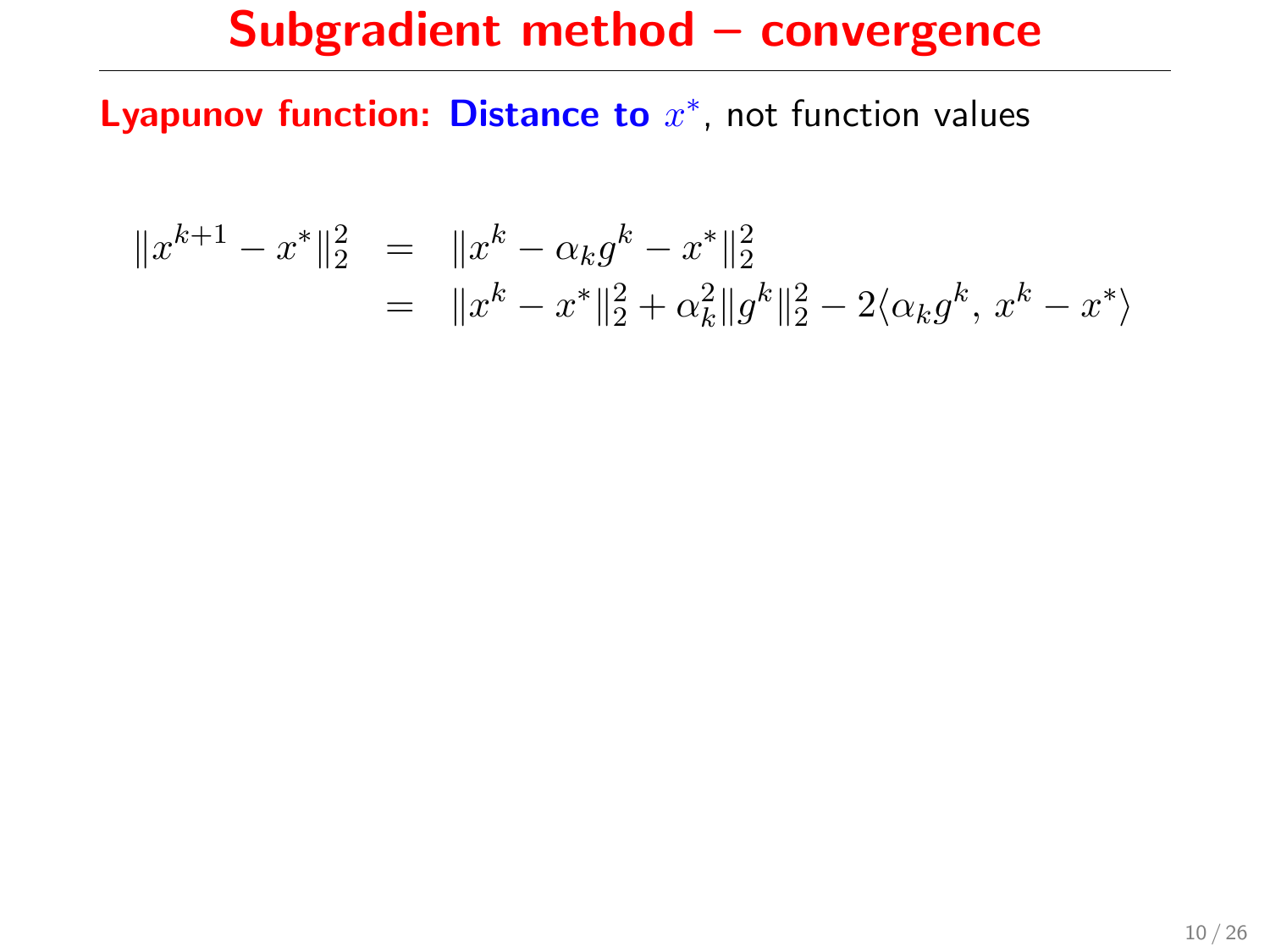# Subgradient method – convergence

**Lyapunov function:** **Distance to $x^*$**, not function values

$$
\begin{aligned}
\|x^{k+1} - x^*\|_2^2 &= \|x^k - \alpha_k g^k - x^*\|_2^2 \\
&= \|x^k - x^*\|_2^2 + \alpha_k^2 \|g^k\|_2^2 - 2\langle \alpha_k g^k,\, x^k - x^* \rangle
\end{aligned}
$$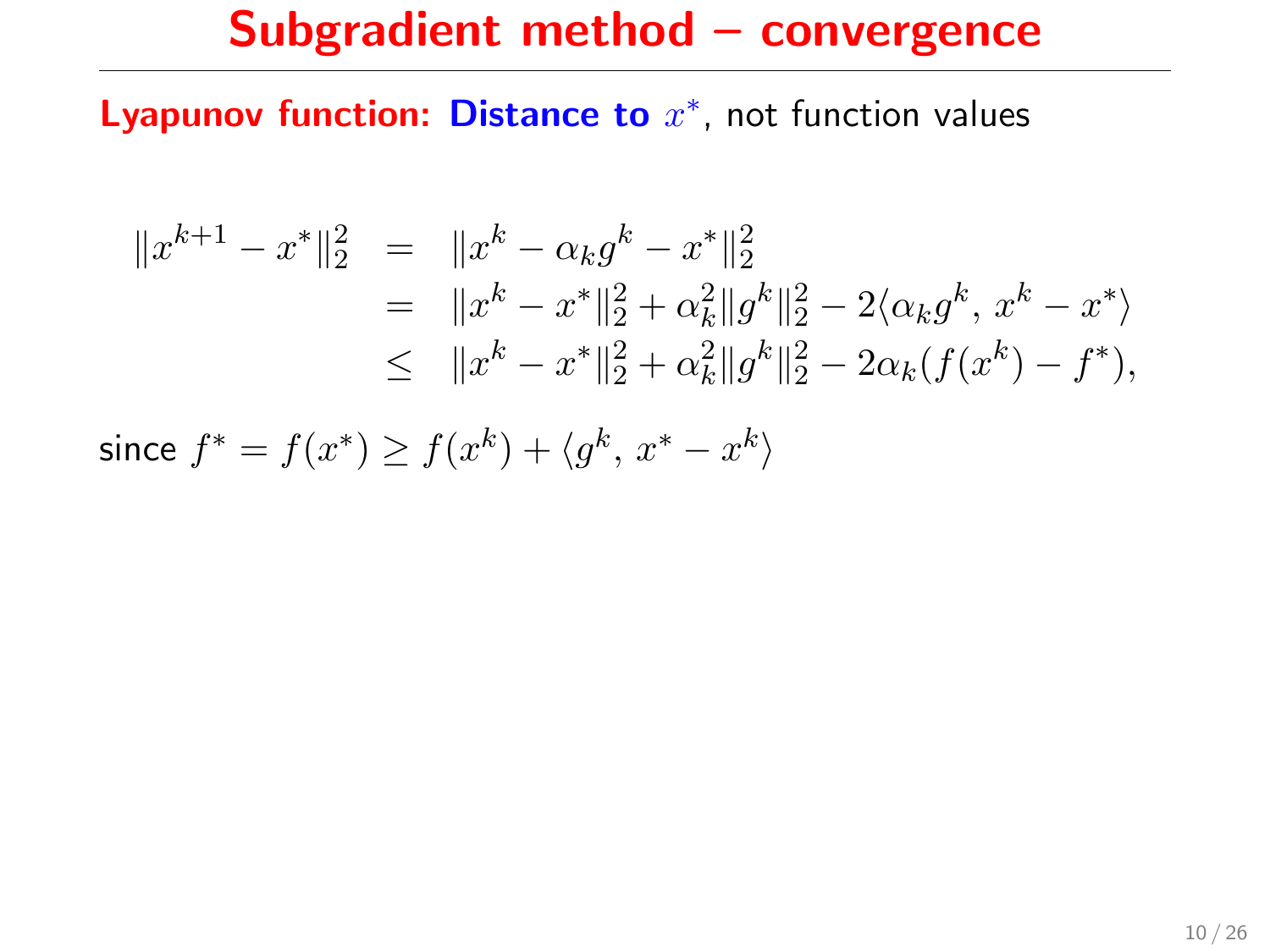# Subgradient method – convergence

**Lyapunov function: Distance to $x^*$**, not function values

$$
\begin{aligned}
\|x^{k+1} - x^*\|_2^2 &= \|x^k - \alpha_k g^k - x^*\|_2^2 \\
&= \|x^k - x^*\|_2^2 + \alpha_k^2 \|g^k\|_2^2 - 2\langle \alpha_k g^k, \, x^k - x^* \rangle \\
&\leq \|x^k - x^*\|_2^2 + \alpha_k^2 \|g^k\|_2^2 - 2\alpha_k (f(x^k) - f^*),
\end{aligned}
$$

since $f^* = f(x^*) \geq f(x^k) + \langle g^k, \, x^* - x^k \rangle$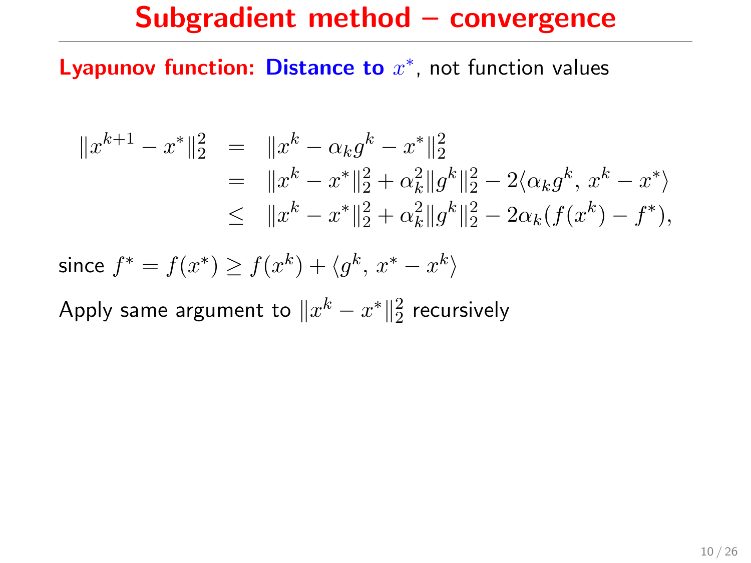# Subgradient method – convergence

**Lyapunov function:** **Distance to $x^*$**, not function values

$$
\begin{aligned}
\|x^{k+1} - x^*\|_2^2 &= \|x^k - \alpha_k g^k - x^*\|_2^2 \\
&= \|x^k - x^*\|_2^2 + \alpha_k^2 \|g^k\|_2^2 - 2\langle \alpha_k g^k,\, x^k - x^* \rangle \\
&\leq \|x^k - x^*\|_2^2 + \alpha_k^2 \|g^k\|_2^2 - 2\alpha_k (f(x^k) - f^*),
\end{aligned}
$$

since $f^* = f(x^*) \geq f(x^k) + \langle g^k,\, x^* - x^k \rangle$

Apply same argument to $\|x^k - x^*\|_2^2$ recursively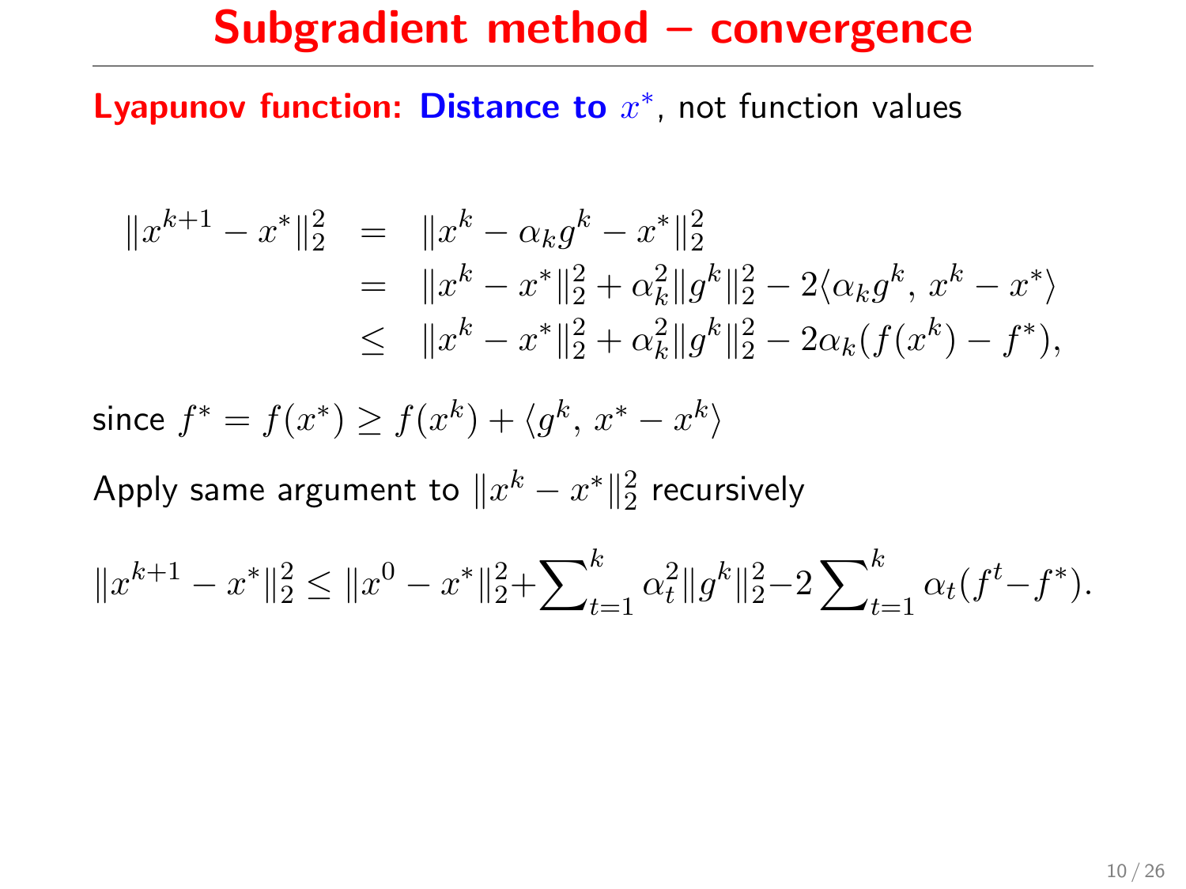# Subgradient method – convergence

**Lyapunov function: Distance to $x^*$**, not function values

$$
\begin{aligned}
\|x^{k+1} - x^*\|_2^2 &= \|x^k - \alpha_k g^k - x^*\|_2^2 \\
&= \|x^k - x^*\|_2^2 + \alpha_k^2 \|g^k\|_2^2 - 2\langle \alpha_k g^k,\, x^k - x^* \rangle \\
&\leq \|x^k - x^*\|_2^2 + \alpha_k^2 \|g^k\|_2^2 - 2\alpha_k (f(x^k) - f^*),
\end{aligned}
$$

since $f^* = f(x^*) \geq f(x^k) + \langle g^k,\, x^* - x^k \rangle$

Apply same argument to $\|x^k - x^*\|_2^2$ recursively

$$
\|x^{k+1} - x^*\|_2^2 \leq \|x^0 - x^*\|_2^2 + \sum\nolimits_{t=1}^{k} \alpha_t^2 \|g^k\|_2^2 - 2 \sum\nolimits_{t=1}^{k} \alpha_t (f^t - f^*).
$$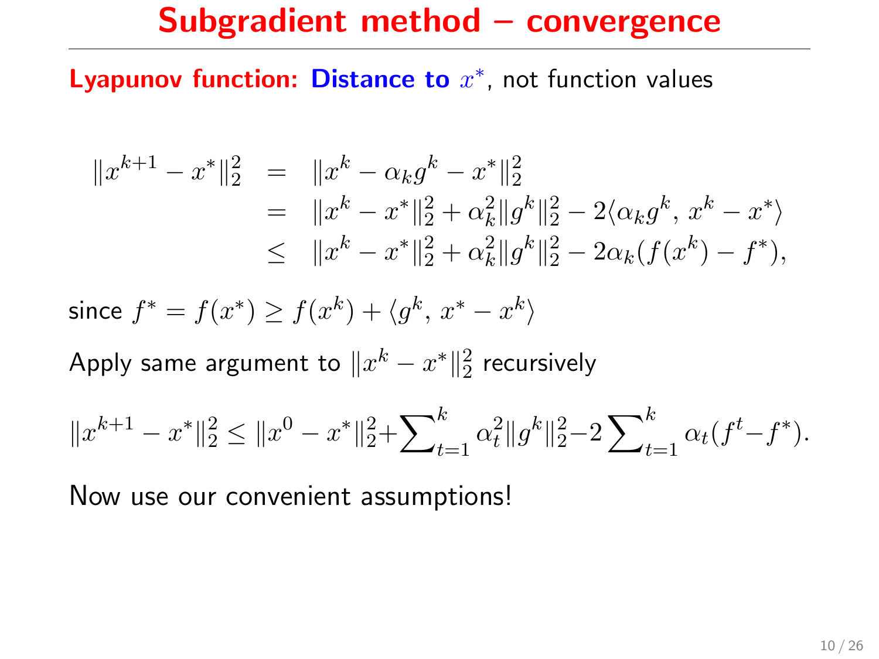# Subgradient method – convergence

**Lyapunov function: Distance to $x^*$**, not function values

$$
\begin{aligned}
\|x^{k+1} - x^*\|_2^2 &= \|x^k - \alpha_k g^k - x^*\|_2^2 \\
&= \|x^k - x^*\|_2^2 + \alpha_k^2 \|g^k\|_2^2 - 2\langle \alpha_k g^k,\, x^k - x^* \rangle \\
&\leq \|x^k - x^*\|_2^2 + \alpha_k^2 \|g^k\|_2^2 - 2\alpha_k (f(x^k) - f^*),
\end{aligned}
$$

since $f^* = f(x^*) \geq f(x^k) + \langle g^k,\, x^* - x^k \rangle$

Apply same argument to $\|x^k - x^*\|_2^2$ recursively

$$
\|x^{k+1} - x^*\|_2^2 \leq \|x^0 - x^*\|_2^2 + \sum\nolimits_{t=1}^{k} \alpha_t^2 \|g^k\|_2^2 - 2\sum\nolimits_{t=1}^{k} \alpha_t (f^t - f^*).
$$

Now use our convenient assumptions!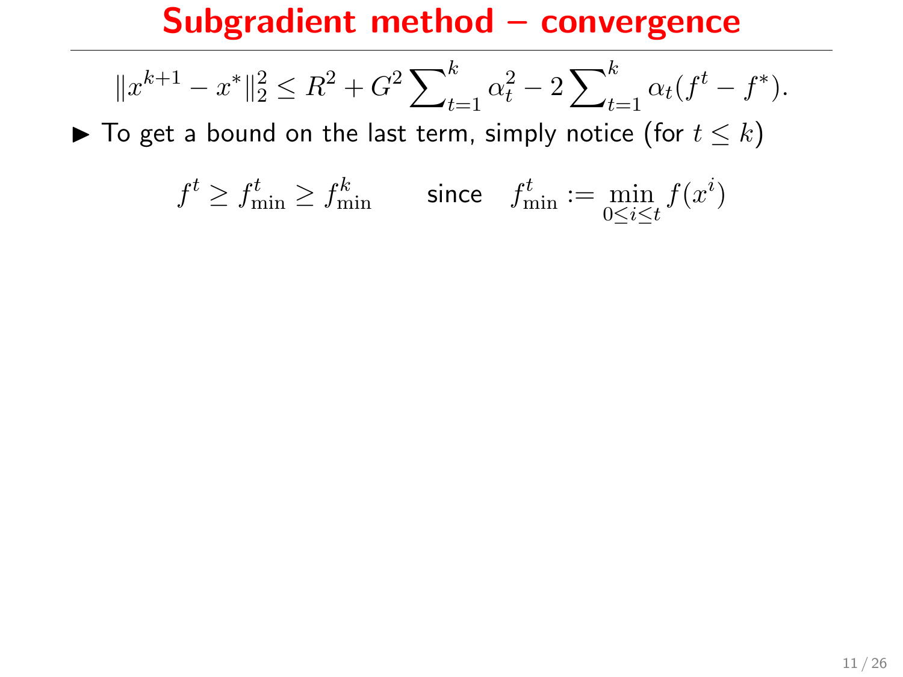# Subgradient method – convergence

$$\|x^{k+1} - x^*\|_2^2 \le R^2 + G^2 \sum_{t=1}^{k} \alpha_t^2 - 2 \sum_{t=1}^{k} \alpha_t (f^t - f^*).$$

- To get a bound on the last term, simply notice (for $t \le k$)

$$f^t \ge f^t_{\min} \ge f^k_{\min} \qquad \text{since} \quad f^t_{\min} := \min_{0 \le i \le t} f(x^i)$$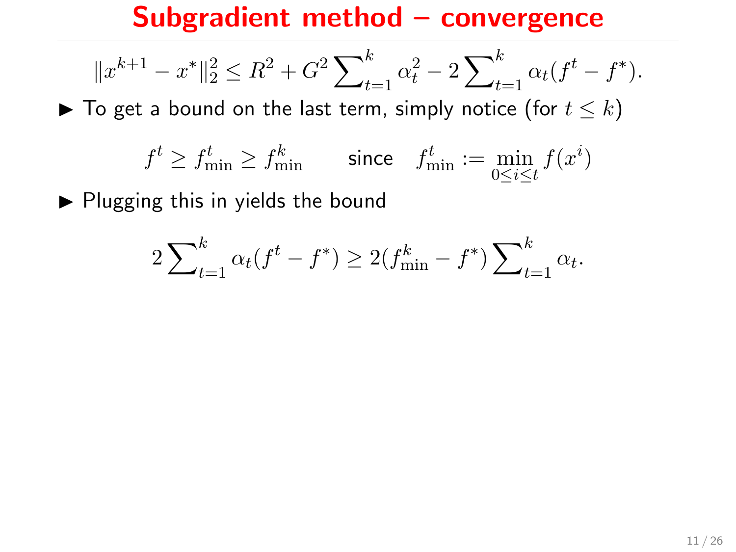# Subgradient method – convergence

$$\|x^{k+1} - x^*\|_2^2 \leq R^2 + G^2 \sum\nolimits_{t=1}^{k} \alpha_t^2 - 2 \sum\nolimits_{t=1}^{k} \alpha_t (f^t - f^*).$$

- To get a bound on the last term, simply notice (for $t \leq k$)

$$f^t \geq f_{\min}^t \geq f_{\min}^k \qquad \text{since} \quad f_{\min}^t := \min_{0 \leq i \leq t} f(x^i)$$

- Plugging this in yields the bound

$$2 \sum\nolimits_{t=1}^{k} \alpha_t (f^t - f^*) \geq 2(f_{\min}^k - f^*) \sum\nolimits_{t=1}^{k} \alpha_t.$$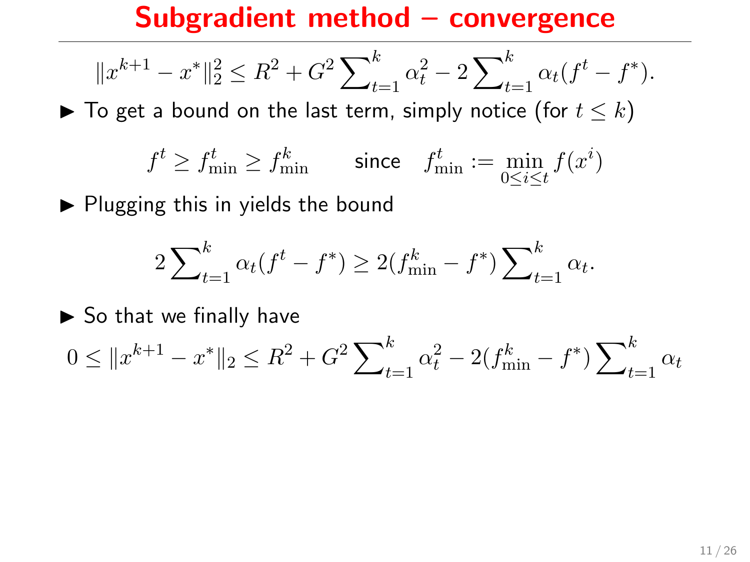# Subgradient method – convergence

$$\|x^{k+1} - x^*\|_2^2 \leq R^2 + G^2 \sum_{t=1}^{k} \alpha_t^2 - 2 \sum_{t=1}^{k} \alpha_t (f^t - f^*).$$

- To get a bound on the last term, simply notice (for $t \leq k$)

$$f^t \geq f_{\min}^t \geq f_{\min}^k \qquad \text{since} \quad f_{\min}^t := \min_{0 \leq i \leq t} f(x^i)$$

- Plugging this in yields the bound

$$2 \sum_{t=1}^{k} \alpha_t (f^t - f^*) \geq 2(f_{\min}^k - f^*) \sum_{t=1}^{k} \alpha_t.$$

- So that we finally have

$$0 \leq \|x^{k+1} - x^*\|_2 \leq R^2 + G^2 \sum_{t=1}^{k} \alpha_t^2 - 2(f_{\min}^k - f^*) \sum_{t=1}^{k} \alpha_t$$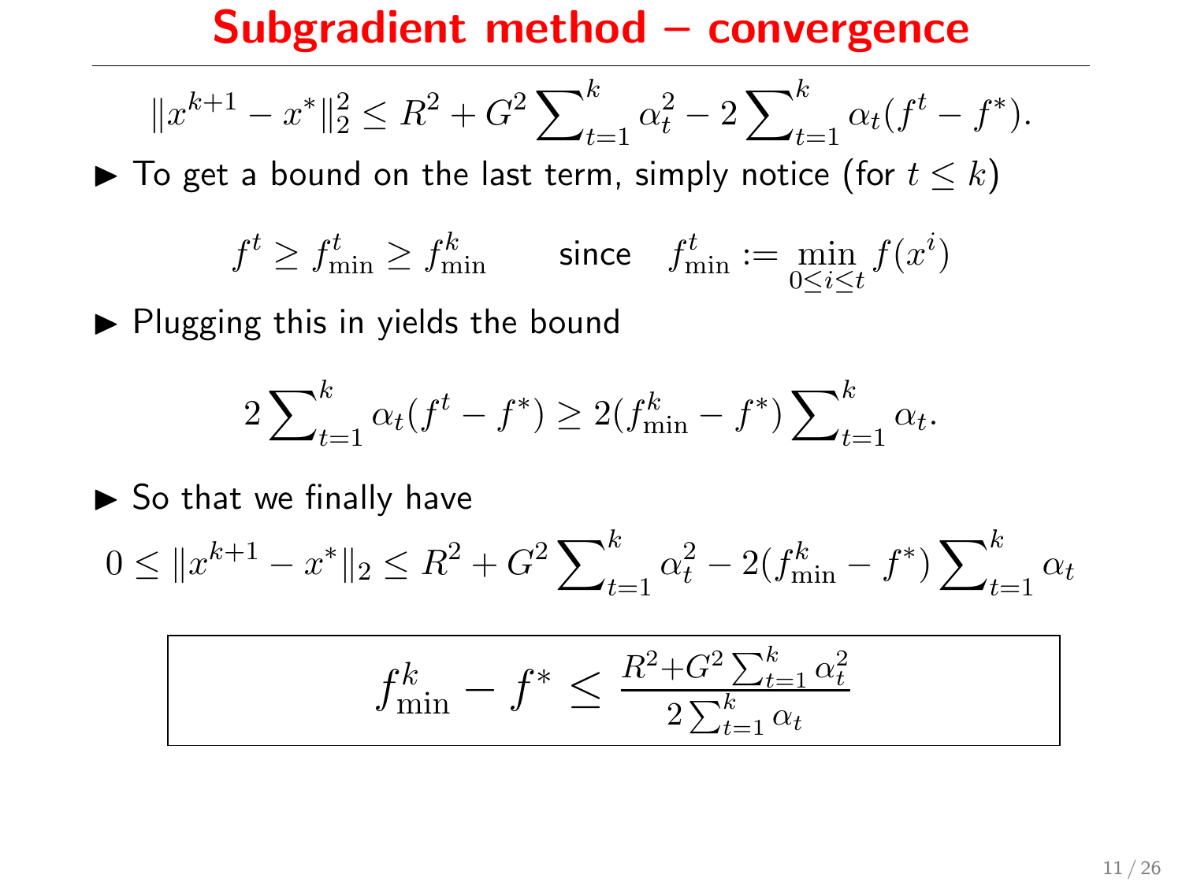# Subgradient method – convergence

$$\|x^{k+1} - x^*\|_2^2 \leq R^2 + G^2 \sum_{t=1}^{k} \alpha_t^2 - 2 \sum_{t=1}^{k} \alpha_t (f^t - f^*).$$

- To get a bound on the last term, simply notice (for $t \leq k$)

$$f^t \geq f^t_{\min} \geq f^k_{\min} \qquad \text{since} \quad f^t_{\min} := \min_{0 \leq i \leq t} f(x^i)$$

- Plugging this in yields the bound

$$2 \sum_{t=1}^{k} \alpha_t (f^t - f^*) \geq 2 (f^k_{\min} - f^*) \sum_{t=1}^{k} \alpha_t.$$

- So that we finally have

$$0 \leq \|x^{k+1} - x^*\|_2 \leq R^2 + G^2 \sum_{t=1}^{k} \alpha_t^2 - 2(f^k_{\min} - f^*) \sum_{t=1}^{k} \alpha_t$$

$$\boxed{f^k_{\min} - f^* \leq \frac{R^2 + G^2 \sum_{t=1}^{k} \alpha_t^2}{2 \sum_{t=1}^{k} \alpha_t}}$$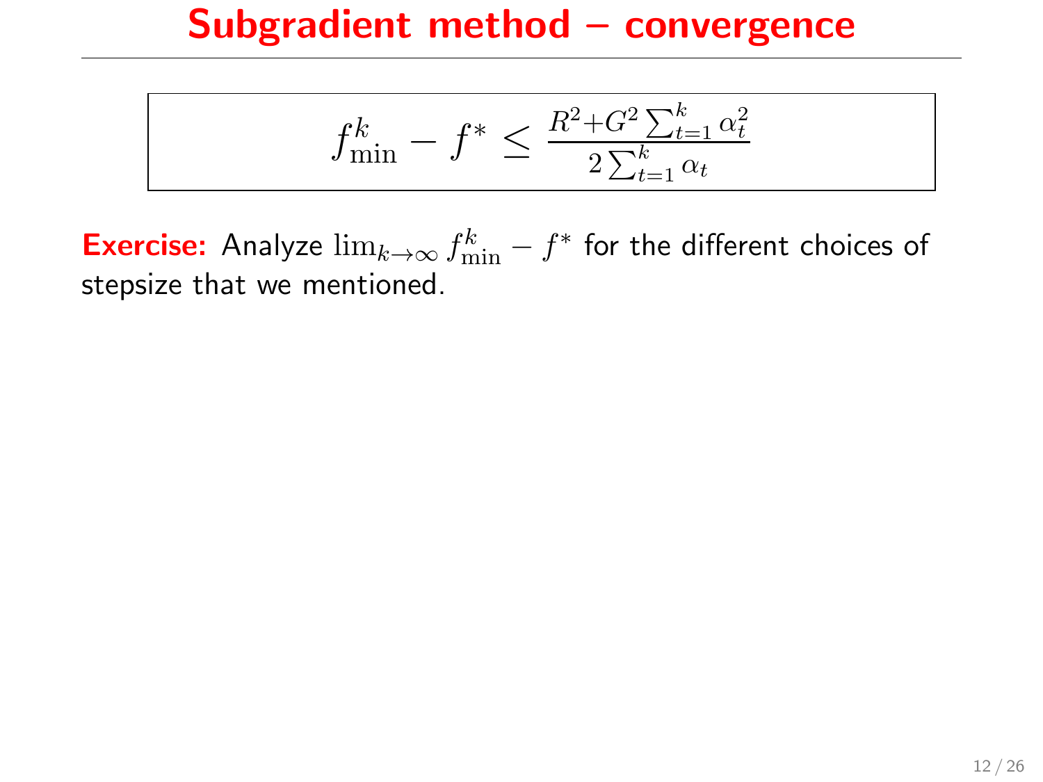# Subgradient method – convergence

$$
f_{\min}^k - f^* \leq \frac{R^2 + G^2 \sum_{t=1}^k \alpha_t^2}{2 \sum_{t=1}^k \alpha_t}
$$

**Exercise:** Analyze $\lim_{k \to \infty} f_{\min}^k - f^*$ for the different choices of stepsize that we mentioned.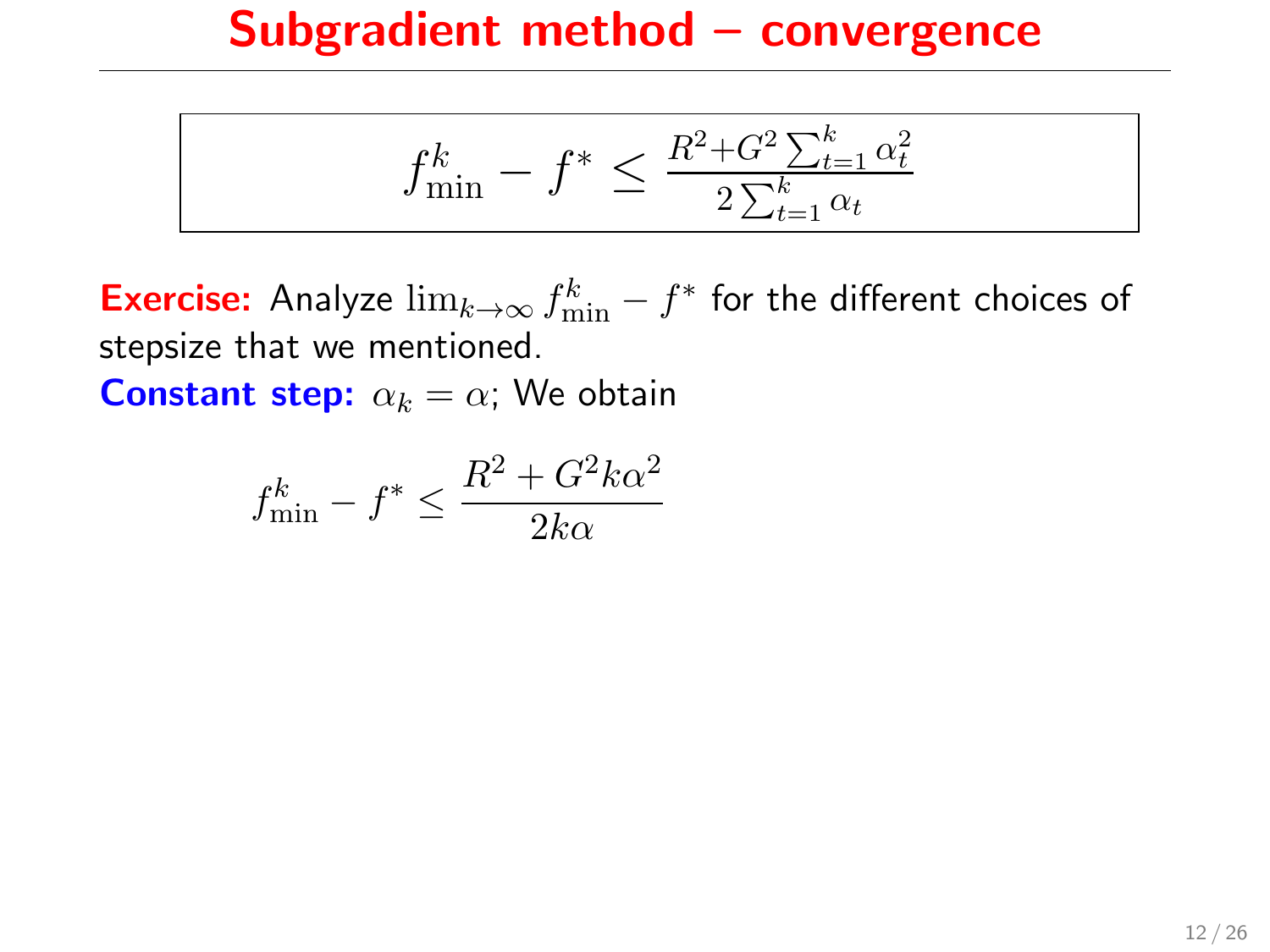# Subgradient method – convergence

$$f_{\min}^k - f^* \leq \frac{R^2 + G^2 \sum_{t=1}^k \alpha_t^2}{2 \sum_{t=1}^k \alpha_t}$$

**Exercise:** Analyze $\lim_{k \to \infty} f_{\min}^k - f^*$ for the different choices of stepsize that we mentioned.

**Constant step:** $\alpha_k = \alpha$; We obtain

$$f_{\min}^k - f^* \leq \frac{R^2 + G^2 k \alpha^2}{2k\alpha}$$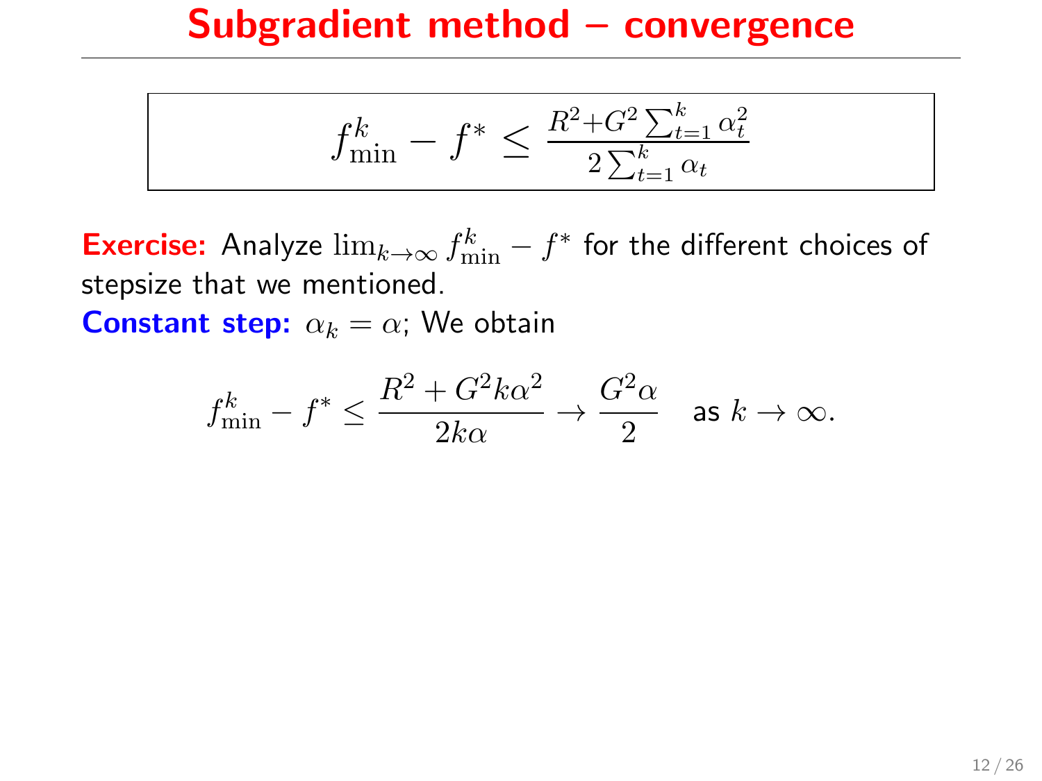# Subgradient method – convergence

$$f_{\min}^k - f^* \leq \frac{R^2 + G^2 \sum_{t=1}^k \alpha_t^2}{2 \sum_{t=1}^k \alpha_t}$$

**Exercise:** Analyze $\lim_{k\to\infty} f_{\min}^k - f^*$ for the different choices of stepsize that we mentioned.

**Constant step:** $\alpha_k = \alpha$; We obtain

$$f_{\min}^k - f^* \leq \frac{R^2 + G^2 k \alpha^2}{2k\alpha} \to \frac{G^2 \alpha}{2} \quad \text{as } k \to \infty.$$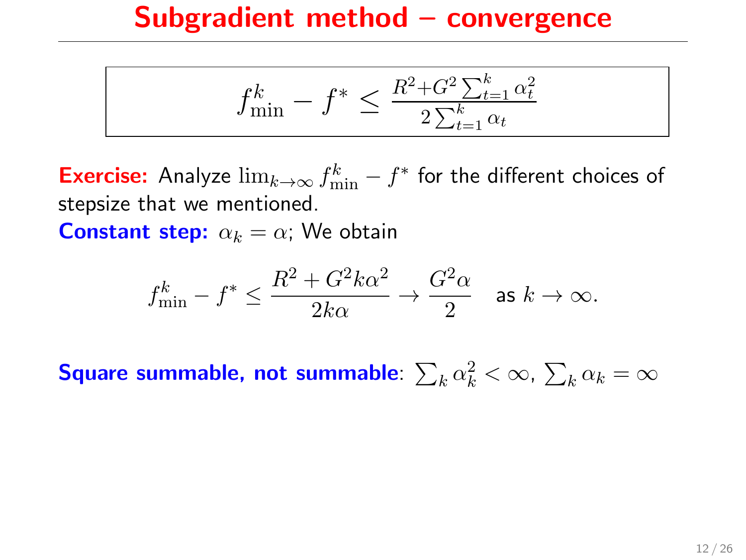# Subgradient method – convergence

$$f_{\min}^k - f^* \leq \frac{R^2 + G^2 \sum_{t=1}^k \alpha_t^2}{2\sum_{t=1}^k \alpha_t}$$

**Exercise:** Analyze $\lim_{k\to\infty} f_{\min}^k - f^*$ for the different choices of stepsize that we mentioned.

**Constant step:** $\alpha_k = \alpha$; We obtain

$$f_{\min}^k - f^* \leq \frac{R^2 + G^2 k\alpha^2}{2k\alpha} \to \frac{G^2\alpha}{2} \quad \text{as } k \to \infty.$$

**Square summable, not summable**: $\sum_k \alpha_k^2 < \infty$, $\sum_k \alpha_k = \infty$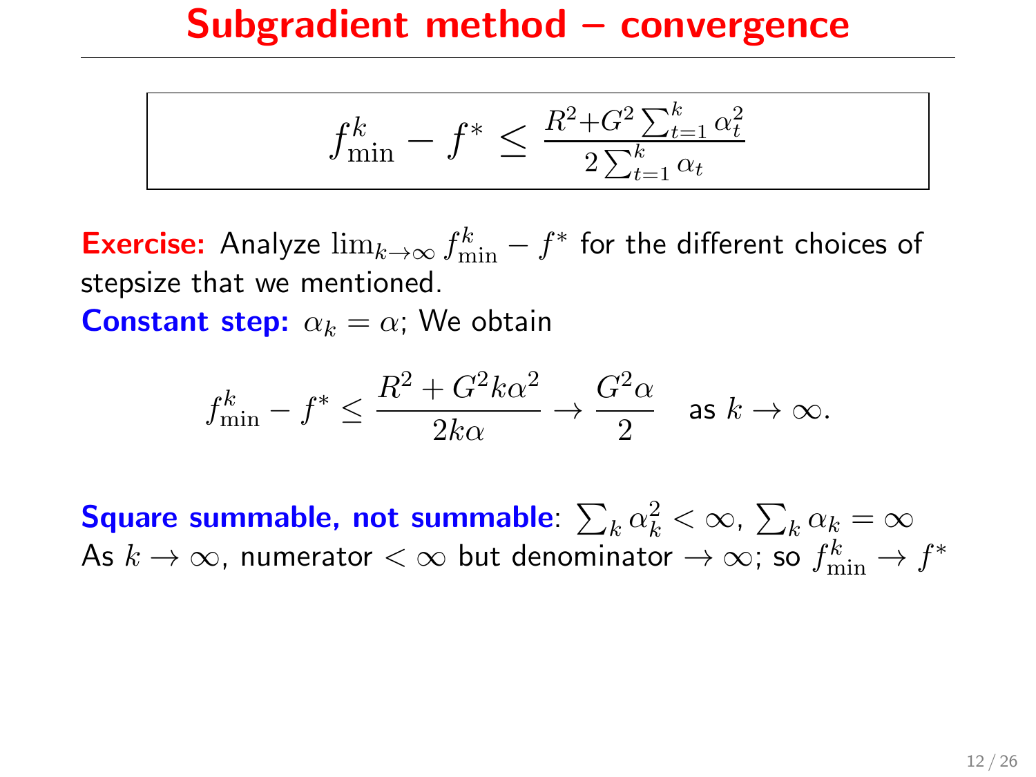# Subgradient method – convergence

$$f_{\min}^k - f^* \leq \frac{R^2 + G^2 \sum_{t=1}^k \alpha_t^2}{2 \sum_{t=1}^k \alpha_t}$$

**Exercise:** Analyze $\lim_{k\to\infty} f_{\min}^k - f^*$ for the different choices of stepsize that we mentioned.

**Constant step:** $\alpha_k = \alpha$; We obtain

$$f_{\min}^k - f^* \leq \frac{R^2 + G^2 k \alpha^2}{2k\alpha} \to \frac{G^2 \alpha}{2} \quad \text{as } k \to \infty.$$

**Square summable, not summable**: $\sum_k \alpha_k^2 < \infty$, $\sum_k \alpha_k = \infty$

As $k \to \infty$, numerator $< \infty$ but denominator $\to \infty$; so $f_{\min}^k \to f^*$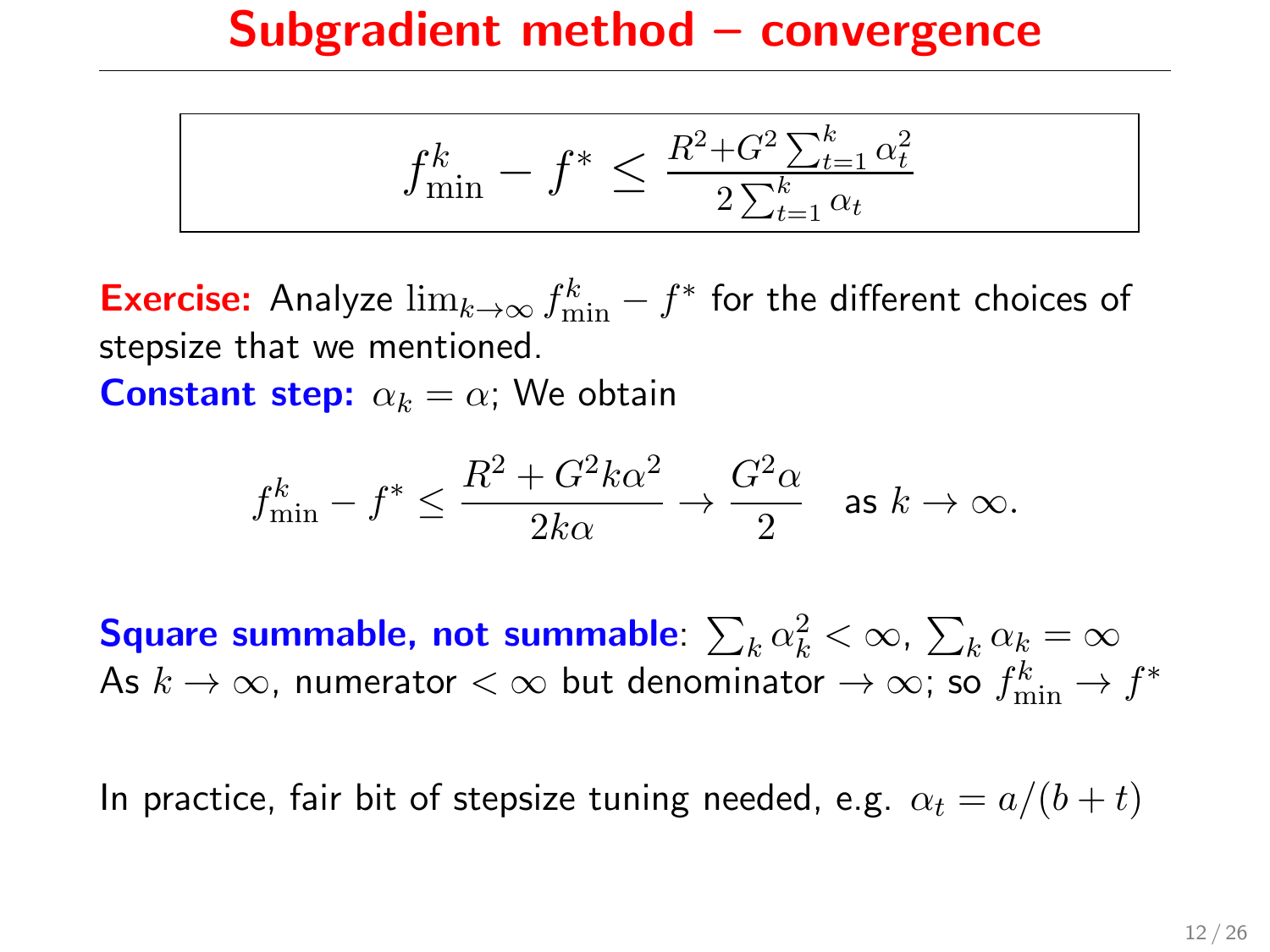# Subgradient method – convergence

$$f_{\min}^k - f^* \leq \frac{R^2 + G^2 \sum_{t=1}^k \alpha_t^2}{2 \sum_{t=1}^k \alpha_t}$$

**Exercise:** Analyze $\lim_{k \to \infty} f_{\min}^k - f^*$ for the different choices of stepsize that we mentioned.

**Constant step:** $\alpha_k = \alpha$; We obtain

$$f_{\min}^k - f^* \leq \frac{R^2 + G^2 k \alpha^2}{2k\alpha} \to \frac{G^2 \alpha}{2} \quad \text{as } k \to \infty.$$

**Square summable, not summable**: $\sum_k \alpha_k^2 < \infty$, $\sum_k \alpha_k = \infty$

As $k \to \infty$, numerator $< \infty$ but denominator $\to \infty$; so $f_{\min}^k \to f^*$

In practice, fair bit of stepsize tuning needed, e.g. $\alpha_t = a/(b+t)$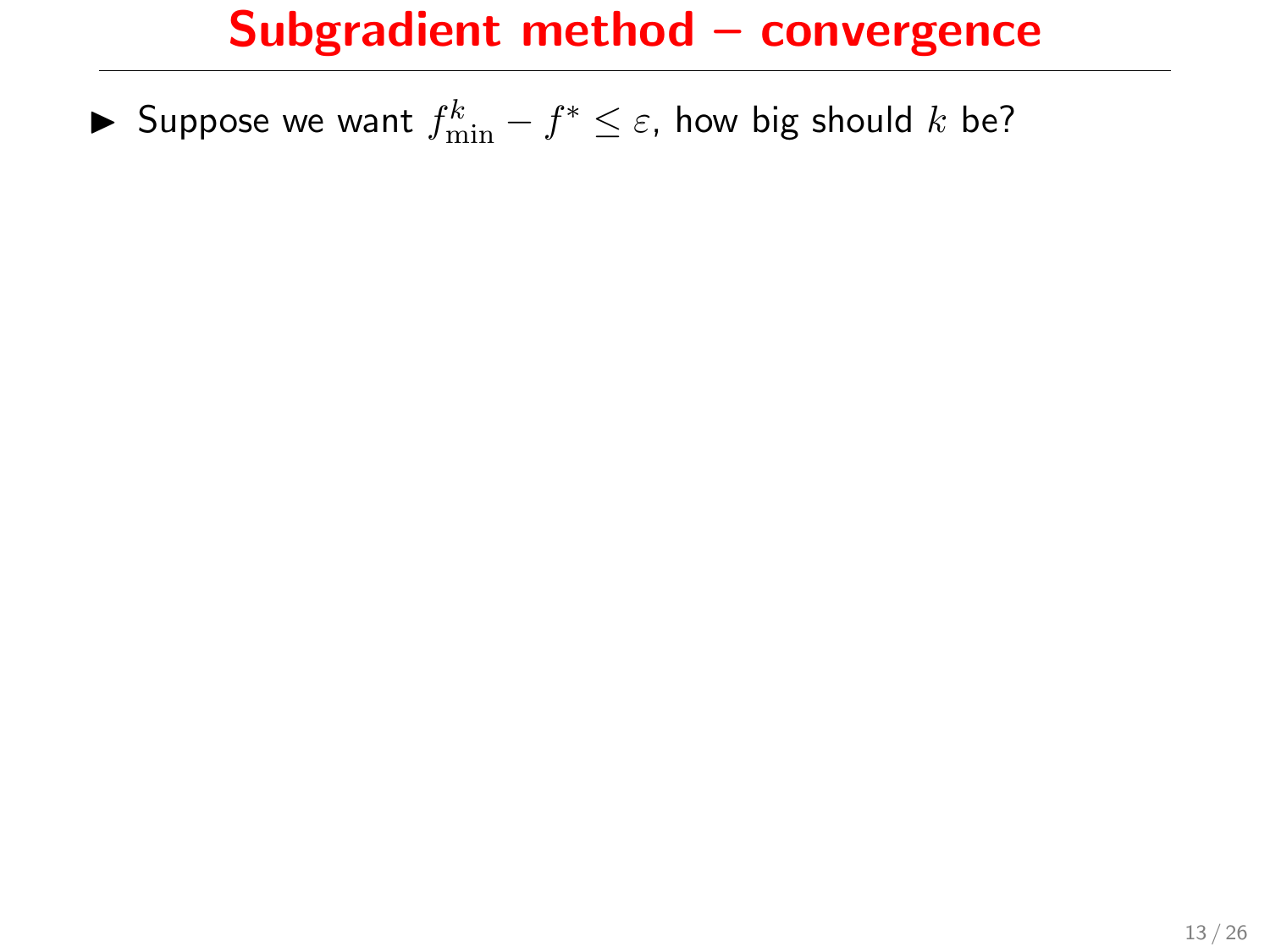# Subgradient method – convergence

- Suppose we want $f^k_{\min} - f^* \leq \varepsilon$, how big should $k$ be?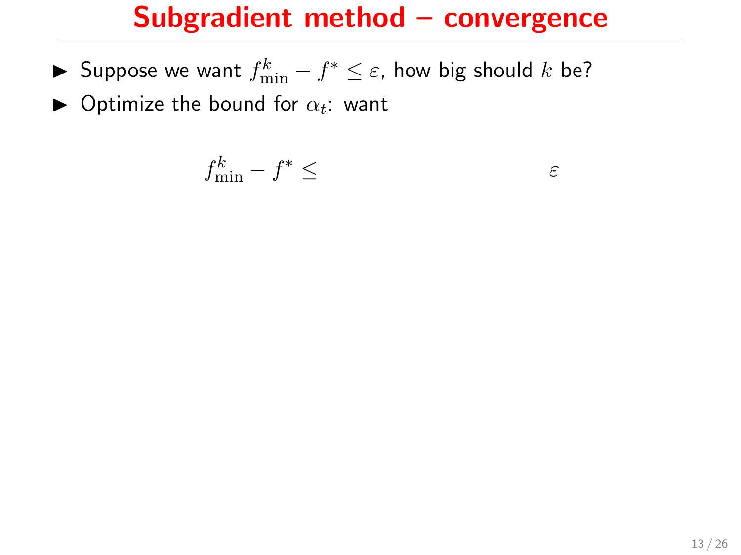# Subgradient method – convergence

- Suppose we want $f^k_{\min} - f^* \leq \varepsilon$, how big should $k$ be?
- Optimize the bound for $\alpha_t$: want

$$f^k_{\min} - f^* \leq \qquad\qquad\qquad\qquad \varepsilon$$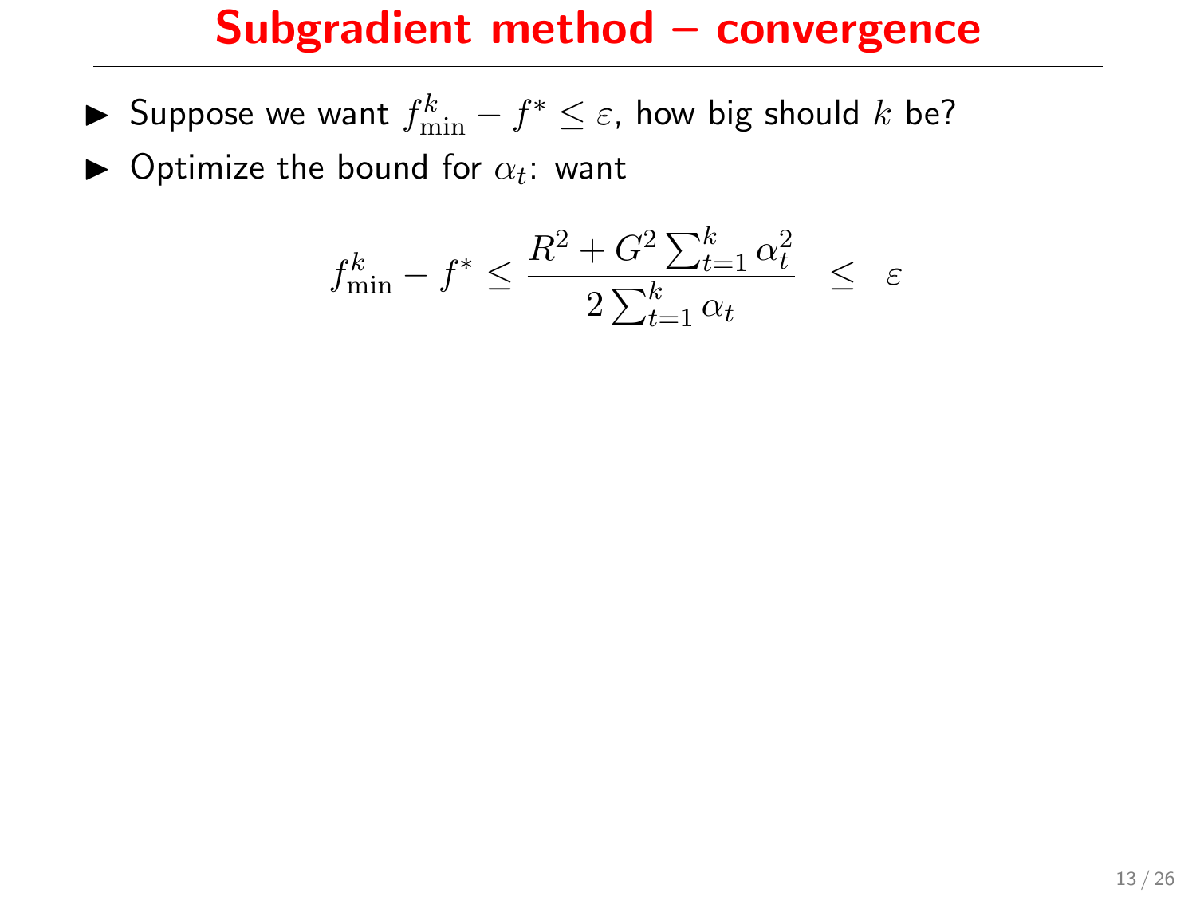# Subgradient method – convergence

- Suppose we want $f_{\min}^k - f^* \leq \varepsilon$, how big should $k$ be?
- Optimize the bound for $\alpha_t$: want

$$f_{\min}^k - f^* \leq \frac{R^2 + G^2 \sum_{t=1}^k \alpha_t^2}{2 \sum_{t=1}^k \alpha_t} \quad \leq \quad \varepsilon$$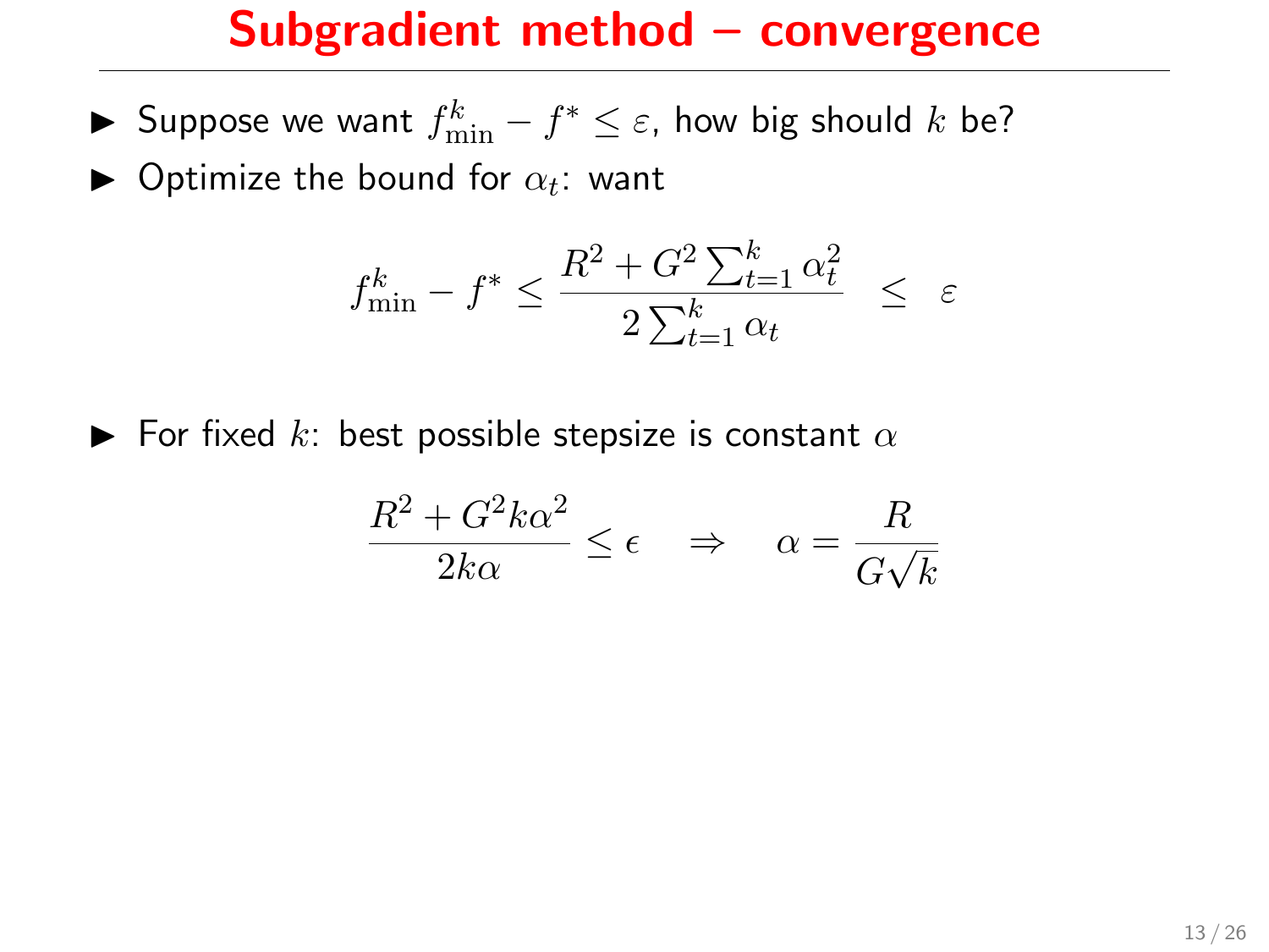# Subgradient method – convergence

- Suppose we want $f^k_{\min} - f^* \leq \varepsilon$, how big should $k$ be?
- Optimize the bound for $\alpha_t$: want

$$f^k_{\min} - f^* \leq \frac{R^2 + G^2 \sum_{t=1}^k \alpha_t^2}{2 \sum_{t=1}^k \alpha_t} \quad \leq \quad \varepsilon$$

- For fixed $k$: best possible stepsize is constant $\alpha$

$$\frac{R^2 + G^2 k \alpha^2}{2k\alpha} \leq \epsilon \quad \Rightarrow \quad \alpha = \frac{R}{G\sqrt{k}}$$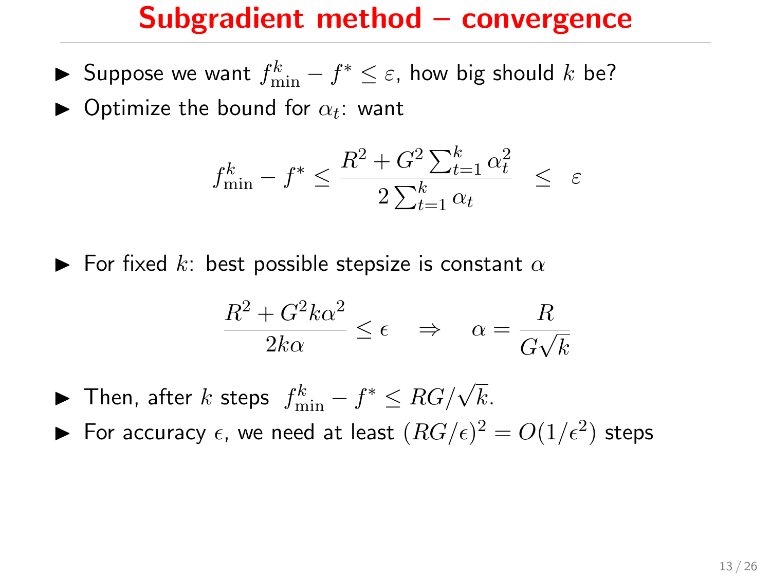# Subgradient method – convergence

- Suppose we want $f_{\min}^k - f^* \le \varepsilon$, how big should $k$ be?
- Optimize the bound for $\alpha_t$: want

$$f_{\min}^k - f^* \le \frac{R^2 + G^2 \sum_{t=1}^k \alpha_t^2}{2 \sum_{t=1}^k \alpha_t} \quad \le \quad \varepsilon$$

- For fixed $k$: best possible stepsize is constant $\alpha$

$$\frac{R^2 + G^2 k \alpha^2}{2k\alpha} \le \epsilon \quad \Rightarrow \quad \alpha = \frac{R}{G\sqrt{k}}$$

- Then, after $k$ steps $f_{\min}^k - f^* \le RG/\sqrt{k}$.
- For accuracy $\epsilon$, we need at least $(RG/\epsilon)^2 = O(1/\epsilon^2)$ steps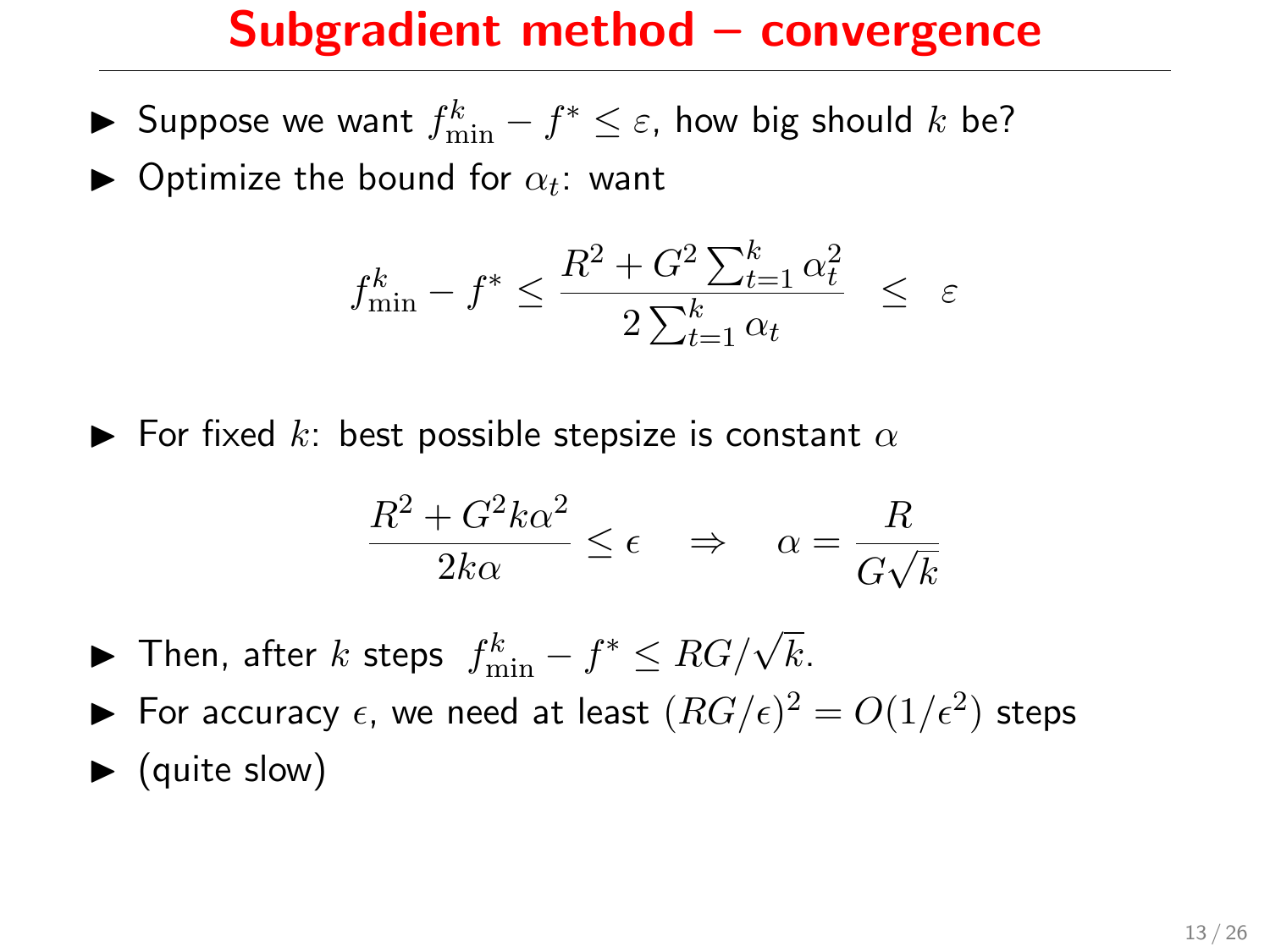# Subgradient method – convergence

- Suppose we want $f_{\min}^k - f^* \leq \varepsilon$, how big should $k$ be?
- Optimize the bound for $\alpha_t$: want

$$f_{\min}^k - f^* \leq \frac{R^2 + G^2 \sum_{t=1}^k \alpha_t^2}{2 \sum_{t=1}^k \alpha_t} \quad \leq \quad \varepsilon$$

- For fixed $k$: best possible stepsize is constant $\alpha$

$$\frac{R^2 + G^2 k \alpha^2}{2k\alpha} \leq \epsilon \quad \Rightarrow \quad \alpha = \frac{R}{G\sqrt{k}}$$

- Then, after $k$ steps $f_{\min}^k - f^* \leq RG/\sqrt{k}$.
- For accuracy $\epsilon$, we need at least $(RG/\epsilon)^2 = O(1/\epsilon^2)$ steps
- (quite slow)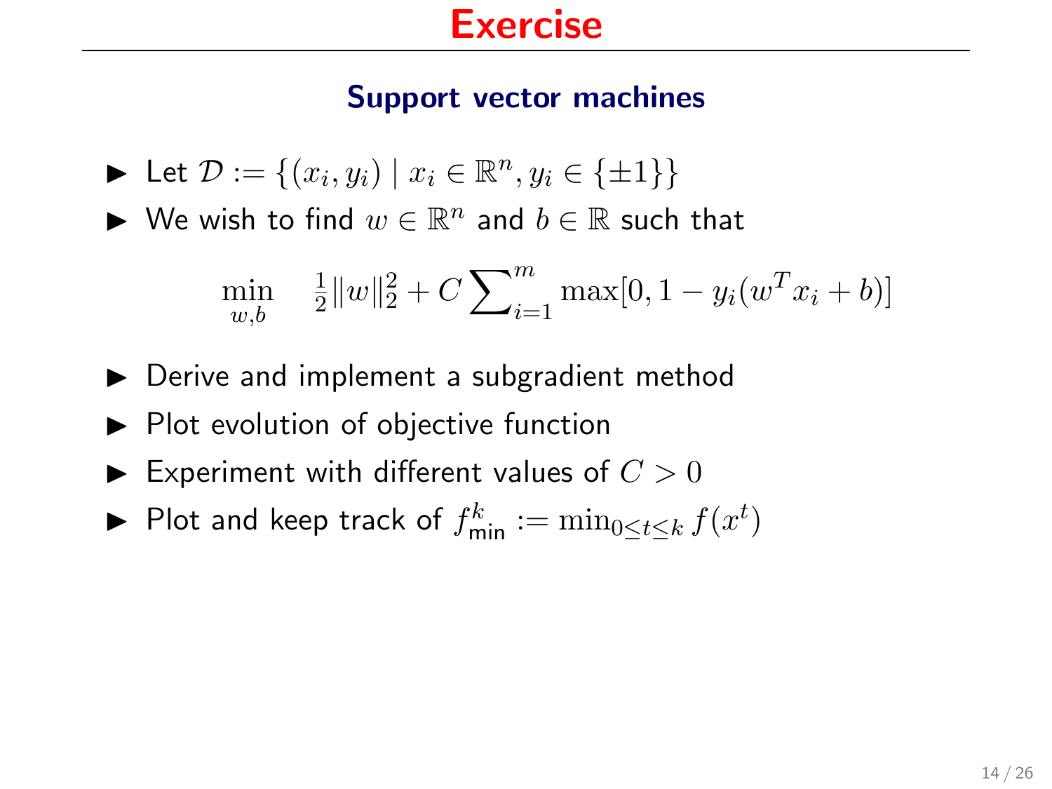# Exercise

## Support vector machines

- Let $\mathcal{D} := \{(x_i, y_i) \mid x_i \in \mathbb{R}^n, y_i \in \{\pm 1\}\}$
- We wish to find $w \in \mathbb{R}^n$ and $b \in \mathbb{R}$ such that

$$\min_{w,b} \quad \tfrac{1}{2}\|w\|_2^2 + C \sum\nolimits_{i=1}^{m} \max[0, 1 - y_i(w^T x_i + b)]$$

- Derive and implement a subgradient method
- Plot evolution of objective function
- Experiment with different values of $C > 0$
- Plot and keep track of $f_{\mathrm{min}}^k := \min_{0 \le t \le k} f(x^t)$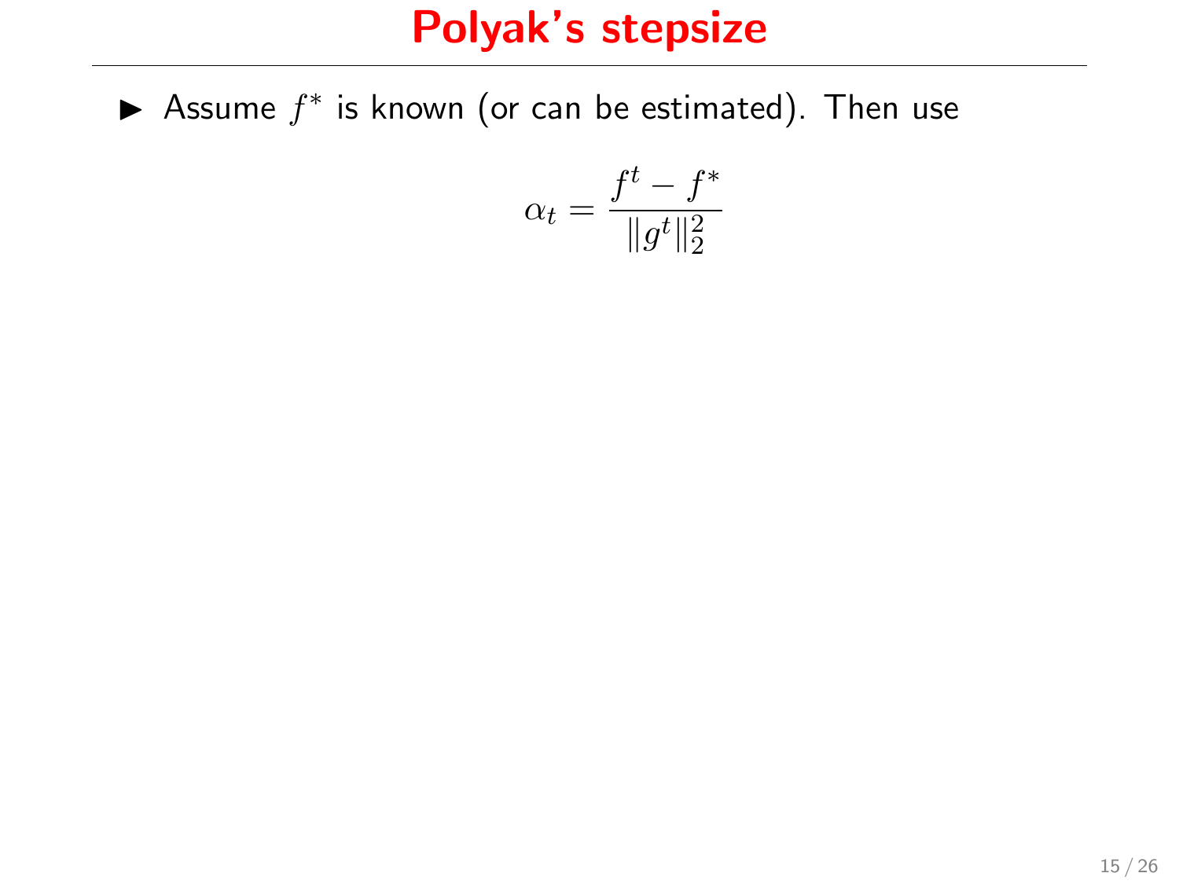# Polyak's stepsize

- Assume $f^*$ is known (or can be estimated). Then use

$$\alpha_t = \frac{f^t - f^*}{\|g^t\|_2^2}$$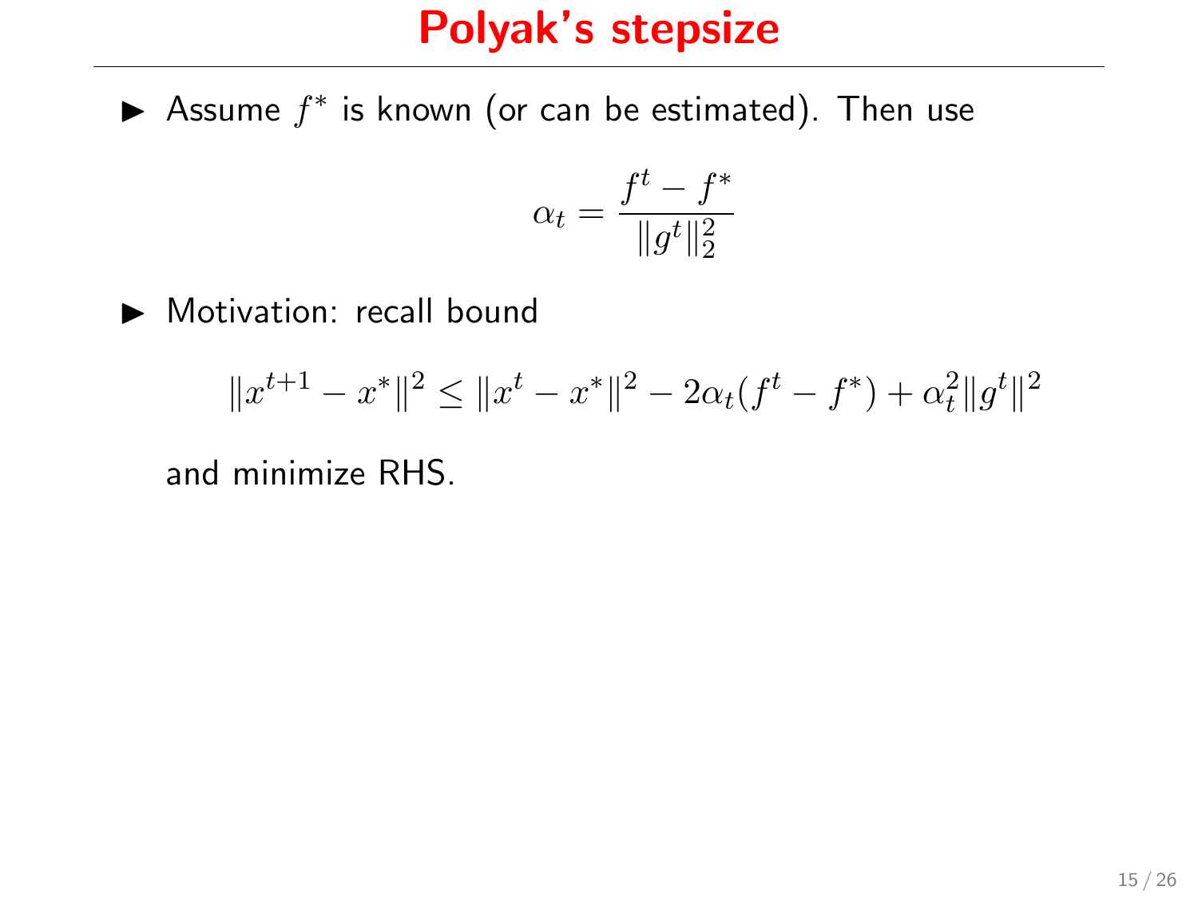# Polyak's stepsize

- Assume $f^*$ is known (or can be estimated). Then use

$$\alpha_t = \frac{f^t - f^*}{\|g^t\|_2^2}$$

- Motivation: recall bound

$$\|x^{t+1} - x^*\|^2 \leq \|x^t - x^*\|^2 - 2\alpha_t(f^t - f^*) + \alpha_t^2\|g^t\|^2$$

  and minimize RHS.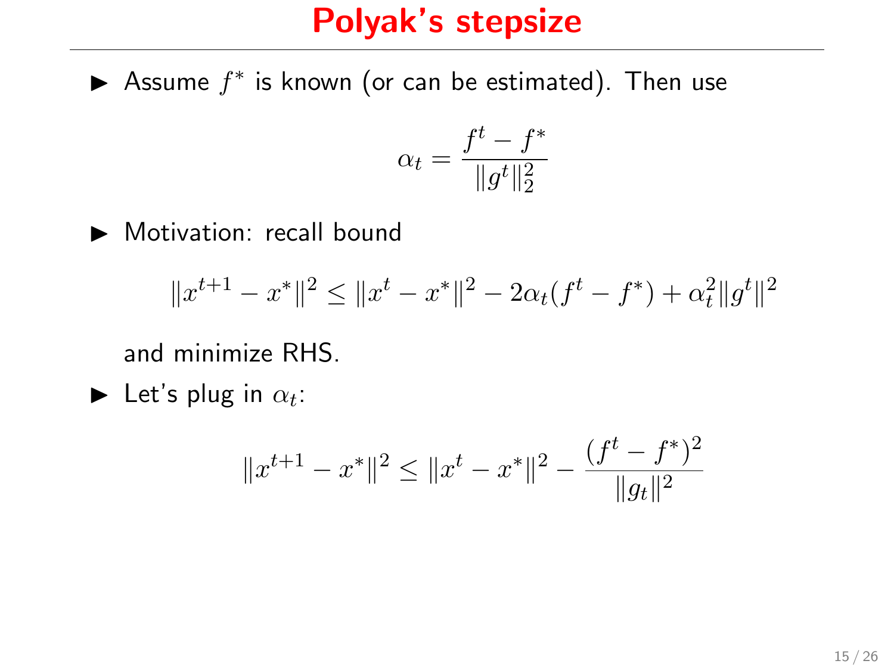# Polyak's stepsize

- Assume $f^*$ is known (or can be estimated). Then use

$$\alpha_t = \frac{f^t - f^*}{\|g^t\|_2^2}$$

- Motivation: recall bound

$$\|x^{t+1} - x^*\|^2 \leq \|x^t - x^*\|^2 - 2\alpha_t(f^t - f^*) + \alpha_t^2\|g^t\|^2$$

  and minimize RHS.

- Let's plug in $\alpha_t$:

$$\|x^{t+1} - x^*\|^2 \leq \|x^t - x^*\|^2 - \frac{(f^t - f^*)^2}{\|g_t\|^2}$$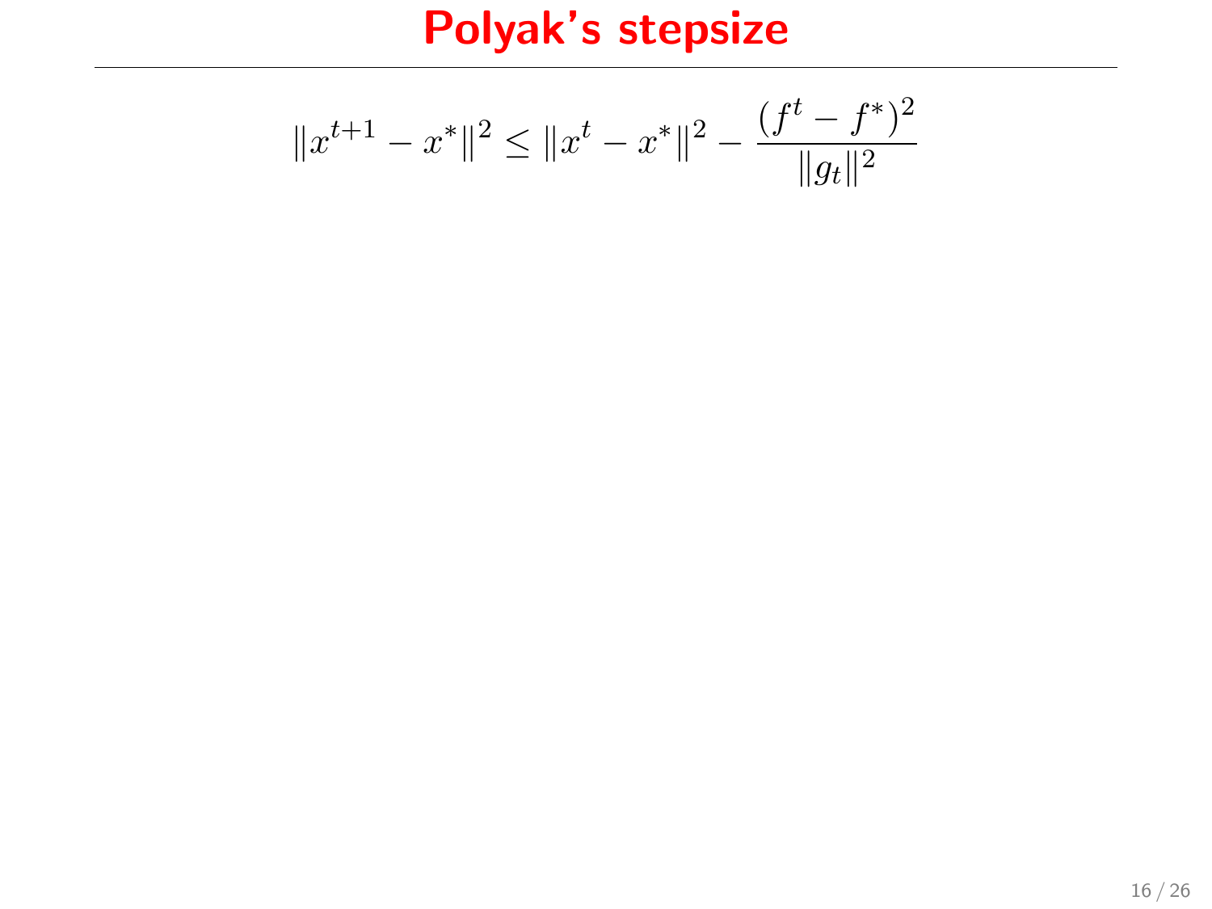# Polyak's stepsize

$$\|x^{t+1} - x^*\|^2 \leq \|x^t - x^*\|^2 - \frac{(f^t - f^*)^2}{\|g_t\|^2}$$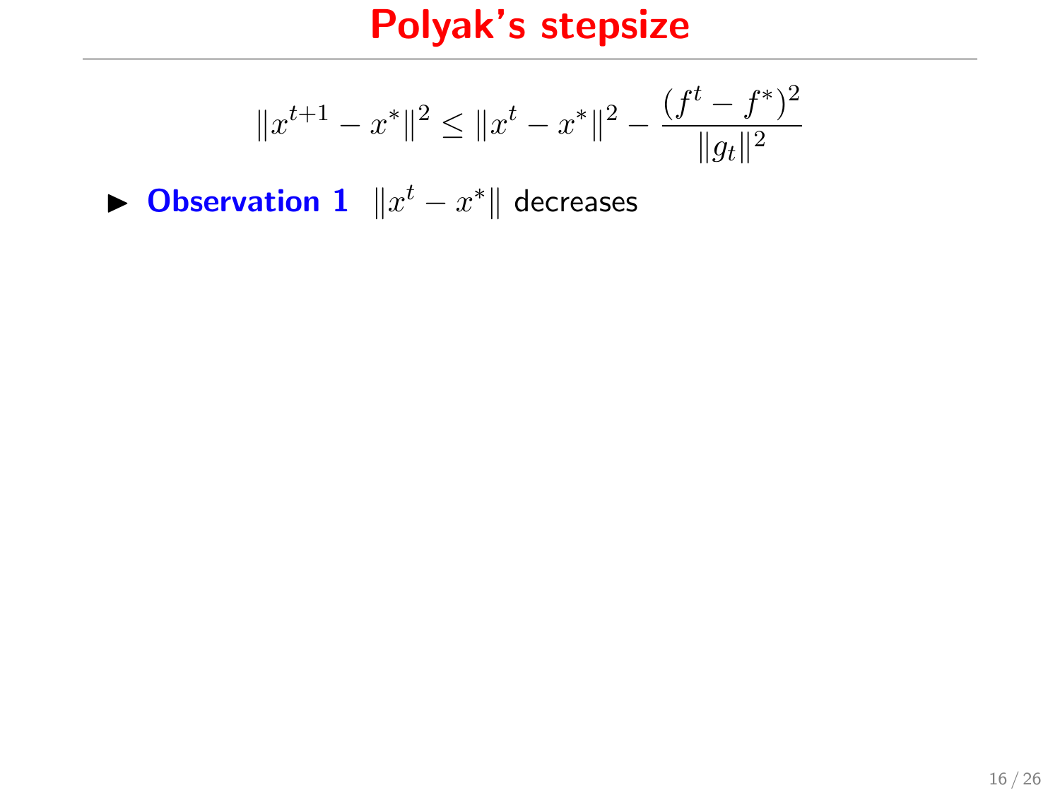# Polyak's stepsize

$$\|x^{t+1} - x^*\|^2 \leq \|x^t - x^*\|^2 - \frac{(f^t - f^*)^2}{\|g_t\|^2}$$

- **Observation 1** $\|x^t - x^*\|$ decreases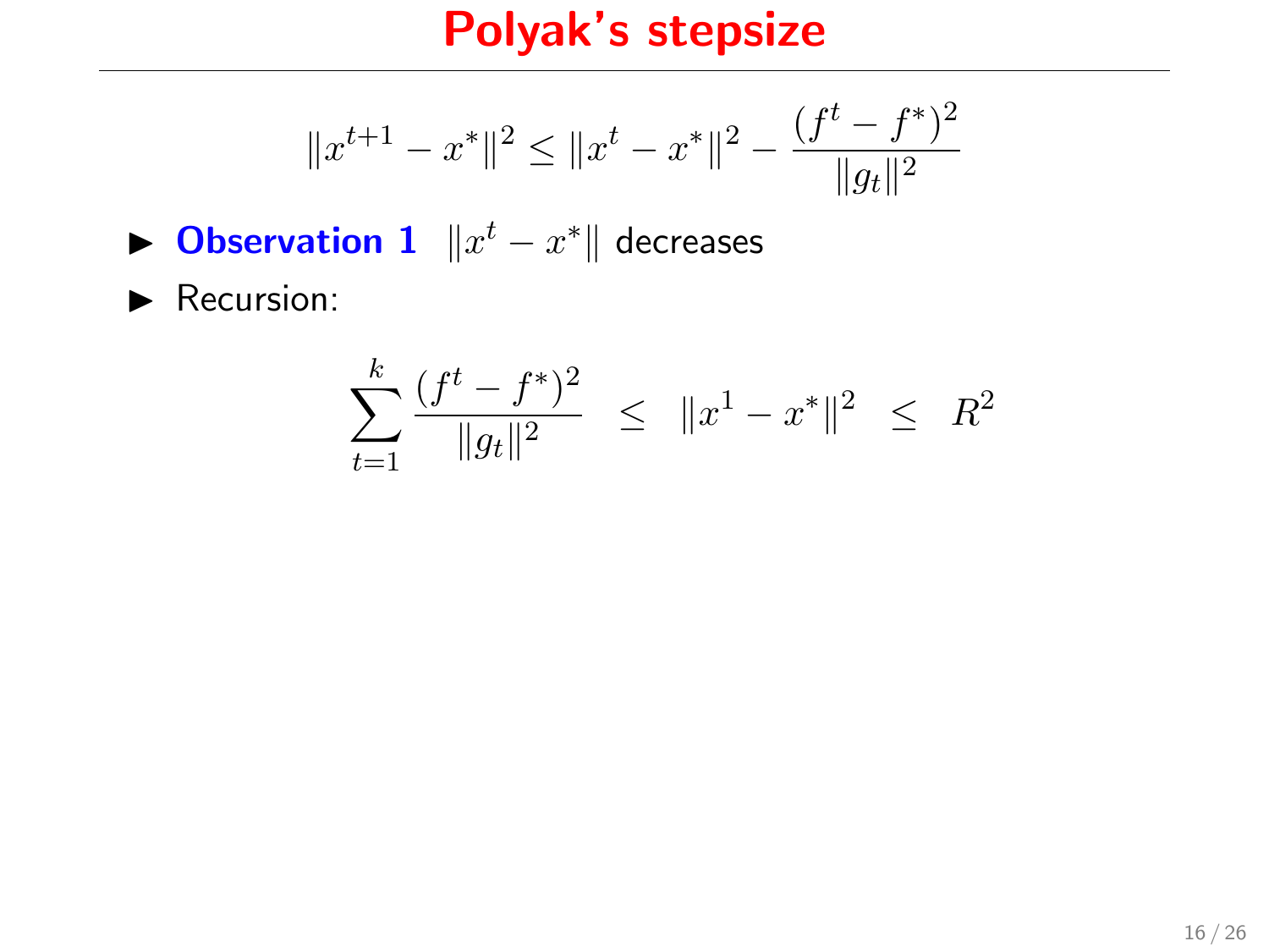# Polyak's stepsize

$$\|x^{t+1} - x^*\|^2 \leq \|x^t - x^*\|^2 - \frac{(f^t - f^*)^2}{\|g_t\|^2}$$

- **Observation 1** $\|x^t - x^*\|$ decreases
- Recursion:

$$\sum_{t=1}^{k} \frac{(f^t - f^*)^2}{\|g_t\|^2} \;\leq\; \|x^1 - x^*\|^2 \;\leq\; R^2$$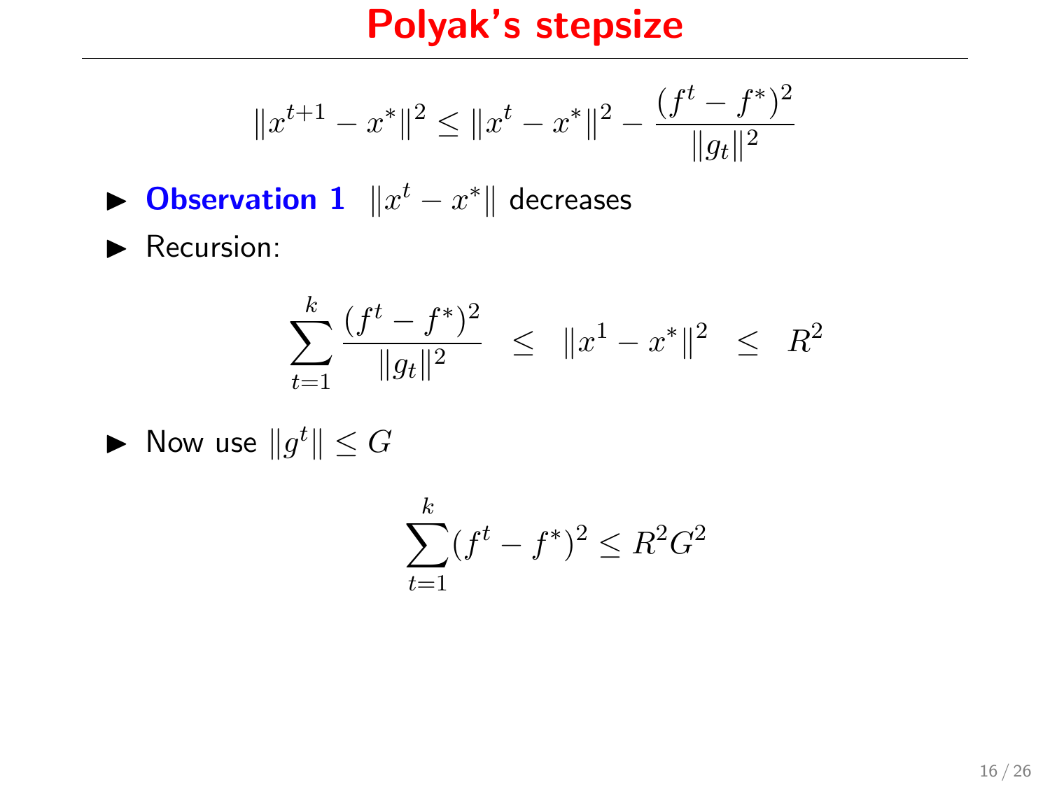# Polyak's stepsize

$$\|x^{t+1} - x^*\|^2 \leq \|x^t - x^*\|^2 - \frac{(f^t - f^*)^2}{\|g_t\|^2}$$

- **Observation 1** $\|x^t - x^*\|$ decreases
- Recursion:

$$\sum_{t=1}^{k} \frac{(f^t - f^*)^2}{\|g_t\|^2} \;\leq\; \|x^1 - x^*\|^2 \;\leq\; R^2$$

- Now use $\|g^t\| \leq G$

$$\sum_{t=1}^{k} (f^t - f^*)^2 \leq R^2 G^2$$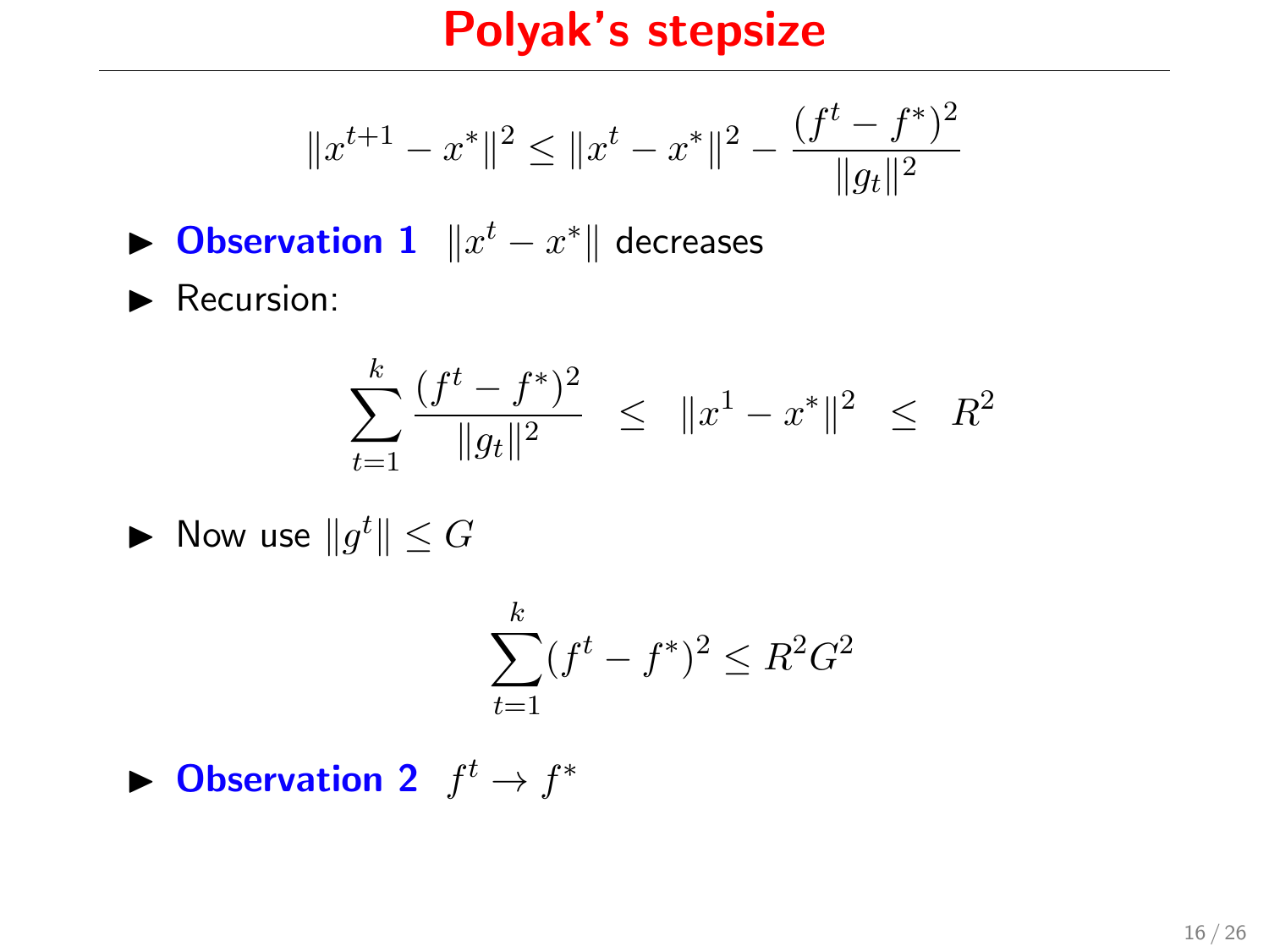# Polyak's stepsize

$$\|x^{t+1} - x^*\|^2 \leq \|x^t - x^*\|^2 - \frac{(f^t - f^*)^2}{\|g_t\|^2}$$

- **Observation 1** $\|x^t - x^*\|$ decreases
- Recursion:

$$\sum_{t=1}^{k} \frac{(f^t - f^*)^2}{\|g_t\|^2} \;\; \leq \;\; \|x^1 - x^*\|^2 \;\; \leq \;\; R^2$$

- Now use $\|g^t\| \leq G$

$$\sum_{t=1}^{k} (f^t - f^*)^2 \leq R^2 G^2$$

- **Observation 2** $f^t \to f^*$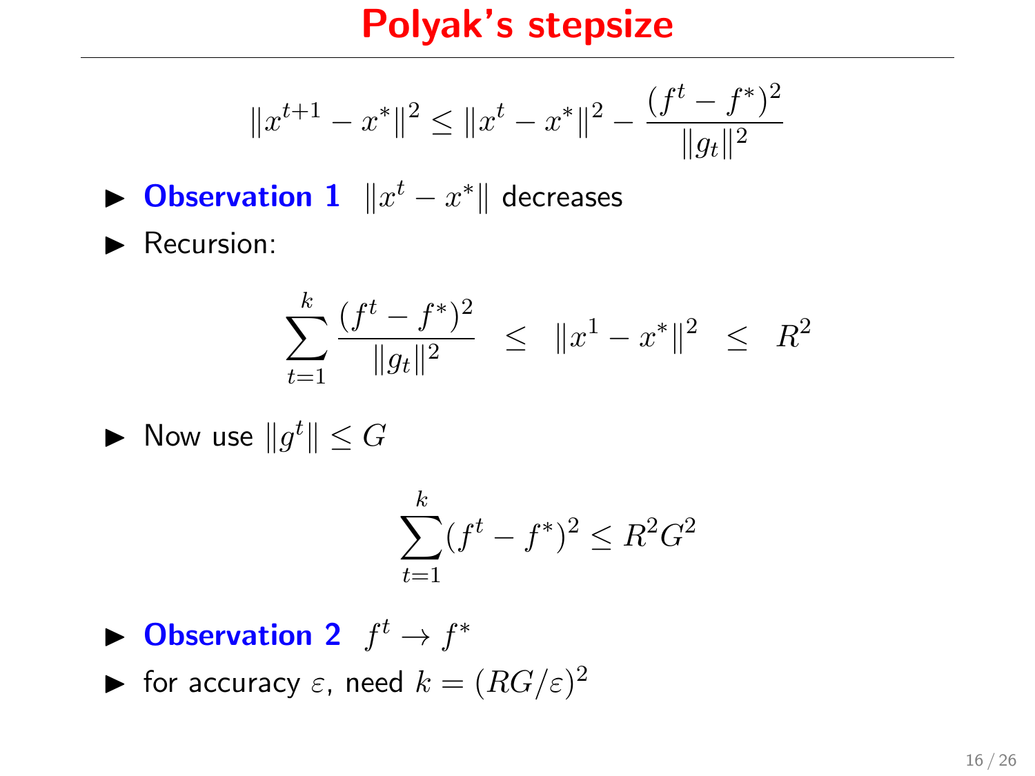# Polyak's stepsize

$$\|x^{t+1} - x^*\|^2 \leq \|x^t - x^*\|^2 - \frac{(f^t - f^*)^2}{\|g_t\|^2}$$

- **Observation 1** $\|x^t - x^*\|$ decreases
- Recursion:

$$\sum_{t=1}^{k} \frac{(f^t - f^*)^2}{\|g_t\|^2} \;\; \leq \;\; \|x^1 - x^*\|^2 \;\; \leq \;\; R^2$$

- Now use $\|g^t\| \leq G$

$$\sum_{t=1}^{k} (f^t - f^*)^2 \leq R^2 G^2$$

- **Observation 2** $f^t \to f^*$
- for accuracy $\varepsilon$, need $k = (RG/\varepsilon)^2$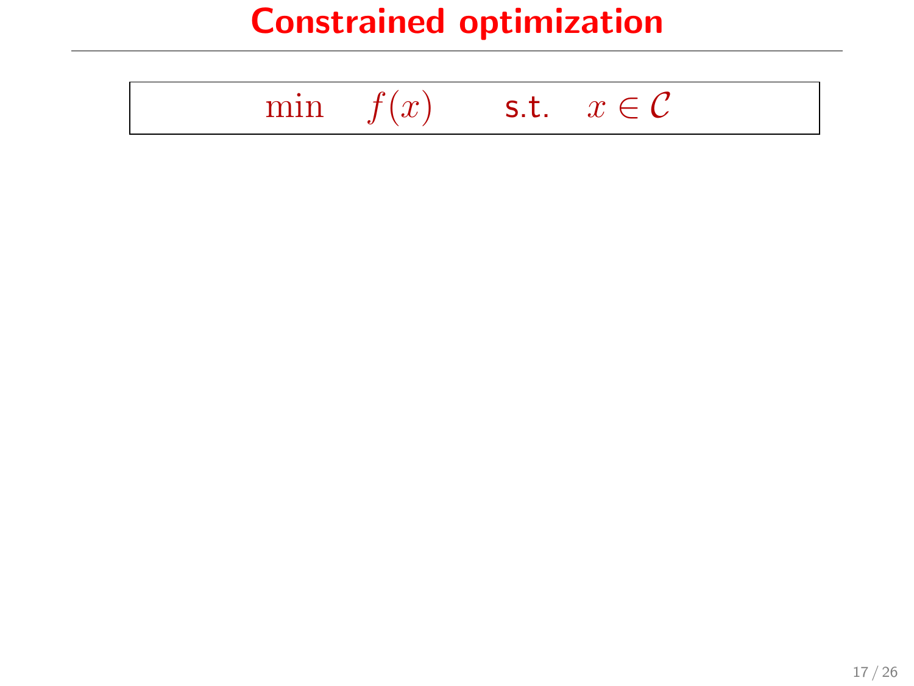# Constrained optimization

$$\min \quad f(x) \qquad \text{s.t.} \quad x \in \mathcal{C}$$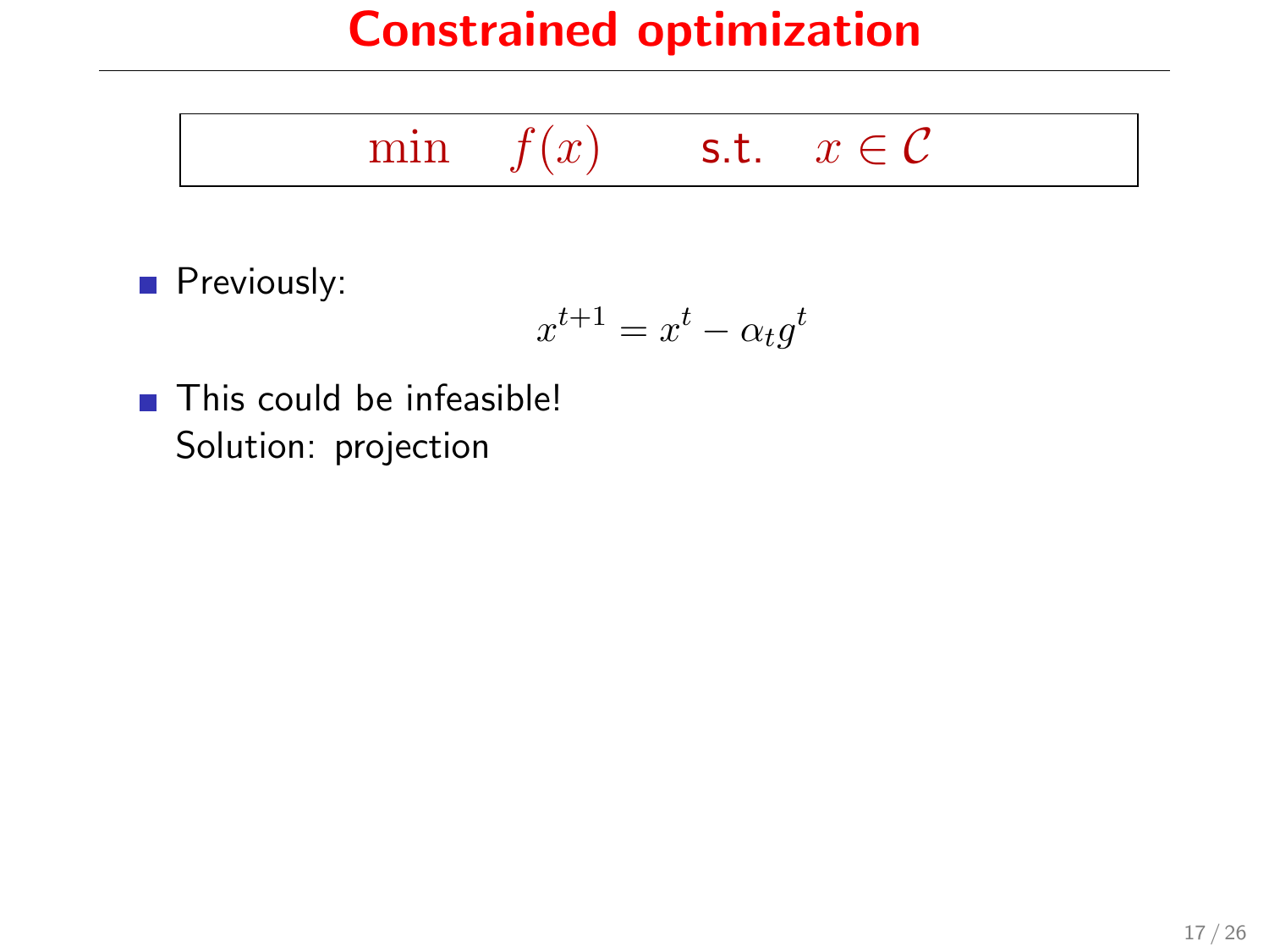# Constrained optimization

$$\min \quad f(x) \qquad \text{s.t.} \quad x \in \mathcal{C}$$

- Previously:

$$x^{t+1} = x^t - \alpha_t g^t$$

- This could be infeasible!
  Solution: projection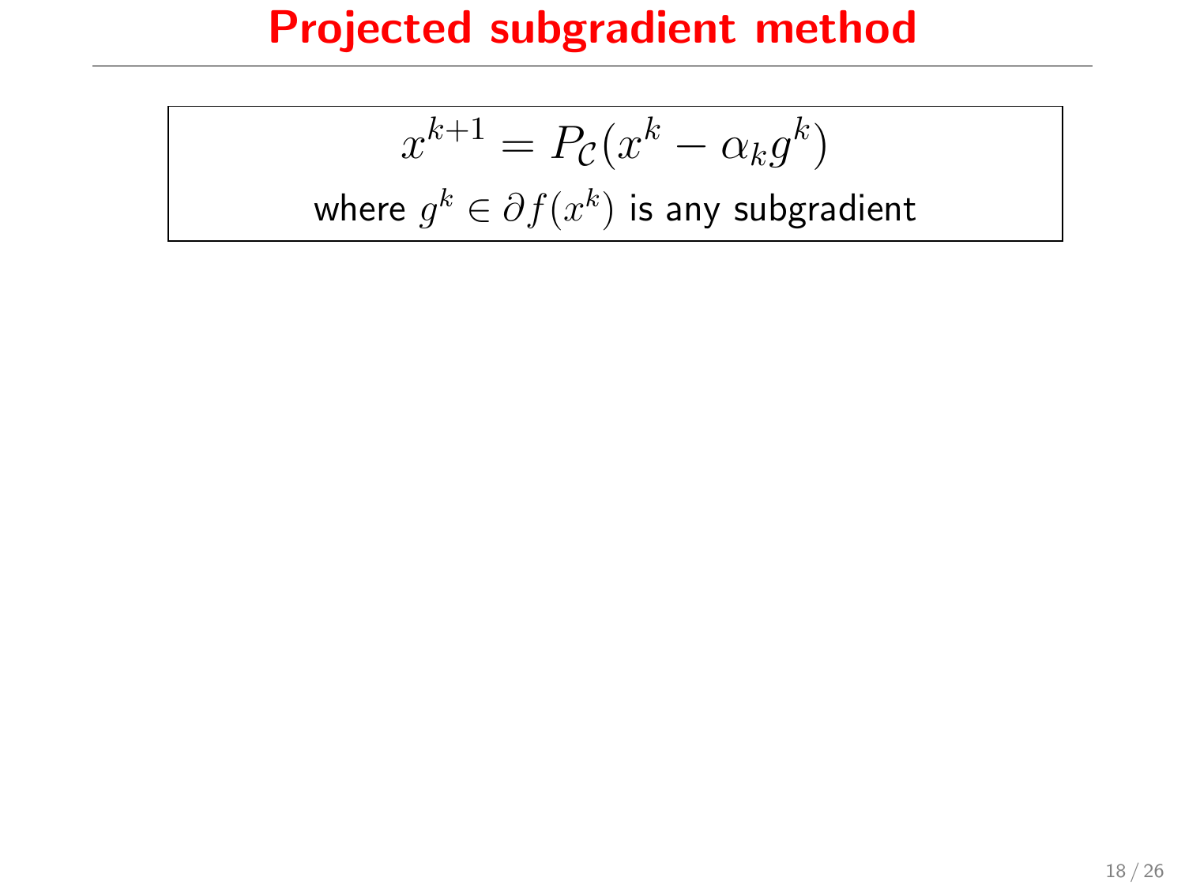# Projected subgradient method

$$x^{k+1} = P_{\mathcal{C}}(x^k - \alpha_k g^k)$$

where $g^k \in \partial f(x^k)$ is any subgradient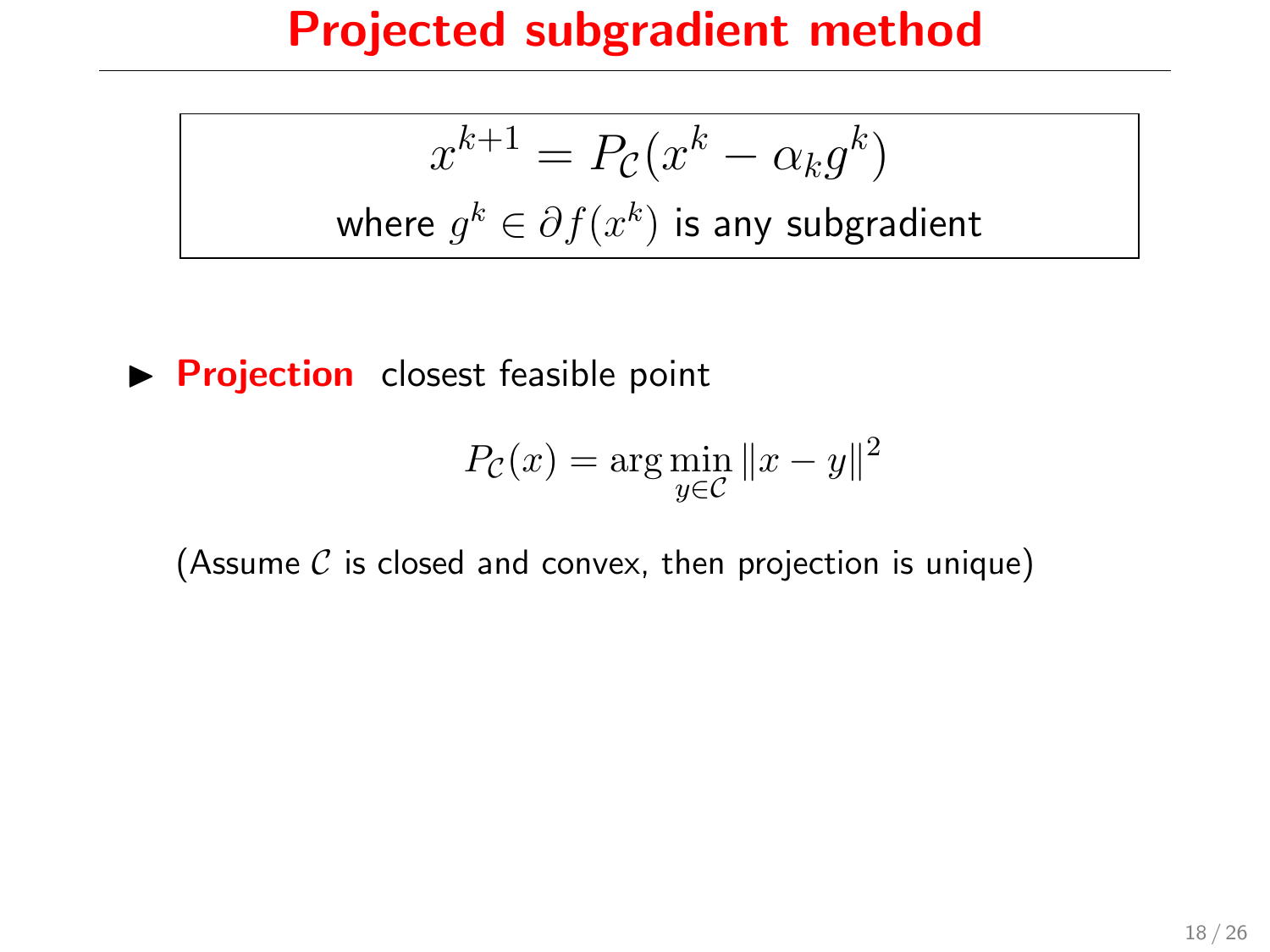# Projected subgradient method

$$x^{k+1} = P_{\mathcal{C}}(x^k - \alpha_k g^k)$$

where $g^k \in \partial f(x^k)$ is any subgradient

- **Projection** closest feasible point

$$P_{\mathcal{C}}(x) = \arg\min_{y \in \mathcal{C}} \|x - y\|^2$$

(Assume $\mathcal{C}$ is closed and convex, then projection is unique)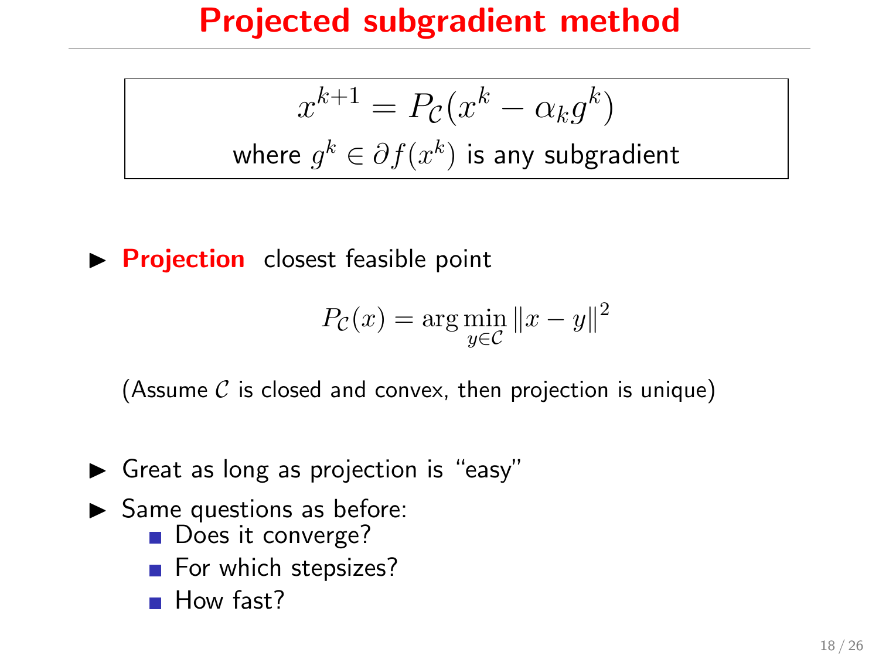# Projected subgradient method

$$x^{k+1} = P_{\mathcal{C}}(x^k - \alpha_k g^k)$$

where $g^k \in \partial f(x^k)$ is any subgradient

- **Projection** closest feasible point

$$P_{\mathcal{C}}(x) = \arg\min_{y \in \mathcal{C}} \|x - y\|^2$$

(Assume $\mathcal{C}$ is closed and convex, then projection is unique)

- Great as long as projection is "easy"
- Same questions as before:
  - Does it converge?
  - For which stepsizes?
  - How fast?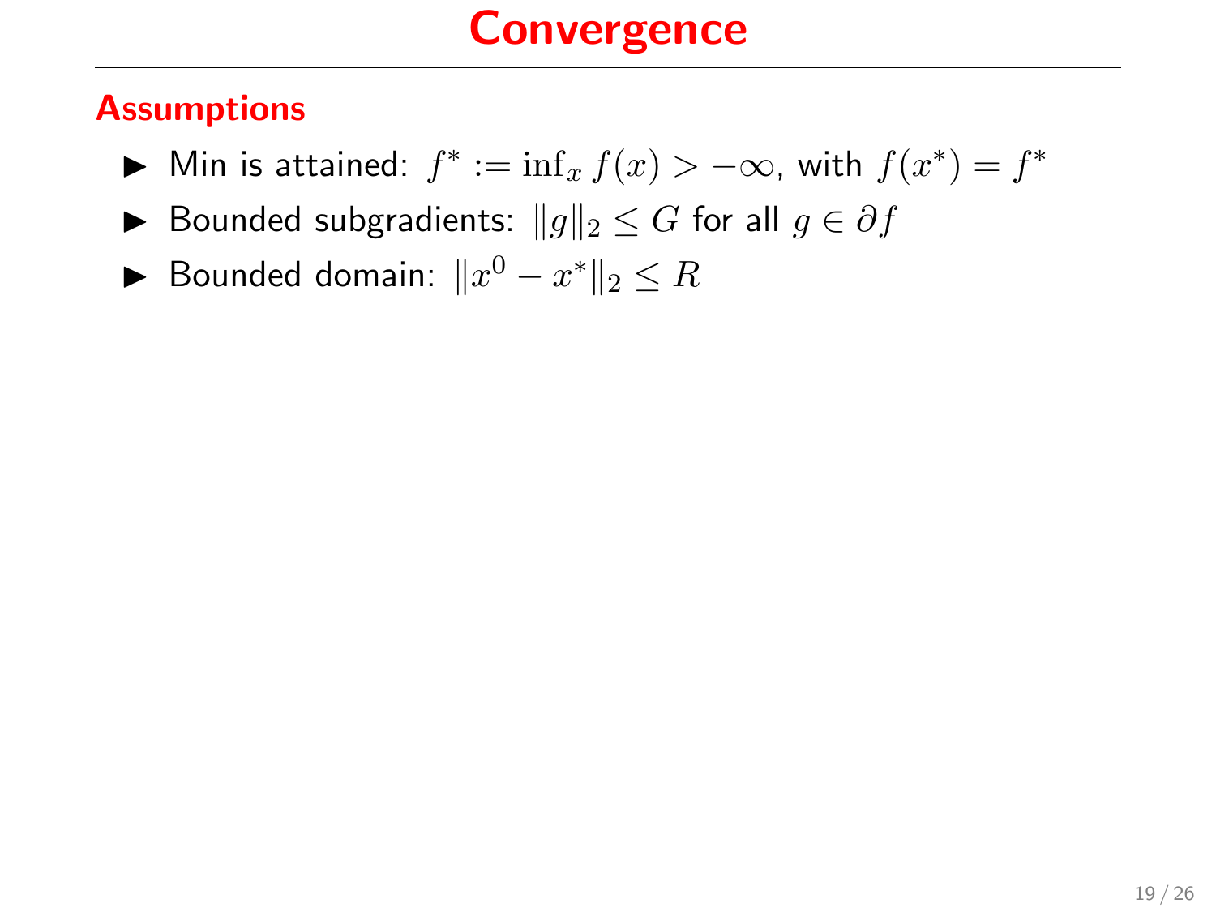# Convergence

## Assumptions

- Min is attained: $f^* := \inf_x f(x) > -\infty$, with $f(x^*) = f^*$
- Bounded subgradients: $\|g\|_2 \leq G$ for all $g \in \partial f$
- Bounded domain: $\|x^0 - x^*\|_2 \leq R$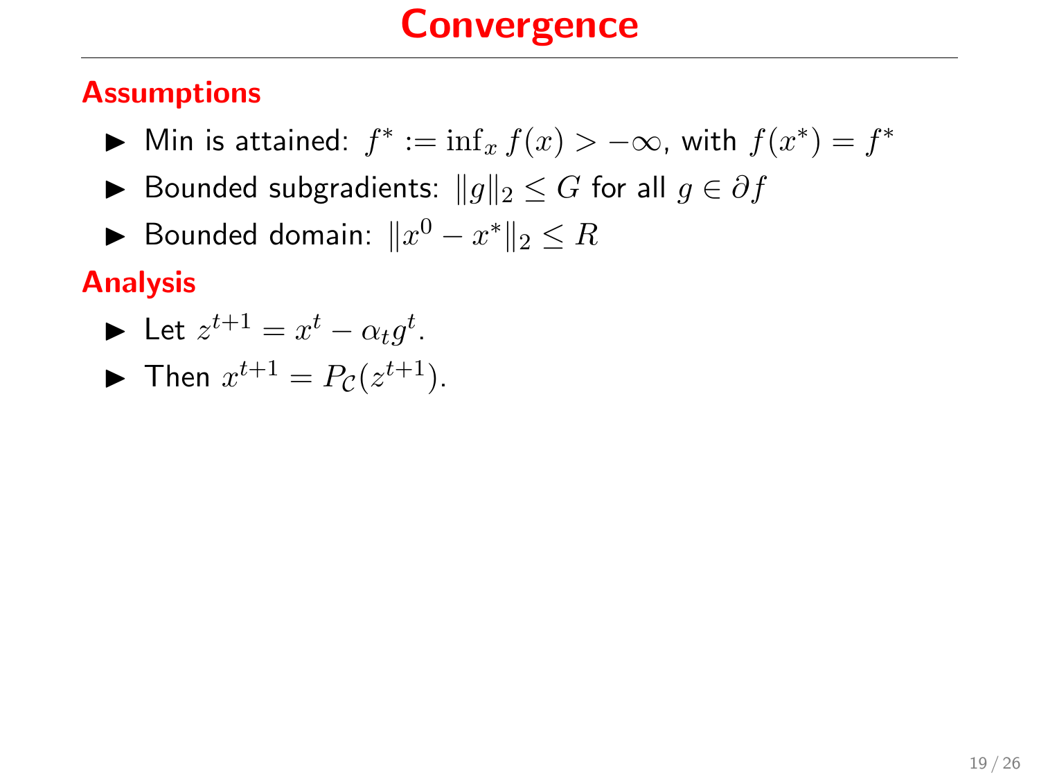# Convergence

## Assumptions

- Min is attained: $f^* := \inf_x f(x) > -\infty$, with $f(x^*) = f^*$
- Bounded subgradients: $\|g\|_2 \leq G$ for all $g \in \partial f$
- Bounded domain: $\|x^0 - x^*\|_2 \leq R$

## Analysis

- Let $z^{t+1} = x^t - \alpha_t g^t$.
- Then $x^{t+1} = P_{\mathcal{C}}(z^{t+1})$.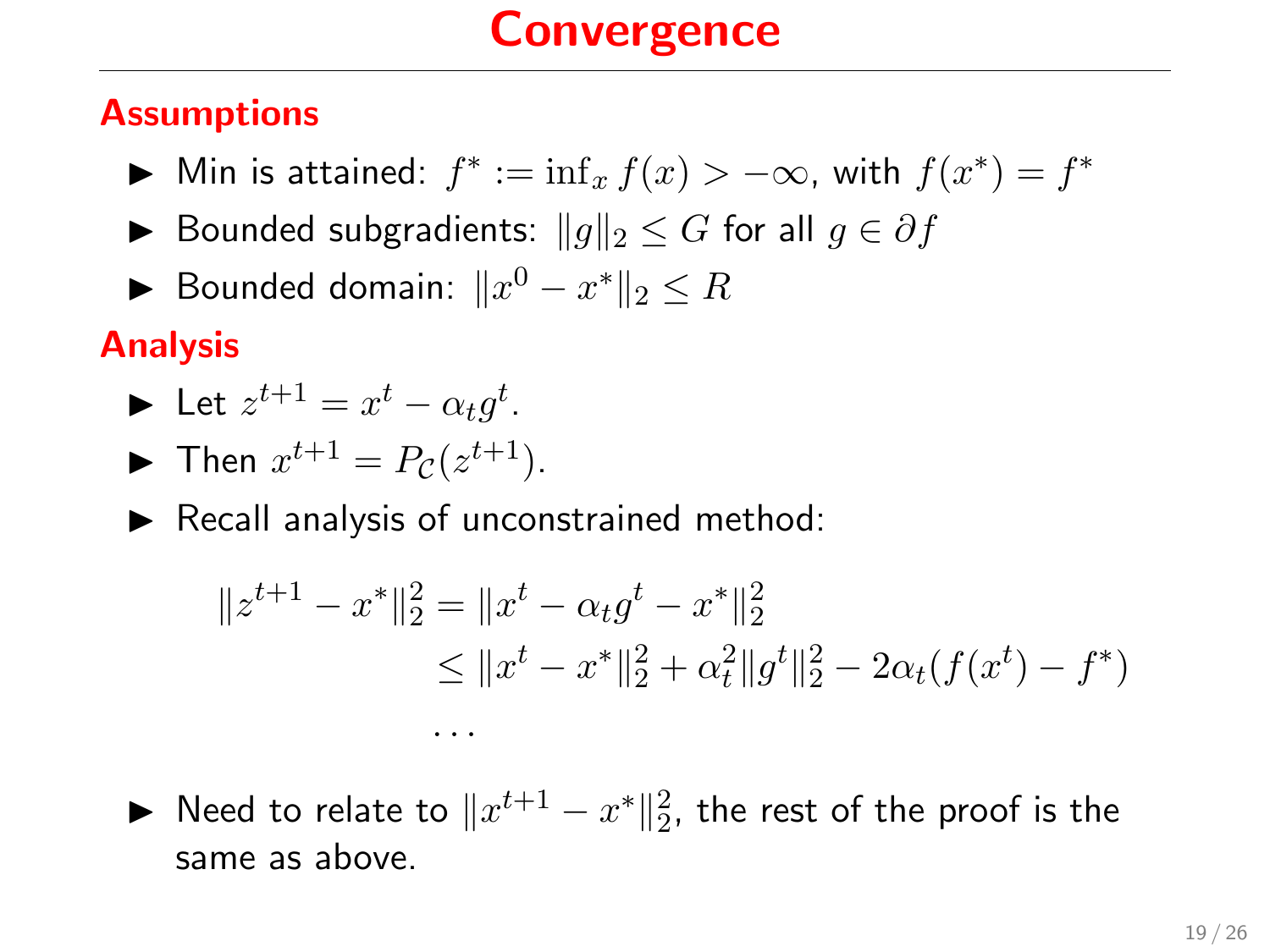# Convergence

### Assumptions

- Min is attained: $f^* := \inf_x f(x) > -\infty$, with $f(x^*) = f^*$
- Bounded subgradients: $\|g\|_2 \leq G$ for all $g \in \partial f$
- Bounded domain: $\|x^0 - x^*\|_2 \leq R$

### Analysis

- Let $z^{t+1} = x^t - \alpha_t g^t$.
- Then $x^{t+1} = P_{\mathcal{C}}(z^{t+1})$.
- Recall analysis of unconstrained method:

$$
\begin{aligned}
\|z^{t+1} - x^*\|_2^2 &= \|x^t - \alpha_t g^t - x^*\|_2^2 \\
&\leq \|x^t - x^*\|_2^2 + \alpha_t^2 \|g^t\|_2^2 - 2\alpha_t (f(x^t) - f^*) \\
&\cdots
\end{aligned}
$$

- Need to relate to $\|x^{t+1} - x^*\|_2^2$, the rest of the proof is the same as above.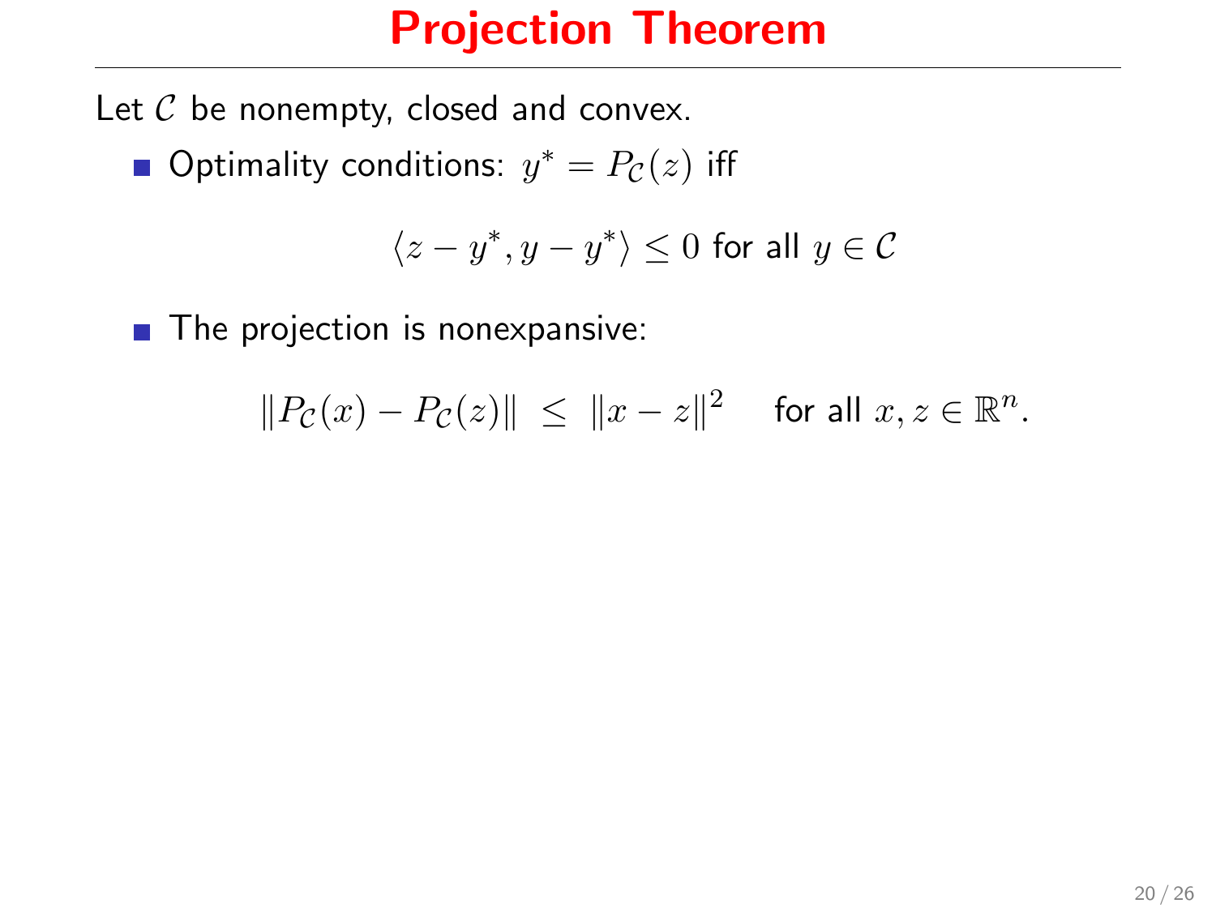# Projection Theorem

Let $\mathcal{C}$ be nonempty, closed and convex.

- Optimality conditions: $y^* = P_{\mathcal{C}}(z)$ iff

$$\langle z - y^*, y - y^* \rangle \leq 0 \text{ for all } y \in \mathcal{C}$$

- The projection is nonexpansive:

$$\|P_{\mathcal{C}}(x) - P_{\mathcal{C}}(z)\| \;\leq\; \|x - z\|^2 \quad \text{for all } x, z \in \mathbb{R}^n.$$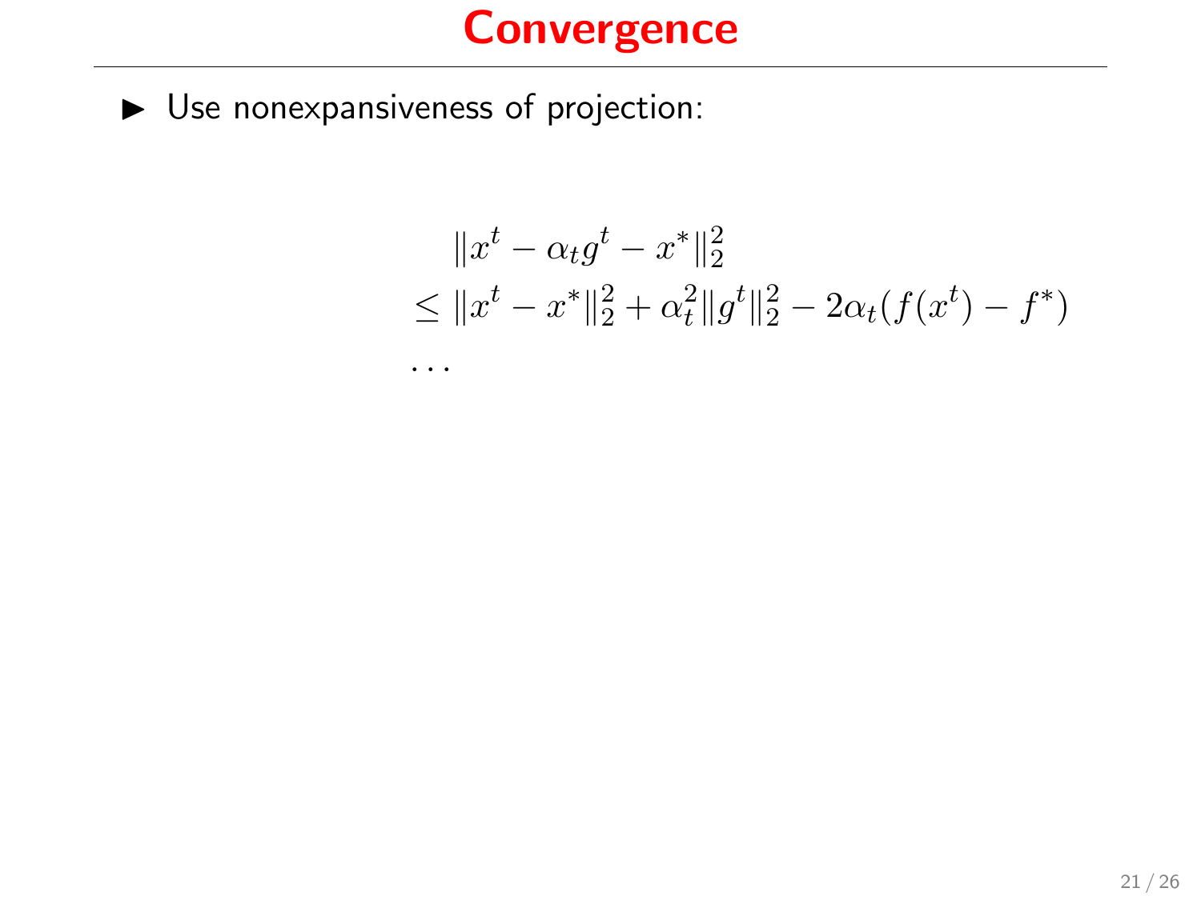# Convergence

- Use nonexpansiveness of projection:

$$
\begin{aligned}
&\|x^t - \alpha_t g^t - x^*\|_2^2 \\
&\leq \|x^t - x^*\|_2^2 + \alpha_t^2 \|g^t\|_2^2 - 2\alpha_t (f(x^t) - f^*) \\
&\cdots
\end{aligned}
$$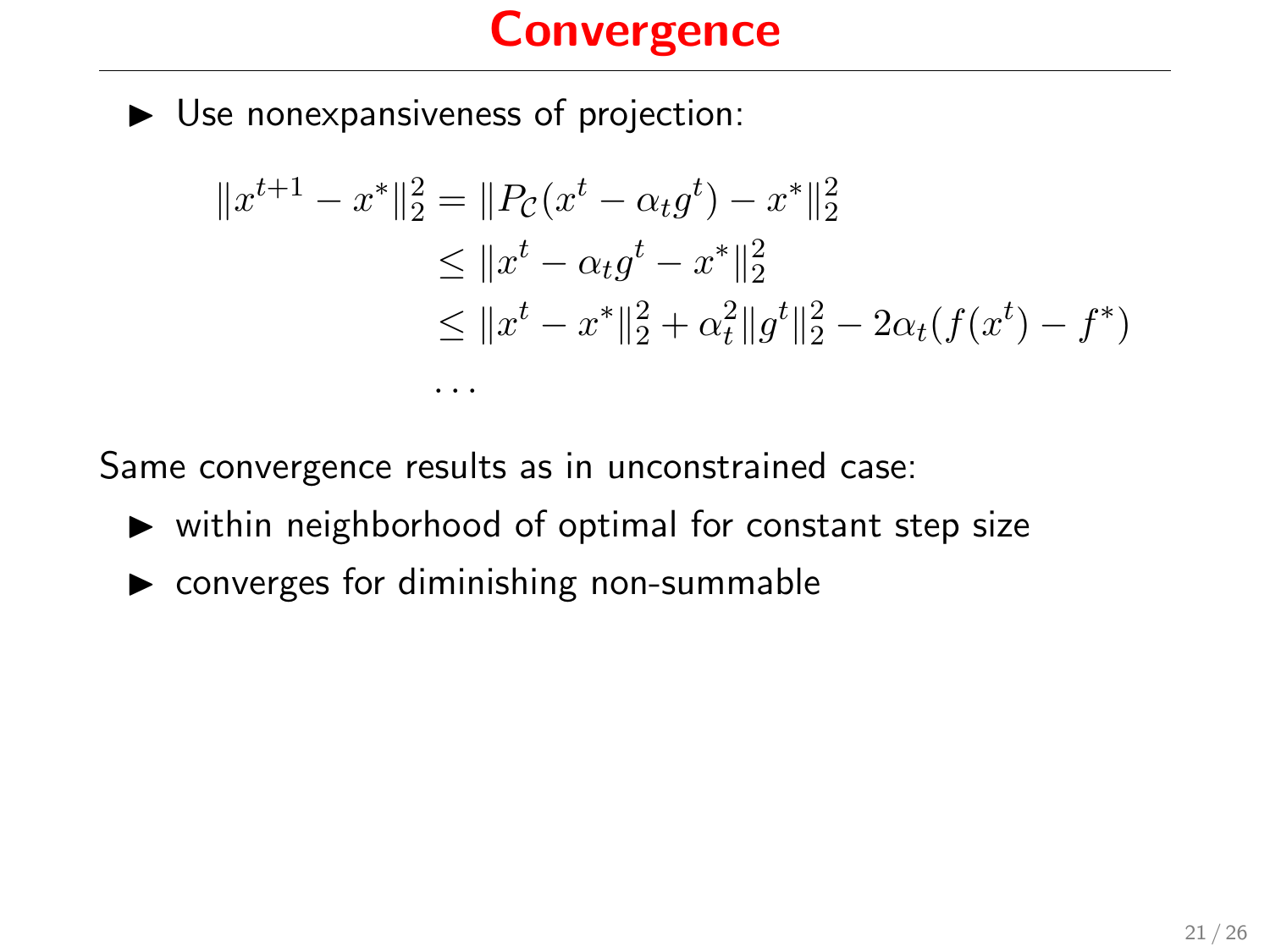# Convergence

- Use nonexpansiveness of projection:

$$
\begin{aligned}
\|x^{t+1} - x^*\|_2^2 &= \|P_{\mathcal{C}}(x^t - \alpha_t g^t) - x^*\|_2^2 \\
&\le \|x^t - \alpha_t g^t - x^*\|_2^2 \\
&\le \|x^t - x^*\|_2^2 + \alpha_t^2 \|g^t\|_2^2 - 2\alpha_t (f(x^t) - f^*) \\
&\dots
\end{aligned}
$$

Same convergence results as in unconstrained case:

- within neighborhood of optimal for constant step size
- converges for diminishing non-summable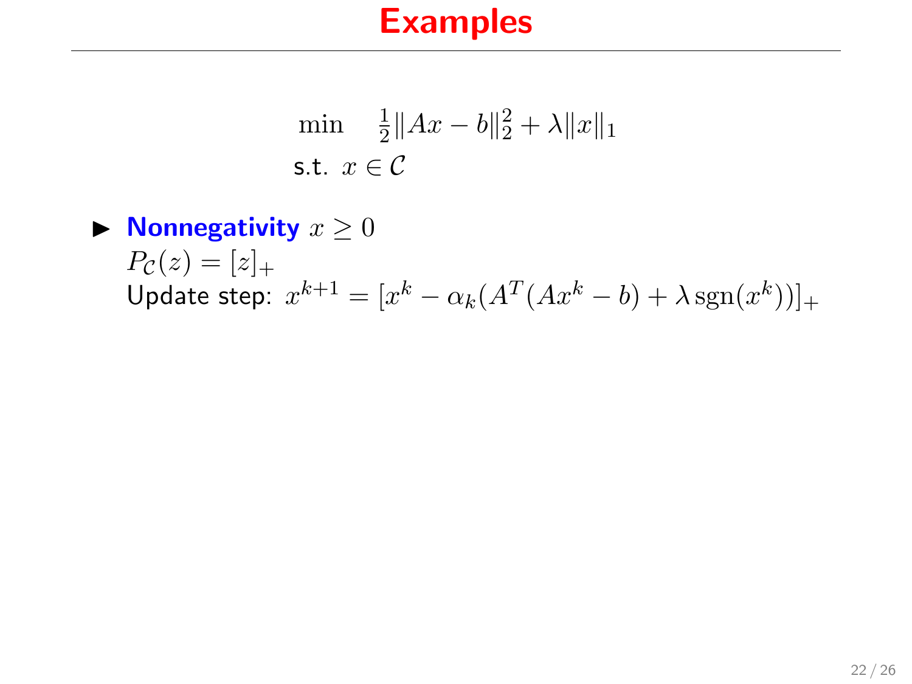# Examples

$$
\begin{aligned}
\min \quad & \tfrac{1}{2}\|Ax - b\|_2^2 + \lambda \|x\|_1 \\
\text{s.t.} \quad & x \in \mathcal{C}
\end{aligned}
$$

- **Nonnegativity** $x \geq 0$
  $P_{\mathcal{C}}(z) = [z]_+$
  Update step: $x^{k+1} = [x^k - \alpha_k(A^T(Ax^k - b) + \lambda \, \mathrm{sgn}(x^k))]_+$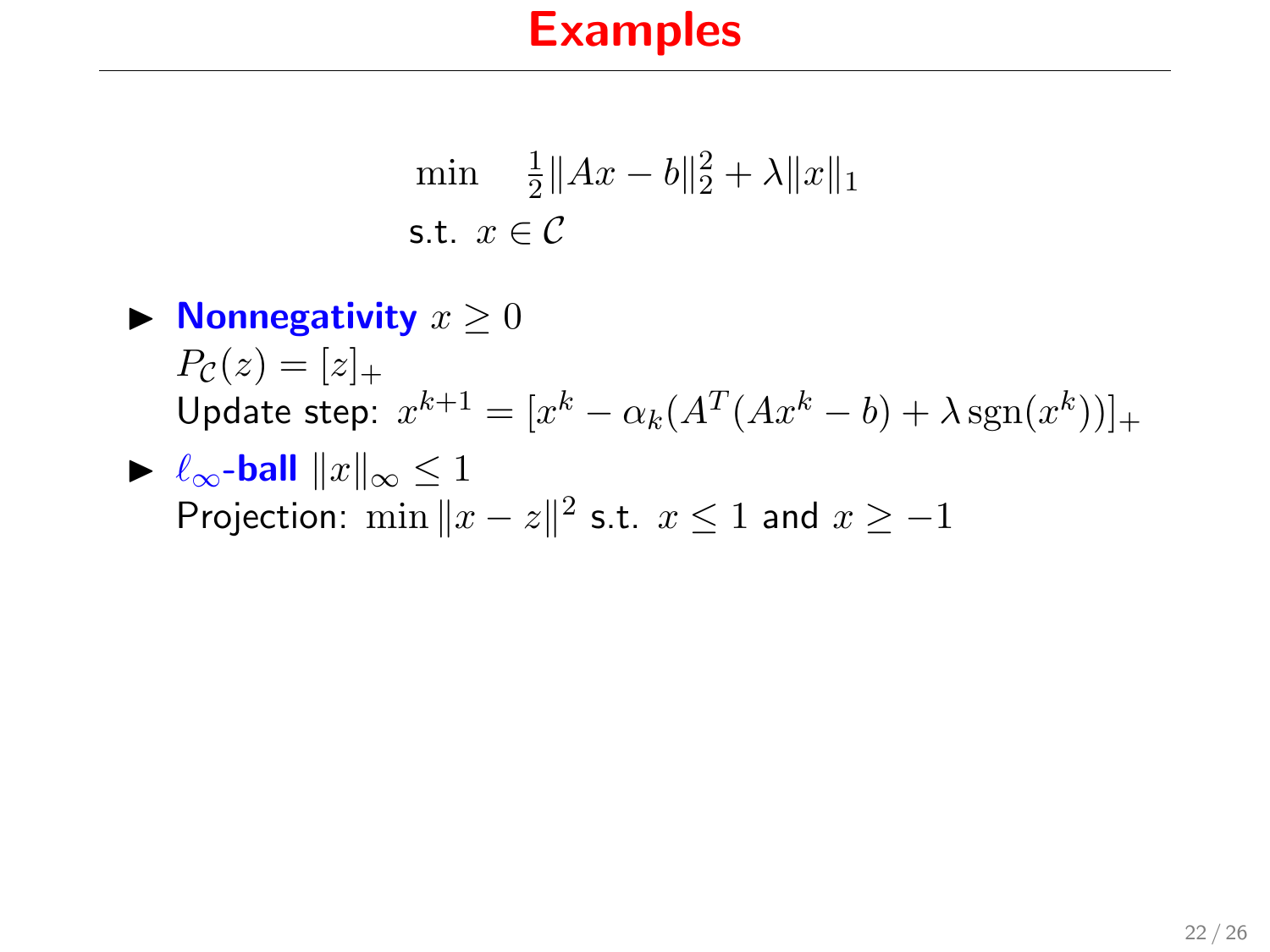# Examples

$$
\begin{aligned}
\min \quad & \tfrac{1}{2}\|Ax - b\|_2^2 + \lambda \|x\|_1 \\
\text{s.t.} \quad & x \in \mathcal{C}
\end{aligned}
$$

- **Nonnegativity** $x \geq 0$
  $P_{\mathcal{C}}(z) = [z]_+$
  Update step: $x^{k+1} = [x^k - \alpha_k (A^T(Ax^k - b) + \lambda \operatorname{sgn}(x^k))]_+$
- $\ell_\infty$**-ball** $\|x\|_\infty \leq 1$
  Projection: $\min \|x - z\|^2$ s.t. $x \leq 1$ and $x \geq -1$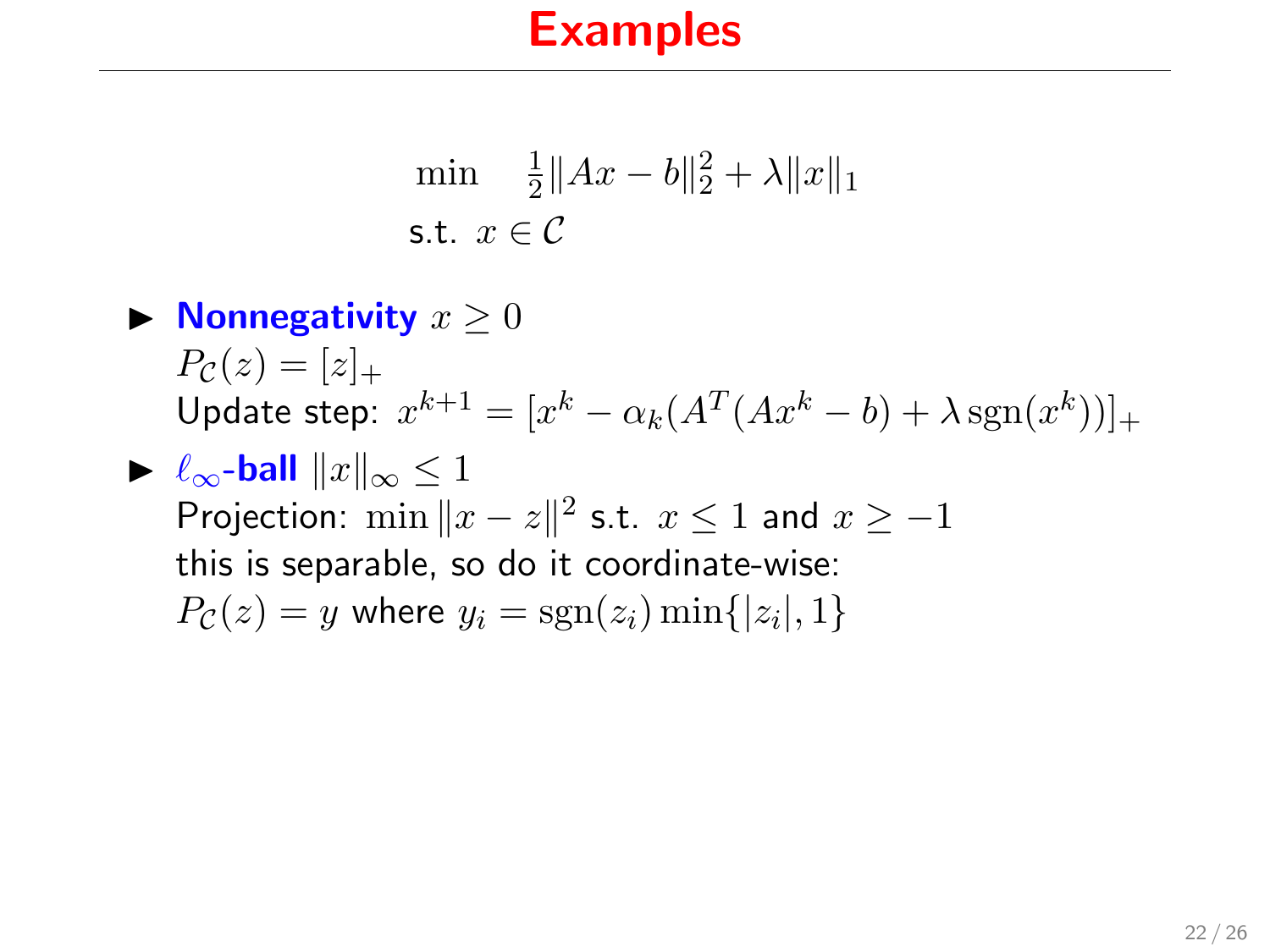# Examples

$$
\begin{aligned}
\min \quad & \tfrac{1}{2}\|Ax - b\|_2^2 + \lambda \|x\|_1 \\
\text{s.t.} \;\; & x \in \mathcal{C}
\end{aligned}
$$

- **Nonnegativity** $x \geq 0$
  $P_{\mathcal{C}}(z) = [z]_+$
  Update step: $x^{k+1} = [x^k - \alpha_k (A^T(Ax^k - b) + \lambda \operatorname{sgn}(x^k))]_+$
- **$\ell_\infty$-ball** $\|x\|_\infty \leq 1$
  Projection: $\min \|x - z\|^2$ s.t. $x \leq 1$ and $x \geq -1$
  this is separable, so do it coordinate-wise:
  $P_{\mathcal{C}}(z) = y$ where $y_i = \operatorname{sgn}(z_i) \min\{|z_i|, 1\}$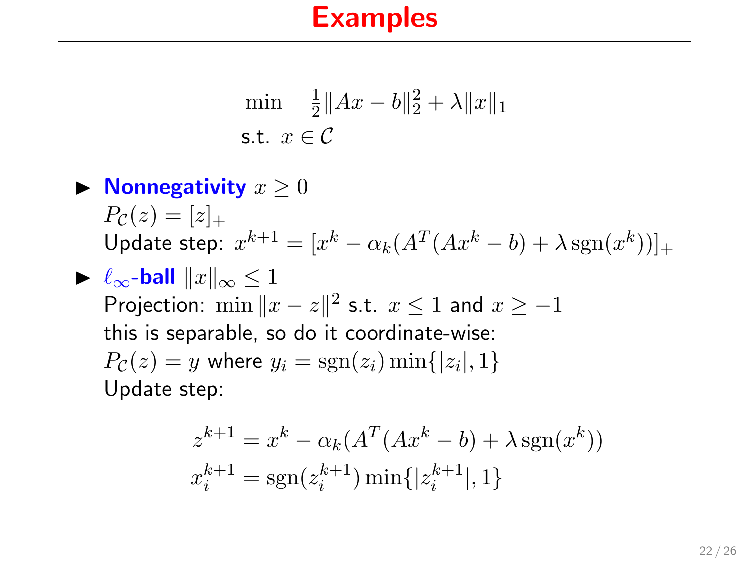# Examples

$$
\begin{aligned}
\min \quad & \tfrac{1}{2}\|Ax - b\|_2^2 + \lambda \|x\|_1 \\
\text{s.t. } \; & x \in \mathcal{C}
\end{aligned}
$$

- **Nonnegativity** $x \geq 0$
  $P_{\mathcal{C}}(z) = [z]_+$
  Update step: $x^{k+1} = [x^k - \alpha_k(A^T(Ax^k - b) + \lambda \operatorname{sgn}(x^k))]_+$
- $\ell_\infty$**-ball** $\|x\|_\infty \leq 1$
  Projection: $\min \|x - z\|^2$ s.t. $x \leq 1$ and $x \geq -1$
  this is separable, so do it coordinate-wise:
  $P_{\mathcal{C}}(z) = y$ where $y_i = \operatorname{sgn}(z_i) \min\{|z_i|, 1\}$
  Update step:

$$
\begin{aligned}
z^{k+1} &= x^k - \alpha_k(A^T(Ax^k - b) + \lambda \operatorname{sgn}(x^k)) \\
x_i^{k+1} &= \operatorname{sgn}(z_i^{k+1}) \min\{|z_i^{k+1}|, 1\}
\end{aligned}
$$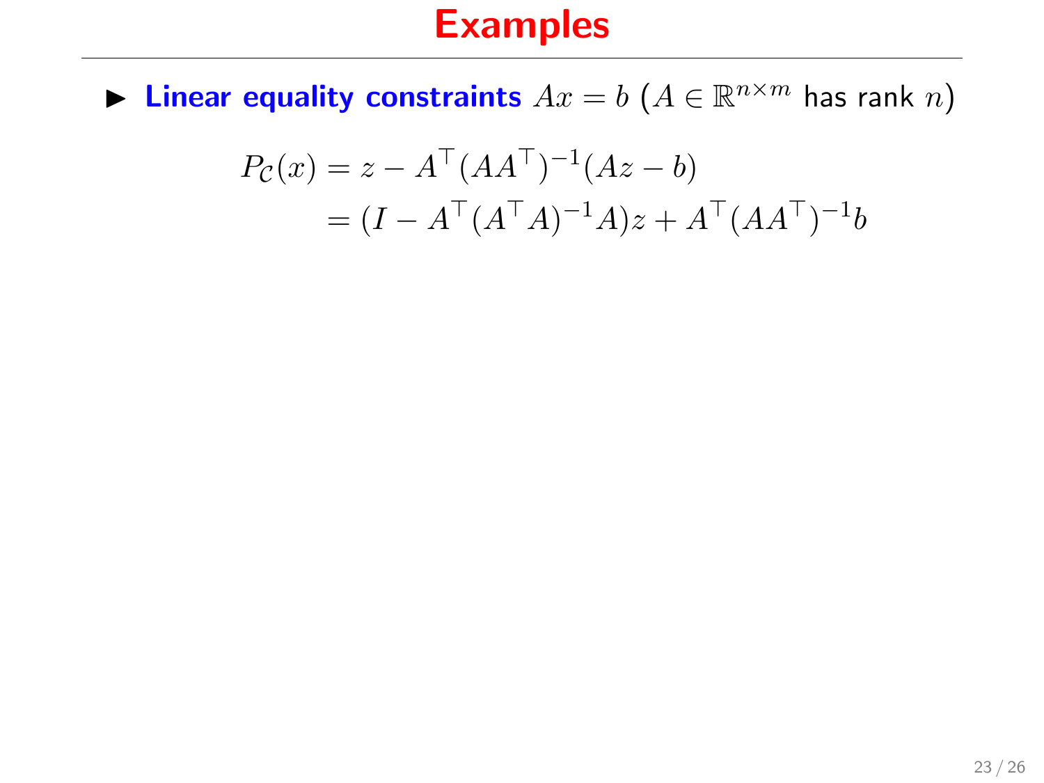# Examples

- **Linear equality constraints** $Ax = b$ ($A \in \mathbb{R}^{n \times m}$ has rank $n$)

$$
\begin{aligned}
P_{\mathcal{C}}(x) &= z - A^\top (AA^\top)^{-1}(Az - b) \\
&= (I - A^\top (A^\top A)^{-1} A) z + A^\top (AA^\top)^{-1} b
\end{aligned}
$$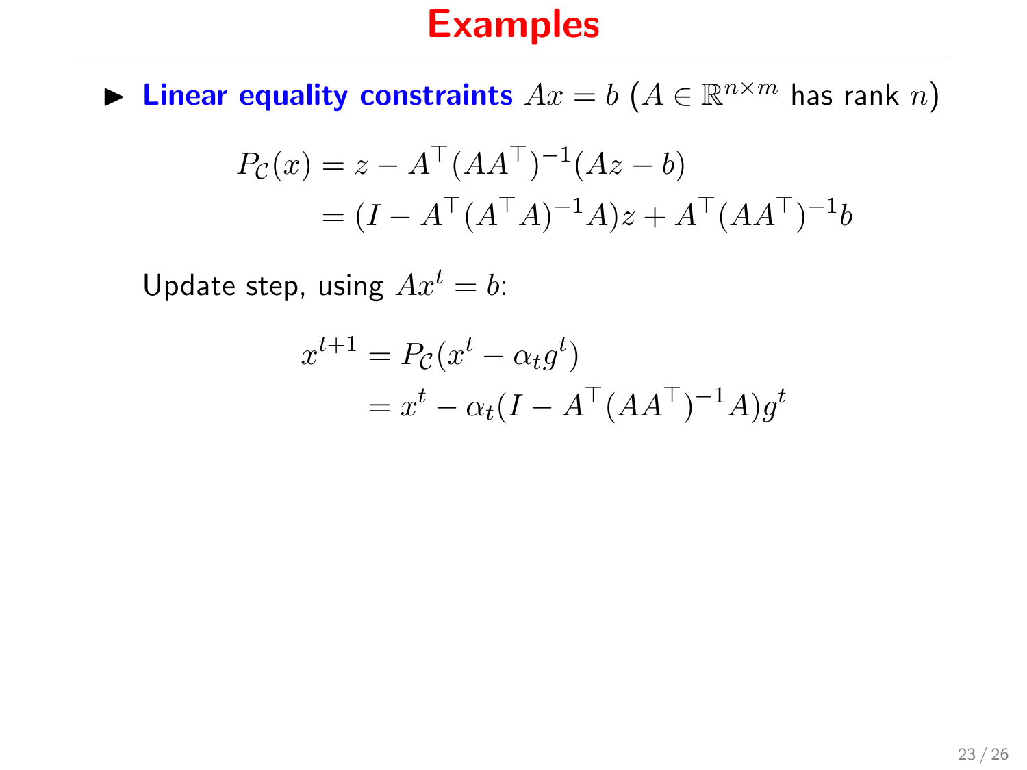# Examples

- **Linear equality constraints** $Ax = b$ ($A \in \mathbb{R}^{n \times m}$ has rank $n$)

$$
\begin{aligned}
P_{\mathcal{C}}(x) &= z - A^\top (AA^\top)^{-1}(Az - b) \\
&= (I - A^\top (A^\top A)^{-1} A)z + A^\top (AA^\top)^{-1} b
\end{aligned}
$$

Update step, using $Ax^t = b$:

$$
\begin{aligned}
x^{t+1} &= P_{\mathcal{C}}(x^t - \alpha_t g^t) \\
&= x^t - \alpha_t (I - A^\top (AA^\top)^{-1} A) g^t
\end{aligned}
$$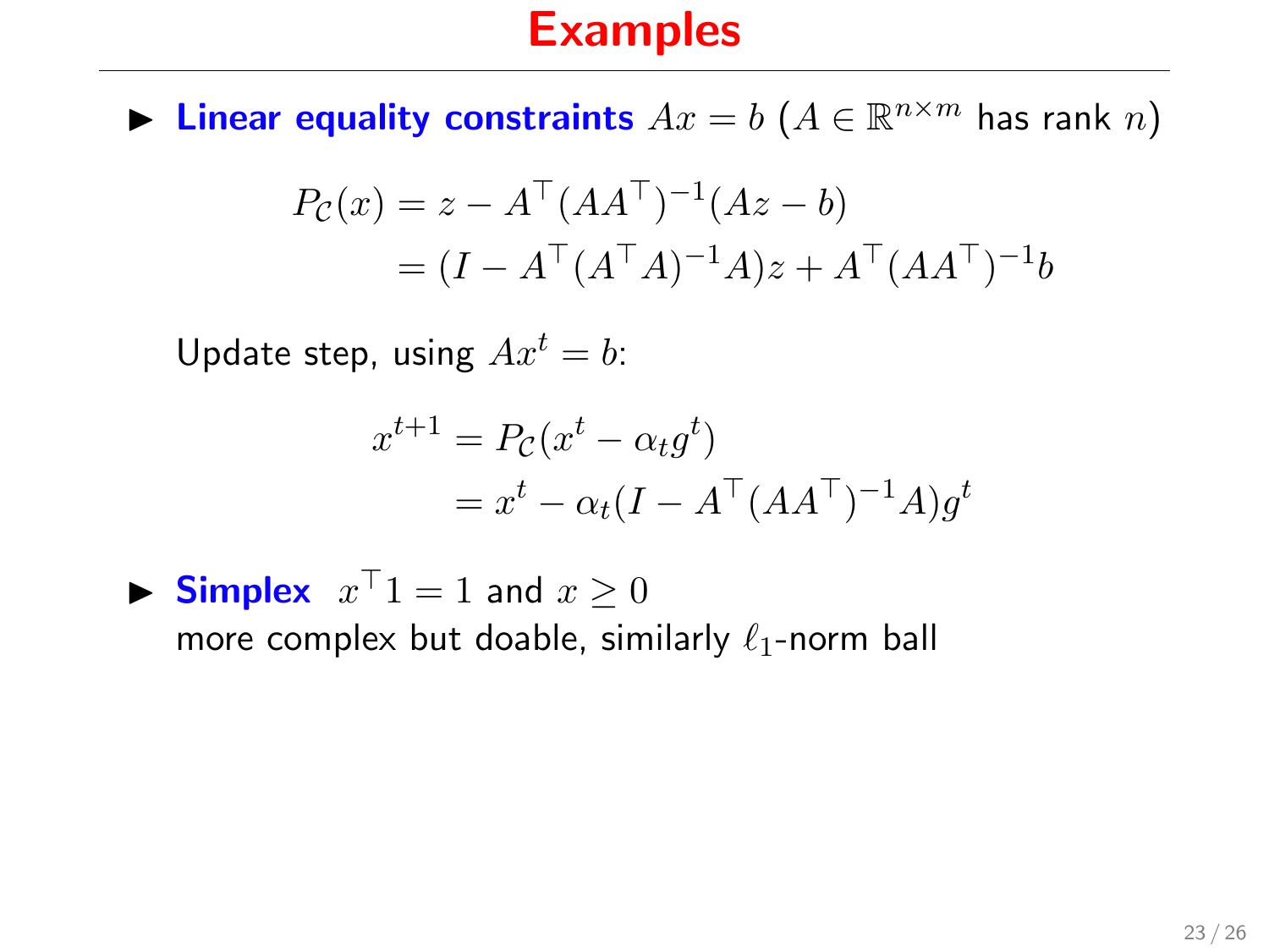# Examples

- **Linear equality constraints** $Ax = b$ ($A \in \mathbb{R}^{n \times m}$ has rank $n$)

$$
\begin{aligned}
P_{\mathcal{C}}(x) &= z - A^\top (AA^\top)^{-1}(Az - b) \\
&= (I - A^\top (A^\top A)^{-1} A) z + A^\top (AA^\top)^{-1} b
\end{aligned}
$$

  Update step, using $Ax^t = b$:

$$
\begin{aligned}
x^{t+1} &= P_{\mathcal{C}}(x^t - \alpha_t g^t) \\
&= x^t - \alpha_t (I - A^\top (AA^\top)^{-1} A) g^t
\end{aligned}
$$

- **Simplex** $x^\top 1 = 1$ and $x \geq 0$
  more complex but doable, similarly $\ell_1$-norm ball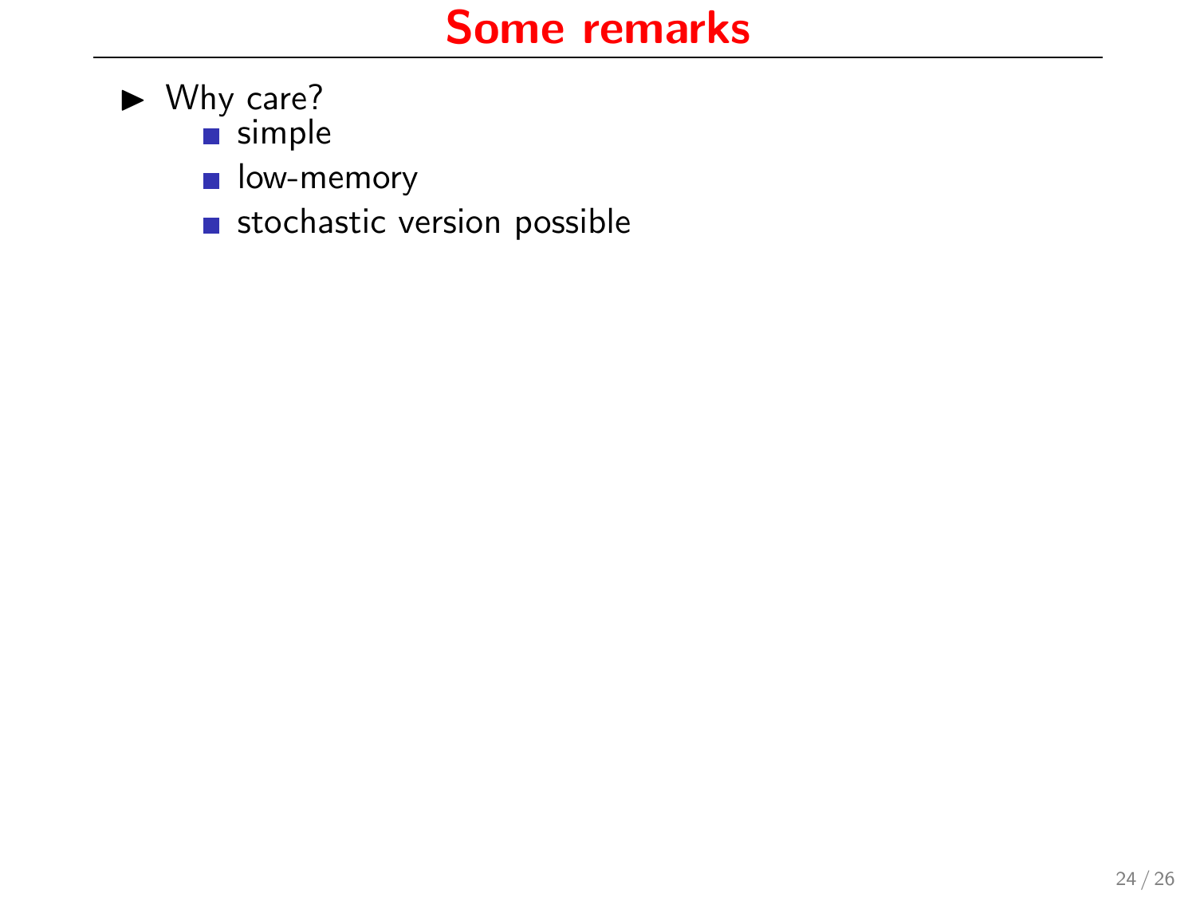# Some remarks

- Why care?
  - simple
  - low-memory
  - stochastic version possible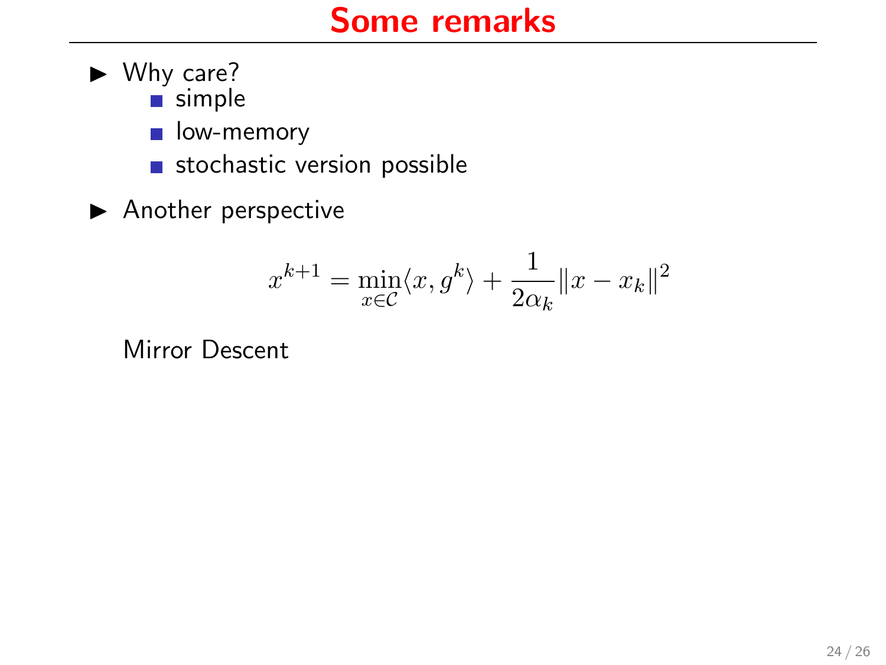# Some remarks

- Why care?
  - simple
  - low-memory
  - stochastic version possible
- Another perspective

$$x^{k+1} = \min_{x \in \mathcal{C}} \langle x, g^k \rangle + \frac{1}{2\alpha_k} \|x - x_k\|^2$$

Mirror Descent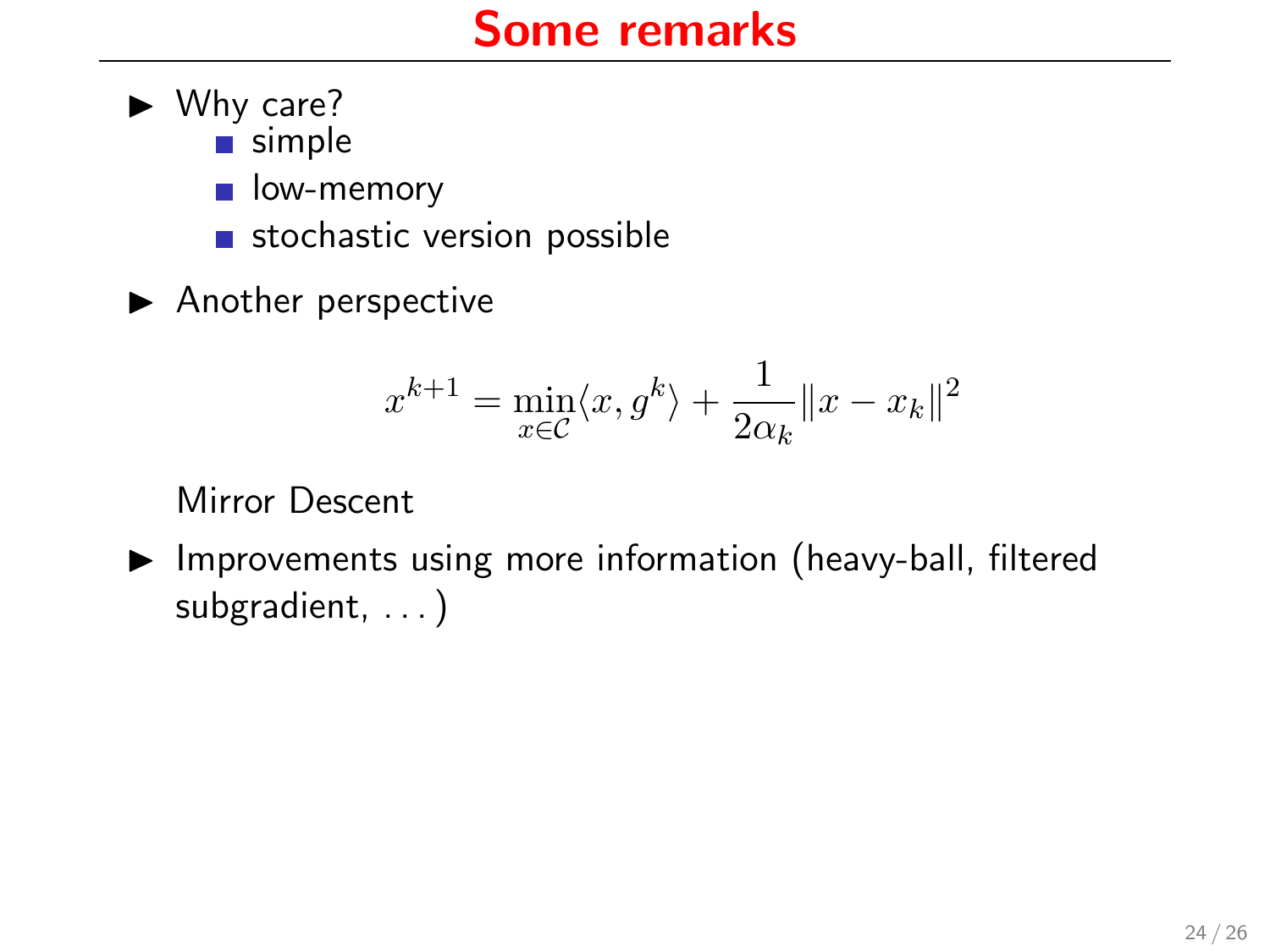# Some remarks

- Why care?
  - simple
  - low-memory
  - stochastic version possible
- Another perspective

$$x^{k+1} = \min_{x \in \mathcal{C}} \langle x, g^k \rangle + \frac{1}{2\alpha_k} \|x - x_k\|^2$$

  Mirror Descent

- Improvements using more information (heavy-ball, filtered subgradient, . . . )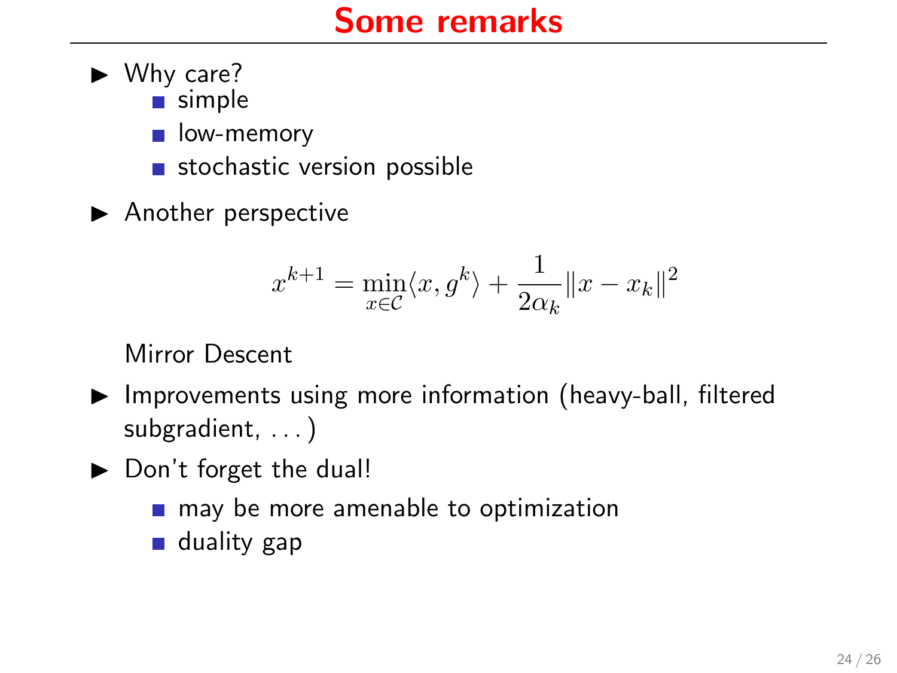# Some remarks

- Why care?
  - simple
  - low-memory
  - stochastic version possible
- Another perspective

$$x^{k+1} = \min_{x \in \mathcal{C}} \langle x, g^k \rangle + \frac{1}{2\alpha_k} \|x - x_k\|^2$$

  Mirror Descent

- Improvements using more information (heavy-ball, filtered subgradient, ...)
- Don't forget the dual!
  - may be more amenable to optimization
  - duality gap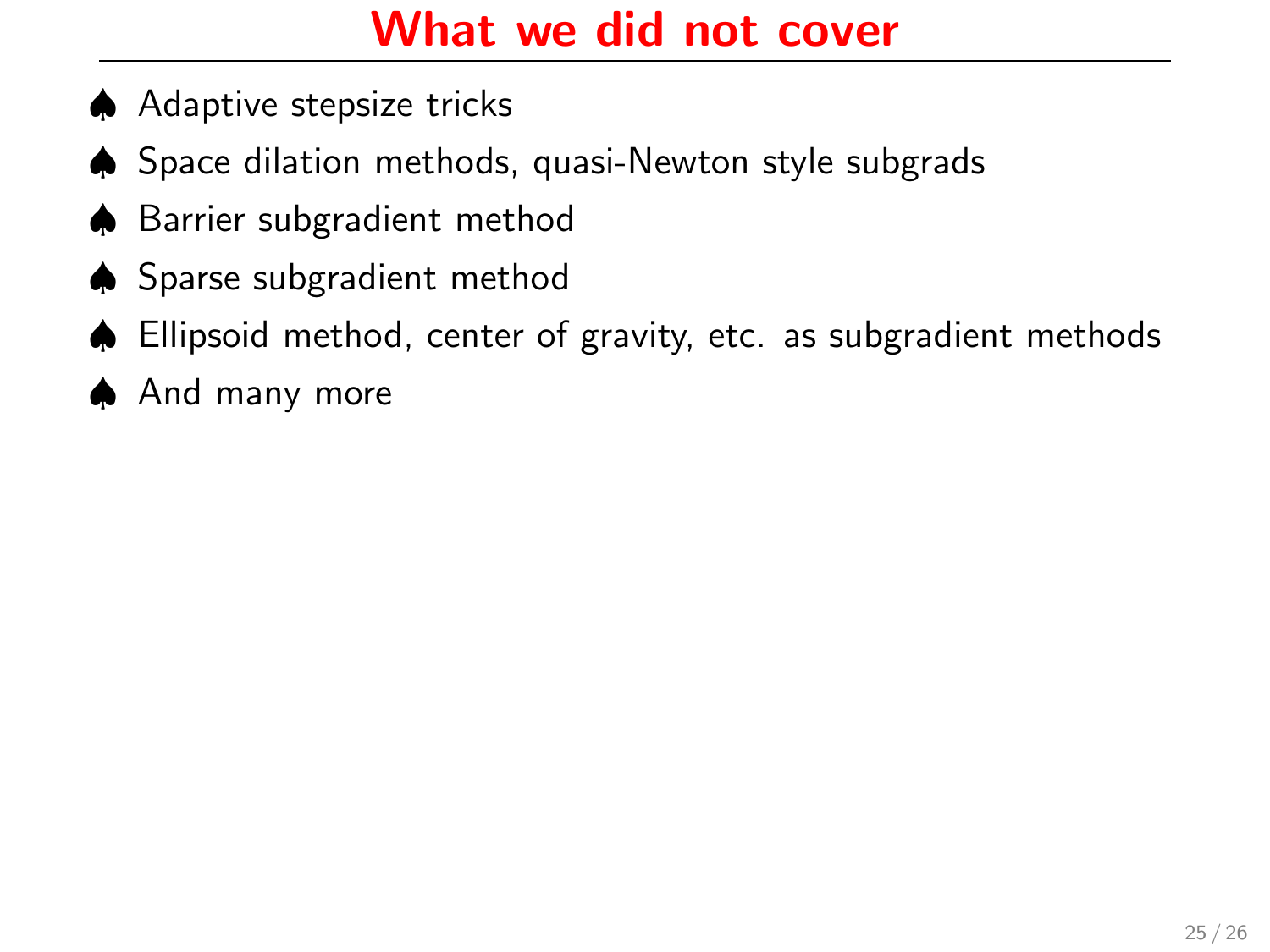# What we did not cover

- Adaptive stepsize tricks
- Space dilation methods, quasi-Newton style subgrads
- Barrier subgradient method
- Sparse subgradient method
- Ellipsoid method, center of gravity, etc. as subgradient methods
- And many more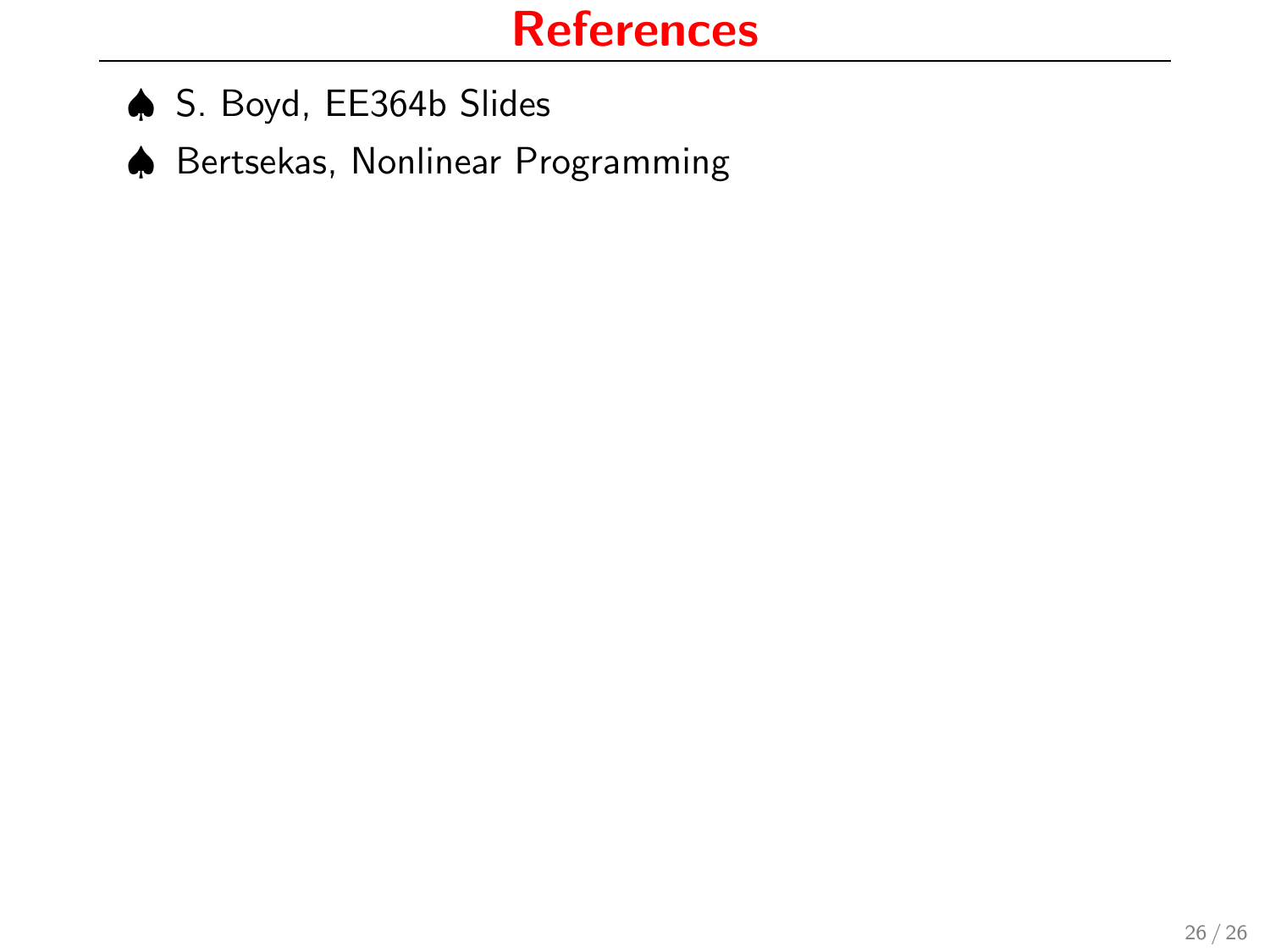# References

- ♠ S. Boyd, EE364b Slides
- ♠ Bertsekas, Nonlinear Programming